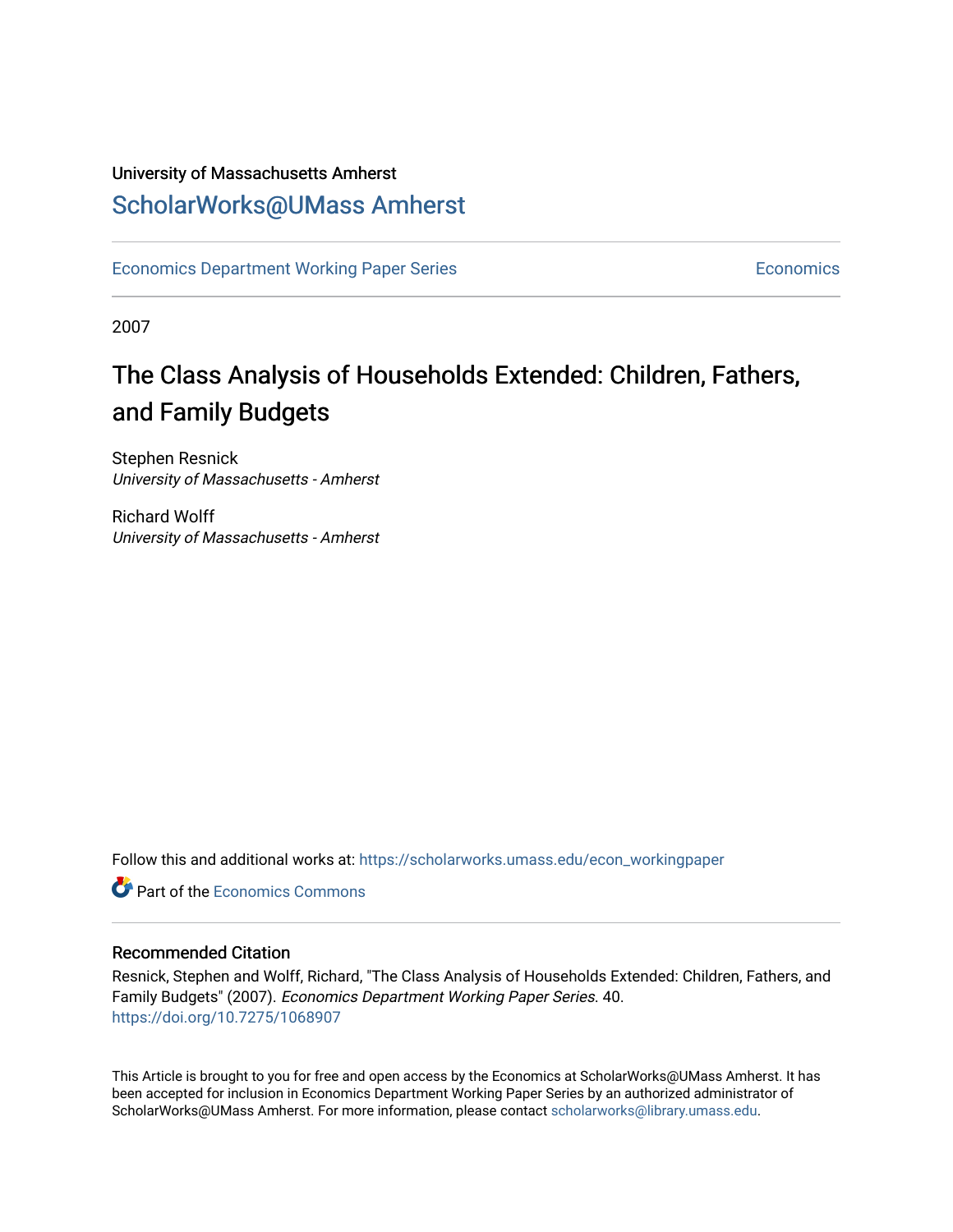University of Massachusetts Amherst

# ScholarWorks@UMass Amherst

Economics Department Working Paper Series | Economics

2007

## The Class Analysis of Households Extended: Children, Fathers, and Family Budgets

Stephen Resnick
*University of Massachusetts - Amherst*

Richard Wolff
*University of Massachusetts - Amherst*

Follow this and additional works at: https://scholarworks.umass.edu/econ_workingpaper

Part of the Economics Commons

### Recommended Citation

Resnick, Stephen and Wolff, Richard, "The Class Analysis of Households Extended: Children, Fathers, and Family Budgets" (2007). *Economics Department Working Paper Series*. 40.
https://doi.org/10.7275/1068907

This Article is brought to you for free and open access by the Economics at ScholarWorks@UMass Amherst. It has been accepted for inclusion in Economics Department Working Paper Series by an authorized administrator of ScholarWorks@UMass Amherst. For more information, please contact scholarworks@library.umass.edu.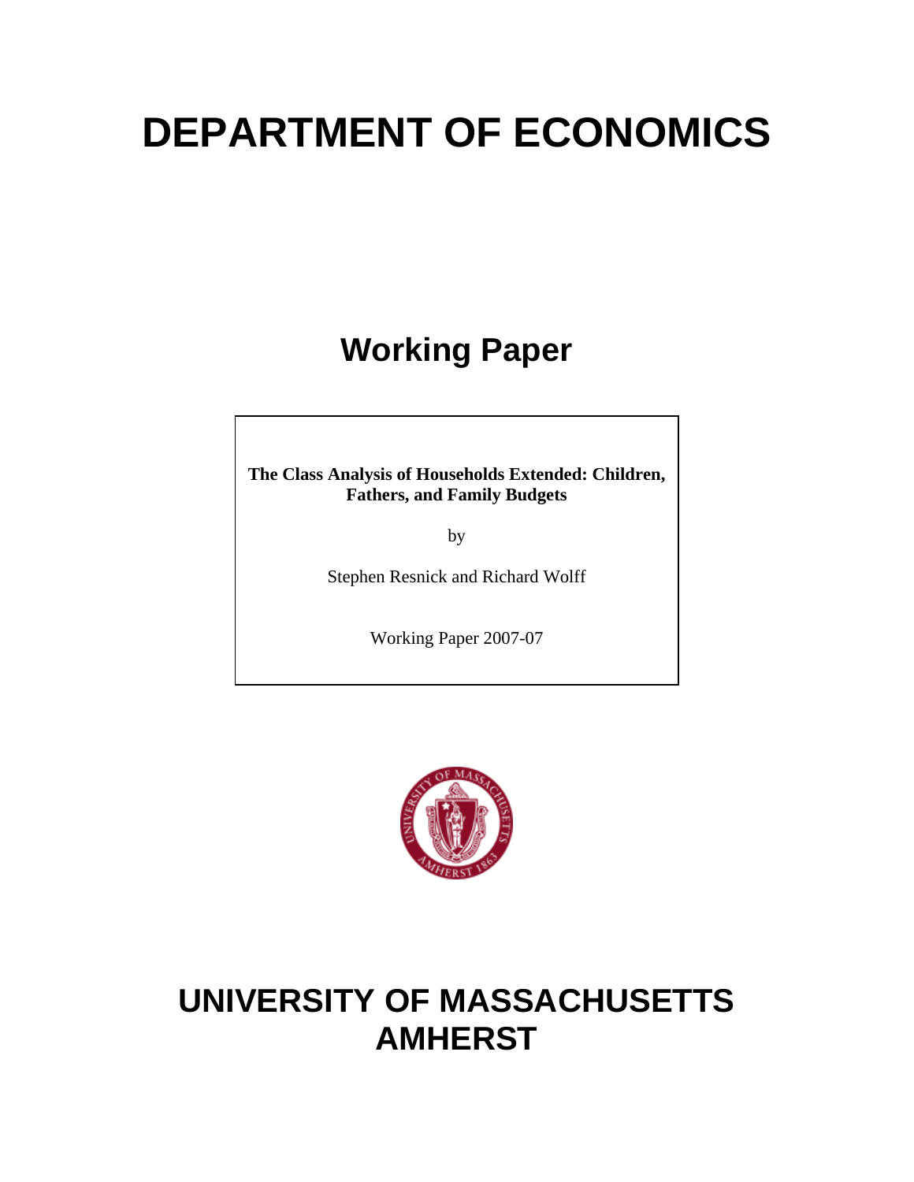# DEPARTMENT OF ECONOMICS

## Working Paper

**The Class Analysis of Households Extended: Children, Fathers, and Family Budgets**

by

Stephen Resnick and Richard Wolff

Working Paper 2007-07

# UNIVERSITY OF MASSACHUSETTS AMHERST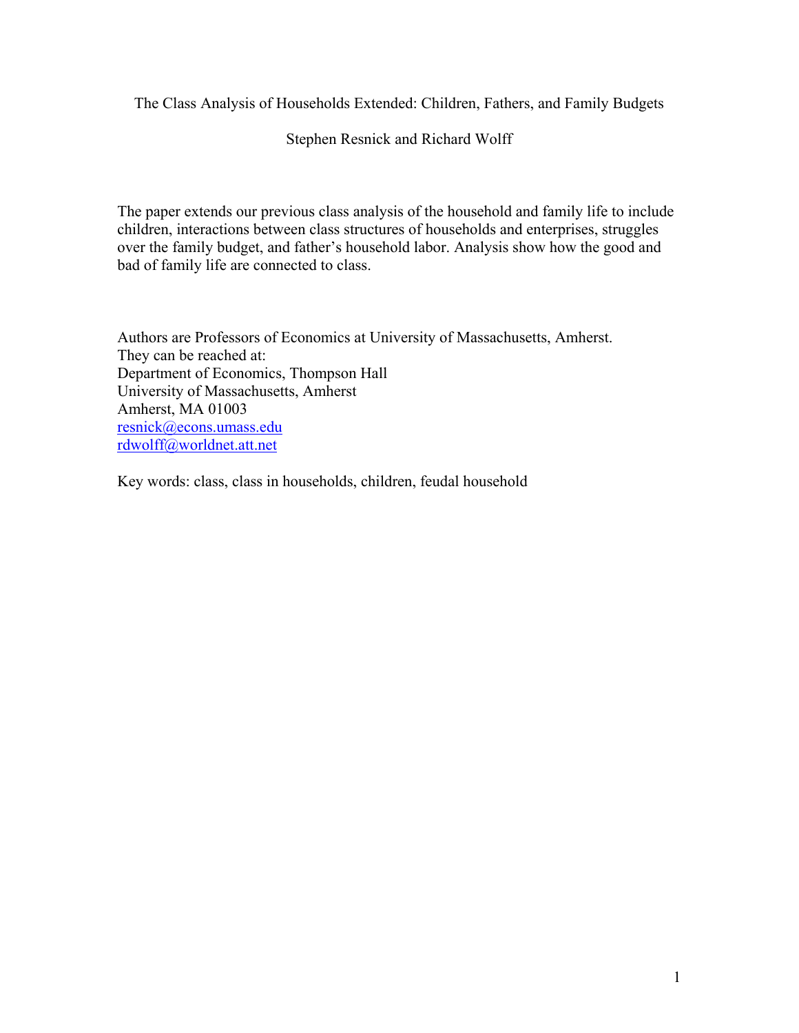The Class Analysis of Households Extended: Children, Fathers, and Family Budgets

Stephen Resnick and Richard Wolff

The paper extends our previous class analysis of the household and family life to include children, interactions between class structures of households and enterprises, struggles over the family budget, and father's household labor. Analysis show how the good and bad of family life are connected to class.

Authors are Professors of Economics at University of Massachusetts, Amherst.
They can be reached at:
Department of Economics, Thompson Hall
University of Massachusetts, Amherst
Amherst, MA 01003
resnick@econs.umass.edu
rdwolff@worldnet.att.net

Key words: class, class in households, children, feudal household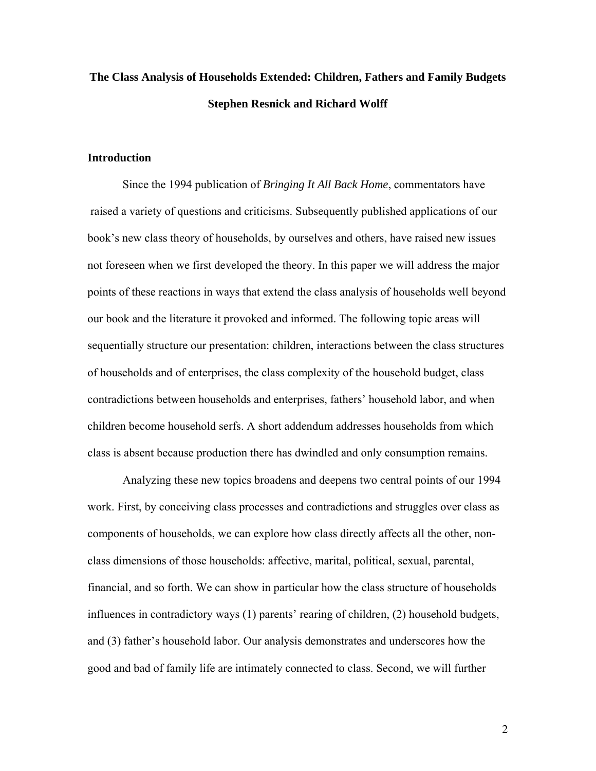# The Class Analysis of Households Extended: Children, Fathers and Family Budgets

**Stephen Resnick and Richard Wolff**

## Introduction

Since the 1994 publication of *Bringing It All Back Home*, commentators have raised a variety of questions and criticisms. Subsequently published applications of our book's new class theory of households, by ourselves and others, have raised new issues not foreseen when we first developed the theory. In this paper we will address the major points of these reactions in ways that extend the class analysis of households well beyond our book and the literature it provoked and informed. The following topic areas will sequentially structure our presentation: children, interactions between the class structures of households and of enterprises, the class complexity of the household budget, class contradictions between households and enterprises, fathers' household labor, and when children become household serfs. A short addendum addresses households from which class is absent because production there has dwindled and only consumption remains.

Analyzing these new topics broadens and deepens two central points of our 1994 work. First, by conceiving class processes and contradictions and struggles over class as components of households, we can explore how class directly affects all the other, non-class dimensions of those households: affective, marital, political, sexual, parental, financial, and so forth. We can show in particular how the class structure of households influences in contradictory ways (1) parents' rearing of children, (2) household budgets, and (3) father's household labor. Our analysis demonstrates and underscores how the good and bad of family life are intimately connected to class. Second, we will further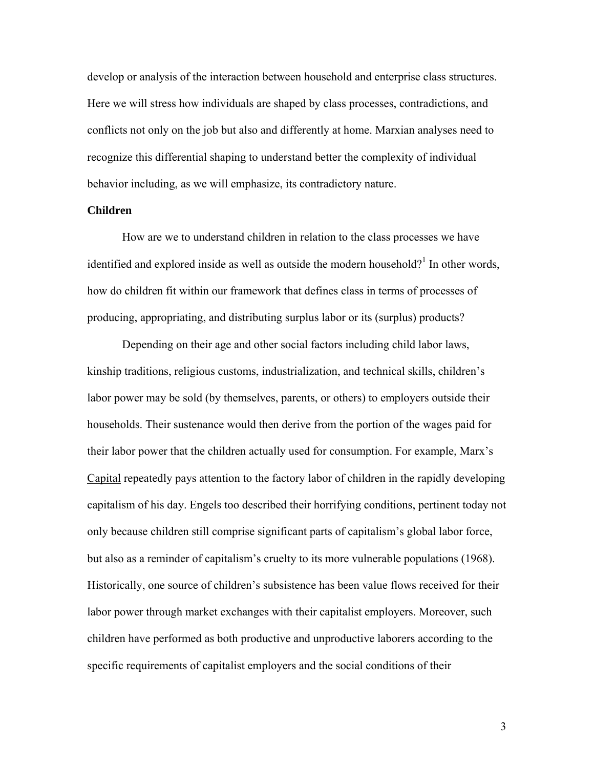develop or analysis of the interaction between household and enterprise class structures. Here we will stress how individuals are shaped by class processes, contradictions, and conflicts not only on the job but also and differently at home. Marxian analyses need to recognize this differential shaping to understand better the complexity of individual behavior including, as we will emphasize, its contradictory nature.

**Children**

How are we to understand children in relation to the class processes we have identified and explored inside as well as outside the modern household?[1] In other words, how do children fit within our framework that defines class in terms of processes of producing, appropriating, and distributing surplus labor or its (surplus) products?

Depending on their age and other social factors including child labor laws, kinship traditions, religious customs, industrialization, and technical skills, children's labor power may be sold (by themselves, parents, or others) to employers outside their households. Their sustenance would then derive from the portion of the wages paid for their labor power that the children actually used for consumption. For example, Marx's Capital repeatedly pays attention to the factory labor of children in the rapidly developing capitalism of his day. Engels too described their horrifying conditions, pertinent today not only because children still comprise significant parts of capitalism's global labor force, but also as a reminder of capitalism's cruelty to its more vulnerable populations (1968). Historically, one source of children's subsistence has been value flows received for their labor power through market exchanges with their capitalist employers. Moreover, such children have performed as both productive and unproductive laborers according to the specific requirements of capitalist employers and the social conditions of their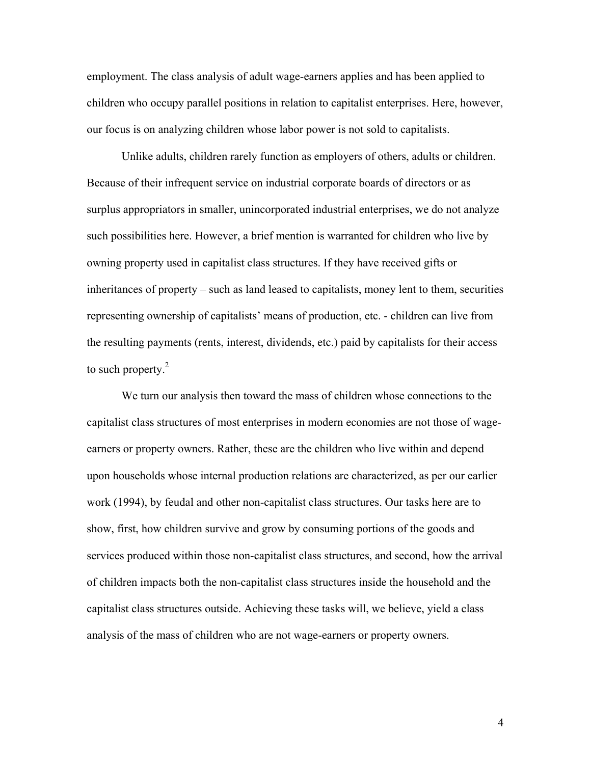employment. The class analysis of adult wage-earners applies and has been applied to children who occupy parallel positions in relation to capitalist enterprises. Here, however, our focus is on analyzing children whose labor power is not sold to capitalists.

Unlike adults, children rarely function as employers of others, adults or children. Because of their infrequent service on industrial corporate boards of directors or as surplus appropriators in smaller, unincorporated industrial enterprises, we do not analyze such possibilities here. However, a brief mention is warranted for children who live by owning property used in capitalist class structures. If they have received gifts or inheritances of property – such as land leased to capitalists, money lent to them, securities representing ownership of capitalists' means of production, etc. - children can live from the resulting payments (rents, interest, dividends, etc.) paid by capitalists for their access to such property.[2]

We turn our analysis then toward the mass of children whose connections to the capitalist class structures of most enterprises in modern economies are not those of wage-earners or property owners. Rather, these are the children who live within and depend upon households whose internal production relations are characterized, as per our earlier work (1994), by feudal and other non-capitalist class structures. Our tasks here are to show, first, how children survive and grow by consuming portions of the goods and services produced within those non-capitalist class structures, and second, how the arrival of children impacts both the non-capitalist class structures inside the household and the capitalist class structures outside. Achieving these tasks will, we believe, yield a class analysis of the mass of children who are not wage-earners or property owners.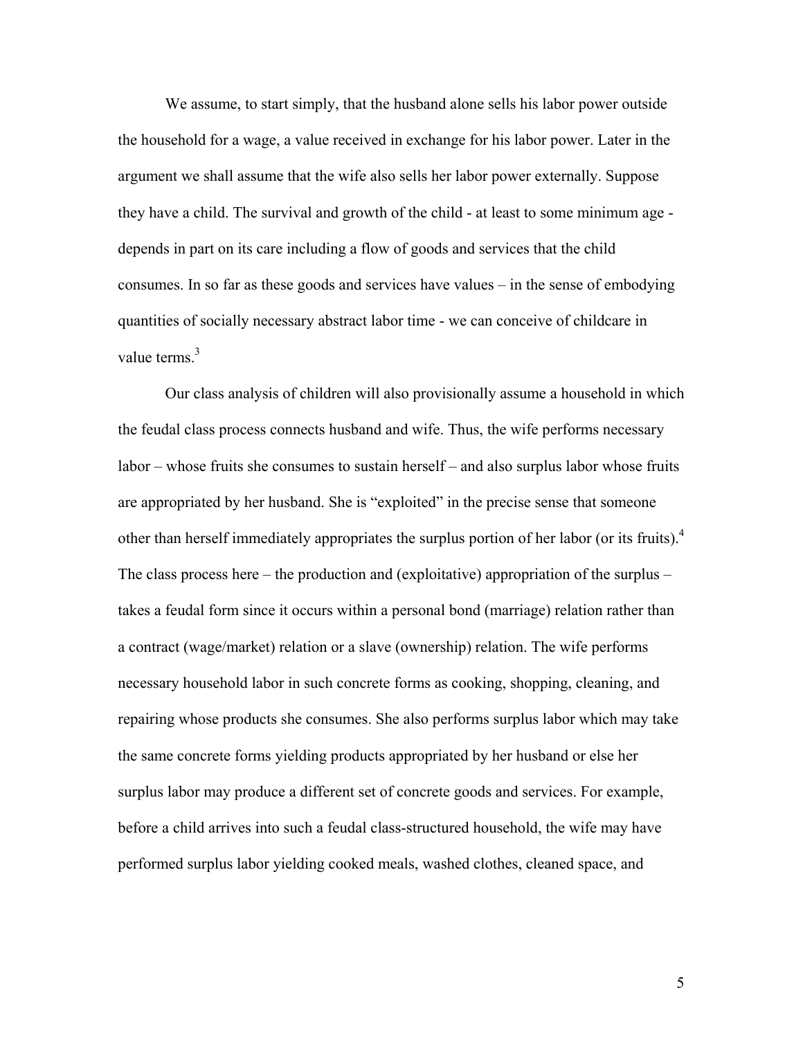We assume, to start simply, that the husband alone sells his labor power outside the household for a wage, a value received in exchange for his labor power. Later in the argument we shall assume that the wife also sells her labor power externally. Suppose they have a child. The survival and growth of the child - at least to some minimum age - depends in part on its care including a flow of goods and services that the child consumes. In so far as these goods and services have values – in the sense of embodying quantities of socially necessary abstract labor time - we can conceive of childcare in value terms.[3]

Our class analysis of children will also provisionally assume a household in which the feudal class process connects husband and wife. Thus, the wife performs necessary labor – whose fruits she consumes to sustain herself – and also surplus labor whose fruits are appropriated by her husband. She is "exploited" in the precise sense that someone other than herself immediately appropriates the surplus portion of her labor (or its fruits).[4] The class process here – the production and (exploitative) appropriation of the surplus – takes a feudal form since it occurs within a personal bond (marriage) relation rather than a contract (wage/market) relation or a slave (ownership) relation. The wife performs necessary household labor in such concrete forms as cooking, shopping, cleaning, and repairing whose products she consumes. She also performs surplus labor which may take the same concrete forms yielding products appropriated by her husband or else her surplus labor may produce a different set of concrete goods and services. For example, before a child arrives into such a feudal class-structured household, the wife may have performed surplus labor yielding cooked meals, washed clothes, cleaned space, and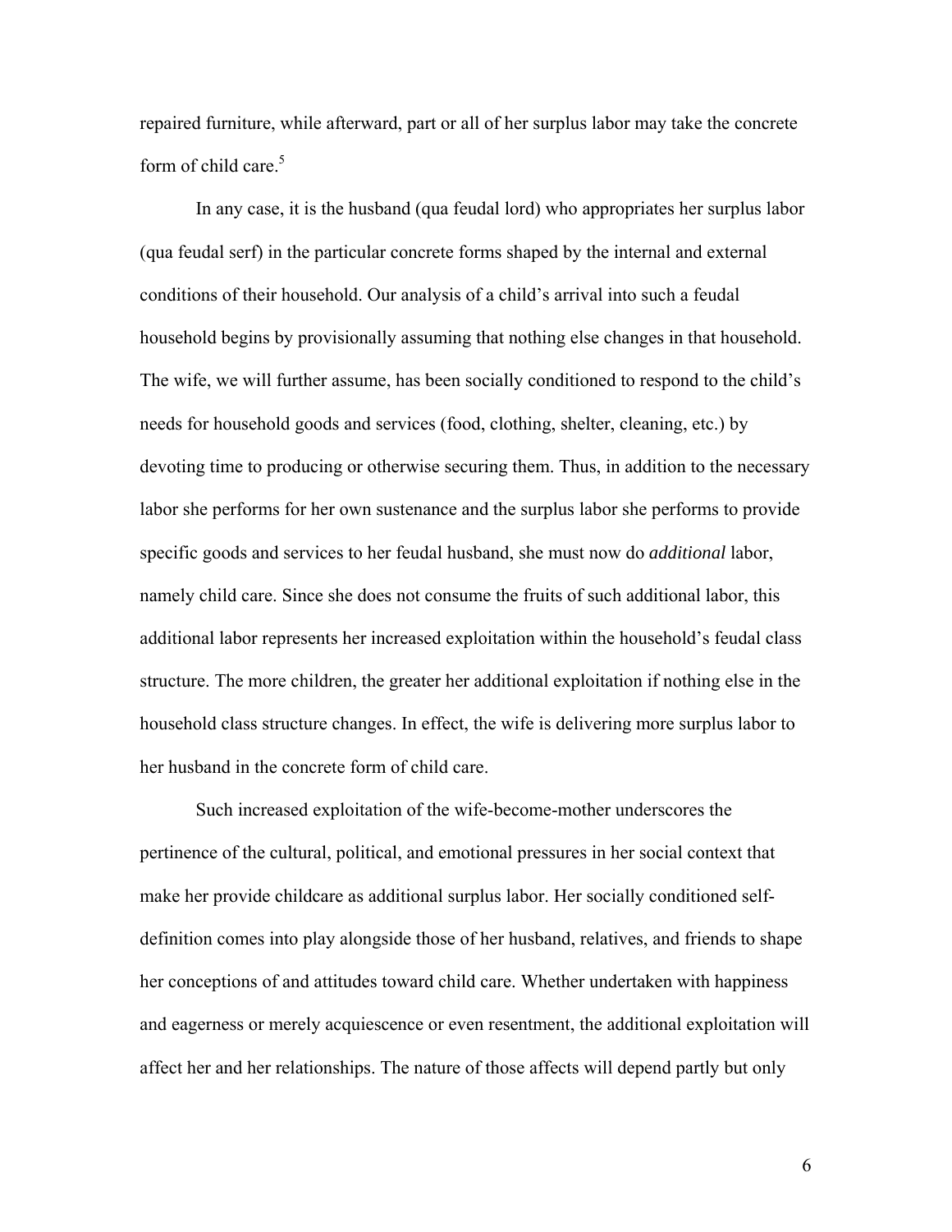repaired furniture, while afterward, part or all of her surplus labor may take the concrete form of child care.[5]

In any case, it is the husband (qua feudal lord) who appropriates her surplus labor (qua feudal serf) in the particular concrete forms shaped by the internal and external conditions of their household. Our analysis of a child's arrival into such a feudal household begins by provisionally assuming that nothing else changes in that household. The wife, we will further assume, has been socially conditioned to respond to the child's needs for household goods and services (food, clothing, shelter, cleaning, etc.) by devoting time to producing or otherwise securing them. Thus, in addition to the necessary labor she performs for her own sustenance and the surplus labor she performs to provide specific goods and services to her feudal husband, she must now do *additional* labor, namely child care. Since she does not consume the fruits of such additional labor, this additional labor represents her increased exploitation within the household's feudal class structure. The more children, the greater her additional exploitation if nothing else in the household class structure changes. In effect, the wife is delivering more surplus labor to her husband in the concrete form of child care.

Such increased exploitation of the wife-become-mother underscores the pertinence of the cultural, political, and emotional pressures in her social context that make her provide childcare as additional surplus labor. Her socially conditioned self-definition comes into play alongside those of her husband, relatives, and friends to shape her conceptions of and attitudes toward child care. Whether undertaken with happiness and eagerness or merely acquiescence or even resentment, the additional exploitation will affect her and her relationships. The nature of those affects will depend partly but only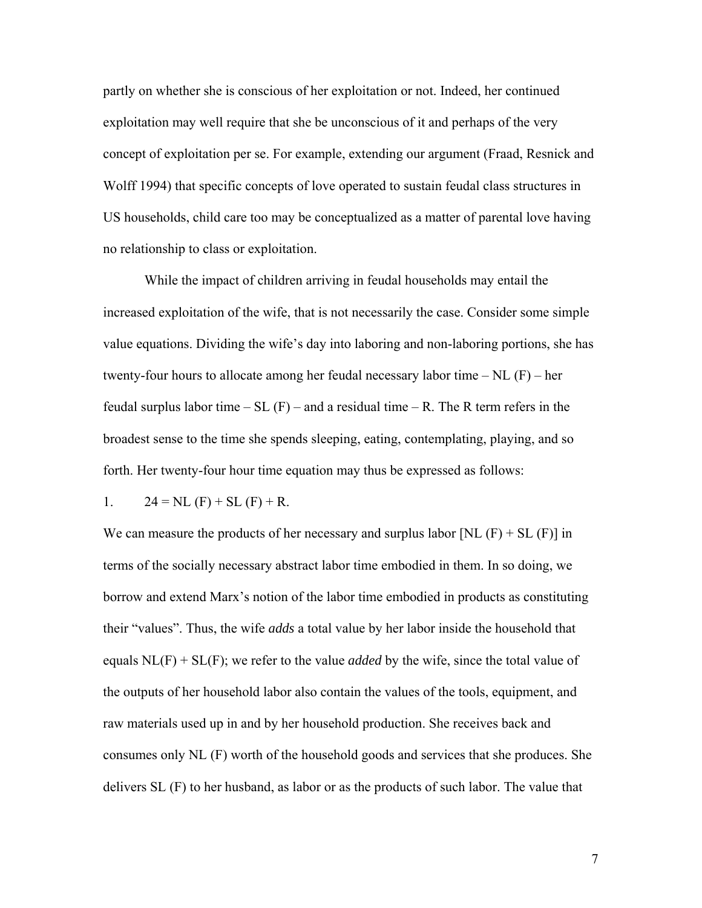partly on whether she is conscious of her exploitation or not. Indeed, her continued exploitation may well require that she be unconscious of it and perhaps of the very concept of exploitation per se. For example, extending our argument (Fraad, Resnick and Wolff 1994) that specific concepts of love operated to sustain feudal class structures in US households, child care too may be conceptualized as a matter of parental love having no relationship to class or exploitation.

While the impact of children arriving in feudal households may entail the increased exploitation of the wife, that is not necessarily the case. Consider some simple value equations. Dividing the wife's day into laboring and non-laboring portions, she has twenty-four hours to allocate among her feudal necessary labor time – NL (F) – her feudal surplus labor time – SL (F) – and a residual time – R. The R term refers in the broadest sense to the time she spends sleeping, eating, contemplating, playing, and so forth. Her twenty-four hour time equation may thus be expressed as follows:

1. $24 = NL(F) + SL(F) + R.$

We can measure the products of her necessary and surplus labor [NL (F) + SL (F)] in terms of the socially necessary abstract labor time embodied in them. In so doing, we borrow and extend Marx's notion of the labor time embodied in products as constituting their "values". Thus, the wife *adds* a total value by her labor inside the household that equals NL(F) + SL(F); we refer to the value *added* by the wife, since the total value of the outputs of her household labor also contain the values of the tools, equipment, and raw materials used up in and by her household production. She receives back and consumes only NL (F) worth of the household goods and services that she produces. She delivers SL (F) to her husband, as labor or as the products of such labor. The value that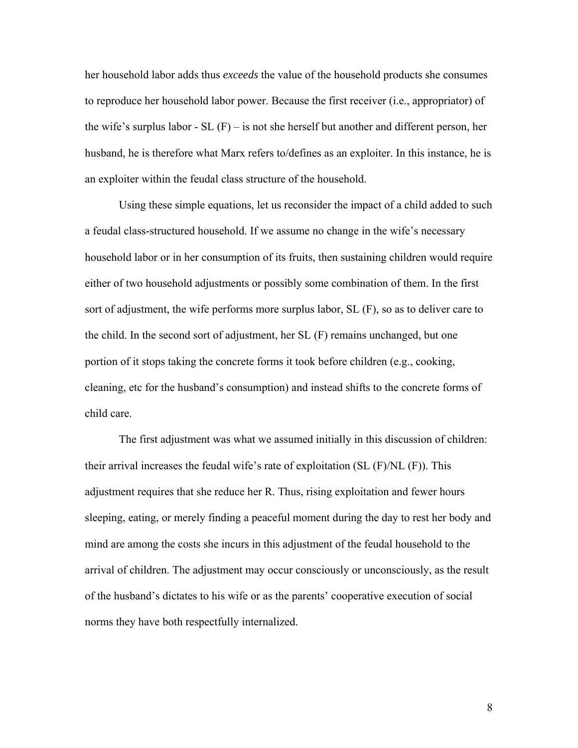her household labor adds thus *exceeds* the value of the household products she consumes to reproduce her household labor power. Because the first receiver (i.e., appropriator) of the wife's surplus labor - SL (F) – is not she herself but another and different person, her husband, he is therefore what Marx refers to/defines as an exploiter. In this instance, he is an exploiter within the feudal class structure of the household.

Using these simple equations, let us reconsider the impact of a child added to such a feudal class-structured household. If we assume no change in the wife's necessary household labor or in her consumption of its fruits, then sustaining children would require either of two household adjustments or possibly some combination of them. In the first sort of adjustment, the wife performs more surplus labor, SL (F), so as to deliver care to the child. In the second sort of adjustment, her SL (F) remains unchanged, but one portion of it stops taking the concrete forms it took before children (e.g., cooking, cleaning, etc for the husband's consumption) and instead shifts to the concrete forms of child care.

The first adjustment was what we assumed initially in this discussion of children: their arrival increases the feudal wife's rate of exploitation (SL (F)/NL (F)). This adjustment requires that she reduce her R. Thus, rising exploitation and fewer hours sleeping, eating, or merely finding a peaceful moment during the day to rest her body and mind are among the costs she incurs in this adjustment of the feudal household to the arrival of children. The adjustment may occur consciously or unconsciously, as the result of the husband's dictates to his wife or as the parents' cooperative execution of social norms they have both respectfully internalized.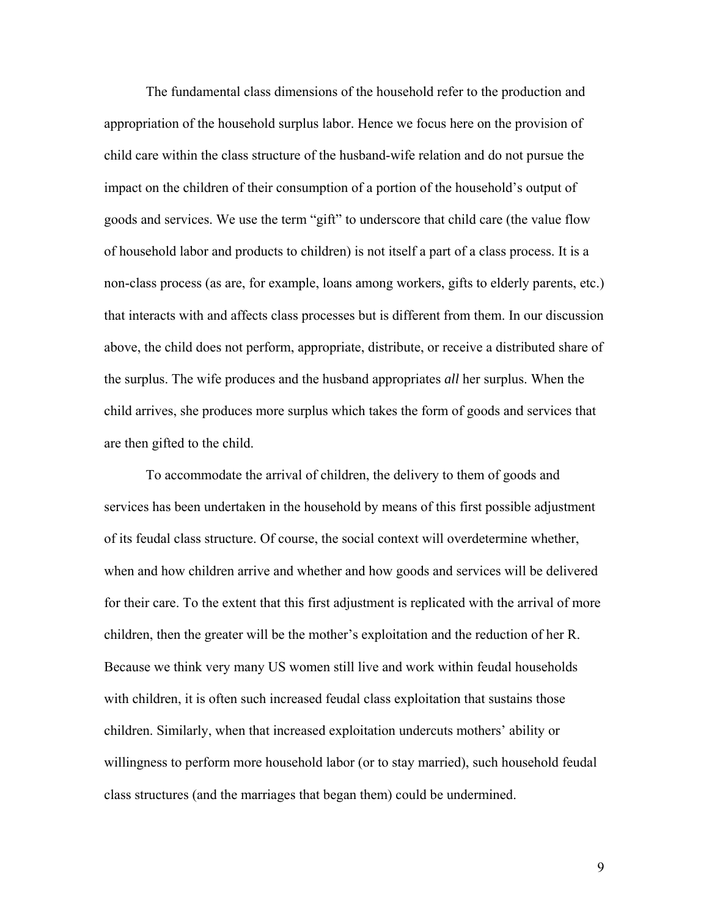The fundamental class dimensions of the household refer to the production and appropriation of the household surplus labor. Hence we focus here on the provision of child care within the class structure of the husband-wife relation and do not pursue the impact on the children of their consumption of a portion of the household's output of goods and services. We use the term "gift" to underscore that child care (the value flow of household labor and products to children) is not itself a part of a class process. It is a non-class process (as are, for example, loans among workers, gifts to elderly parents, etc.) that interacts with and affects class processes but is different from them. In our discussion above, the child does not perform, appropriate, distribute, or receive a distributed share of the surplus. The wife produces and the husband appropriates *all* her surplus. When the child arrives, she produces more surplus which takes the form of goods and services that are then gifted to the child.

To accommodate the arrival of children, the delivery to them of goods and services has been undertaken in the household by means of this first possible adjustment of its feudal class structure. Of course, the social context will overdetermine whether, when and how children arrive and whether and how goods and services will be delivered for their care. To the extent that this first adjustment is replicated with the arrival of more children, then the greater will be the mother's exploitation and the reduction of her R. Because we think very many US women still live and work within feudal households with children, it is often such increased feudal class exploitation that sustains those children. Similarly, when that increased exploitation undercuts mothers' ability or willingness to perform more household labor (or to stay married), such household feudal class structures (and the marriages that began them) could be undermined.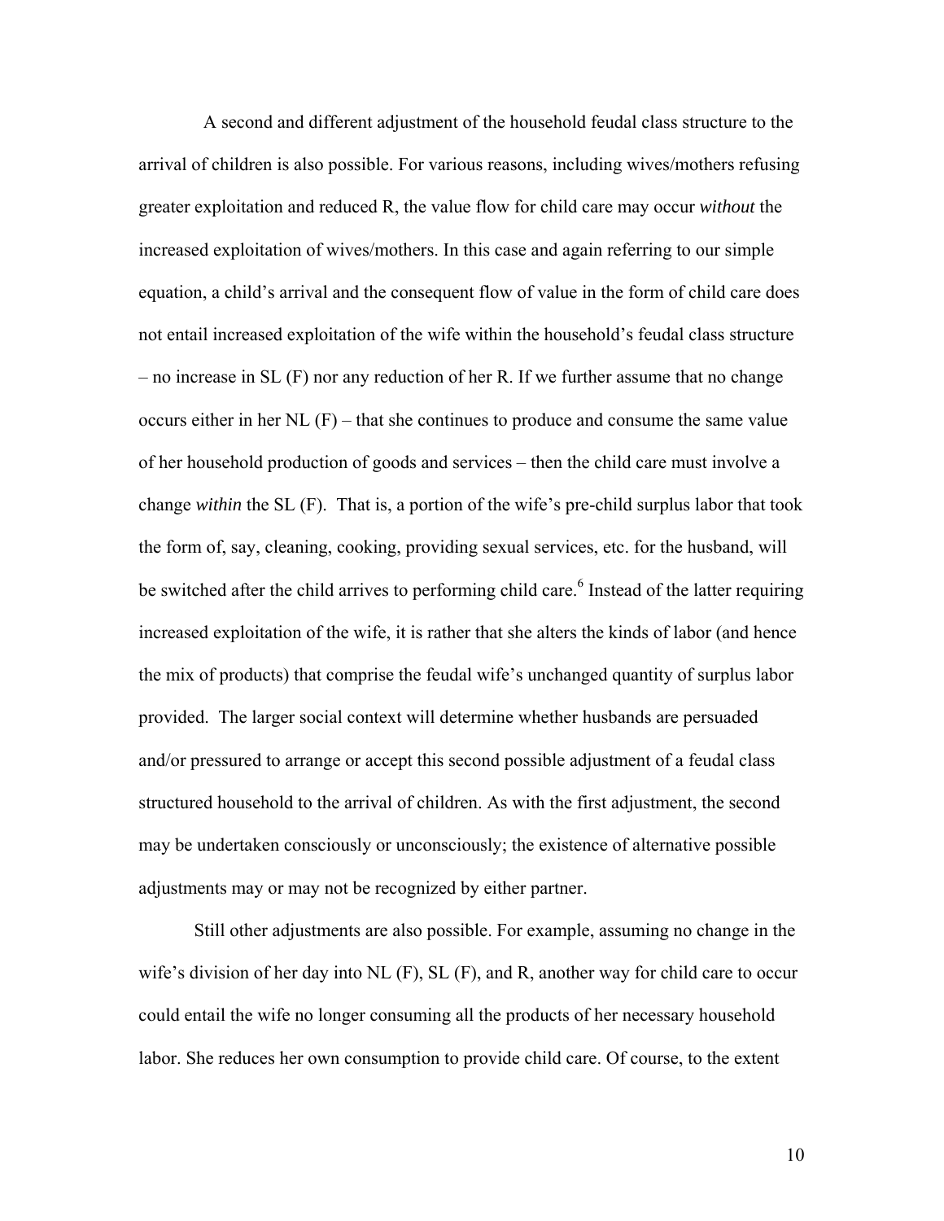A second and different adjustment of the household feudal class structure to the arrival of children is also possible. For various reasons, including wives/mothers refusing greater exploitation and reduced R, the value flow for child care may occur *without* the increased exploitation of wives/mothers. In this case and again referring to our simple equation, a child's arrival and the consequent flow of value in the form of child care does not entail increased exploitation of the wife within the household's feudal class structure – no increase in SL (F) nor any reduction of her R. If we further assume that no change occurs either in her NL (F) – that she continues to produce and consume the same value of her household production of goods and services – then the child care must involve a change *within* the SL (F). That is, a portion of the wife's pre-child surplus labor that took the form of, say, cleaning, cooking, providing sexual services, etc. for the husband, will be switched after the child arrives to performing child care.[6] Instead of the latter requiring increased exploitation of the wife, it is rather that she alters the kinds of labor (and hence the mix of products) that comprise the feudal wife's unchanged quantity of surplus labor provided. The larger social context will determine whether husbands are persuaded and/or pressured to arrange or accept this second possible adjustment of a feudal class structured household to the arrival of children. As with the first adjustment, the second may be undertaken consciously or unconsciously; the existence of alternative possible adjustments may or may not be recognized by either partner.

Still other adjustments are also possible. For example, assuming no change in the wife's division of her day into NL (F), SL (F), and R, another way for child care to occur could entail the wife no longer consuming all the products of her necessary household labor. She reduces her own consumption to provide child care. Of course, to the extent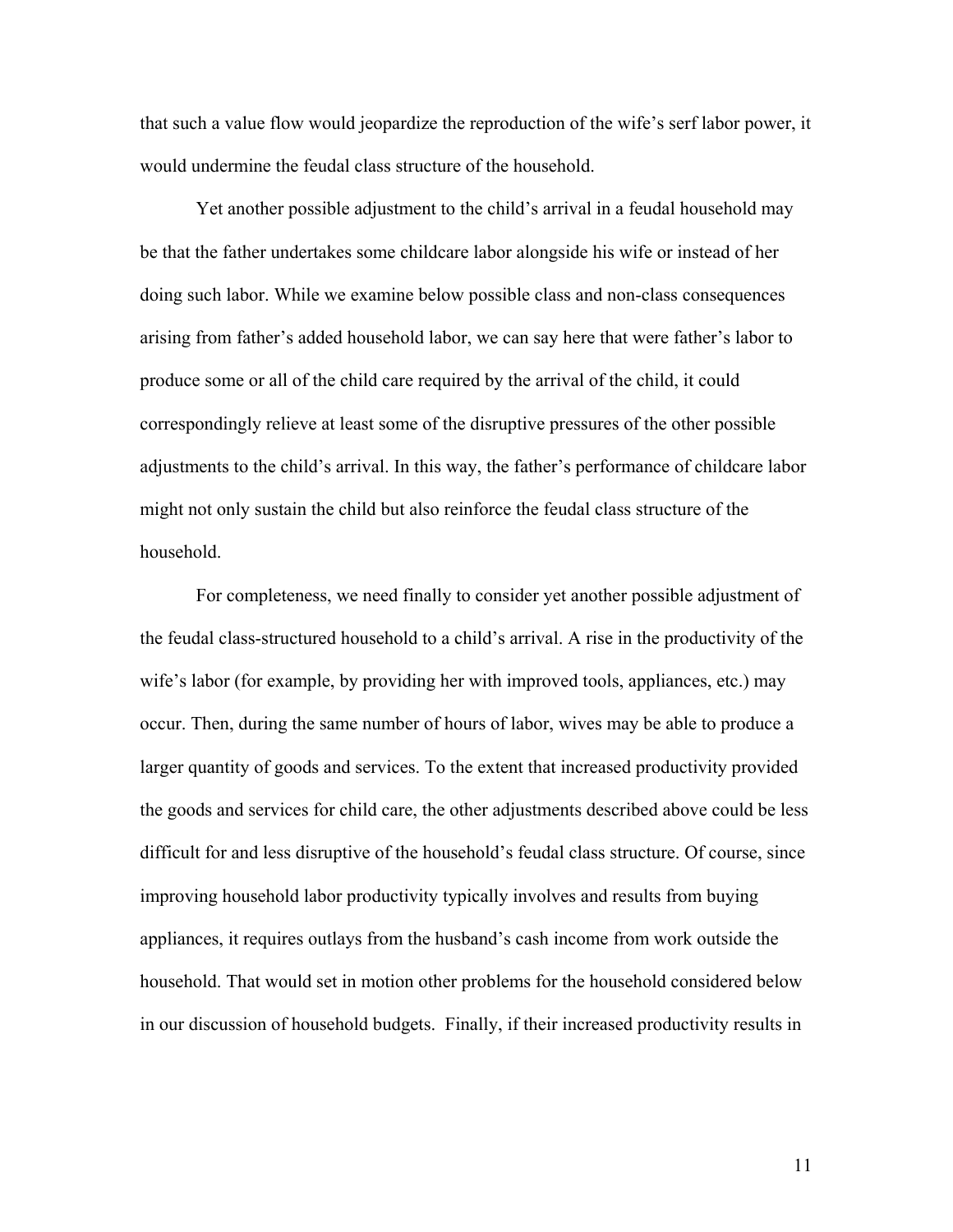that such a value flow would jeopardize the reproduction of the wife's serf labor power, it would undermine the feudal class structure of the household.

Yet another possible adjustment to the child's arrival in a feudal household may be that the father undertakes some childcare labor alongside his wife or instead of her doing such labor. While we examine below possible class and non-class consequences arising from father's added household labor, we can say here that were father's labor to produce some or all of the child care required by the arrival of the child, it could correspondingly relieve at least some of the disruptive pressures of the other possible adjustments to the child's arrival. In this way, the father's performance of childcare labor might not only sustain the child but also reinforce the feudal class structure of the household.

For completeness, we need finally to consider yet another possible adjustment of the feudal class-structured household to a child's arrival. A rise in the productivity of the wife's labor (for example, by providing her with improved tools, appliances, etc.) may occur. Then, during the same number of hours of labor, wives may be able to produce a larger quantity of goods and services. To the extent that increased productivity provided the goods and services for child care, the other adjustments described above could be less difficult for and less disruptive of the household's feudal class structure. Of course, since improving household labor productivity typically involves and results from buying appliances, it requires outlays from the husband's cash income from work outside the household. That would set in motion other problems for the household considered below in our discussion of household budgets. Finally, if their increased productivity results in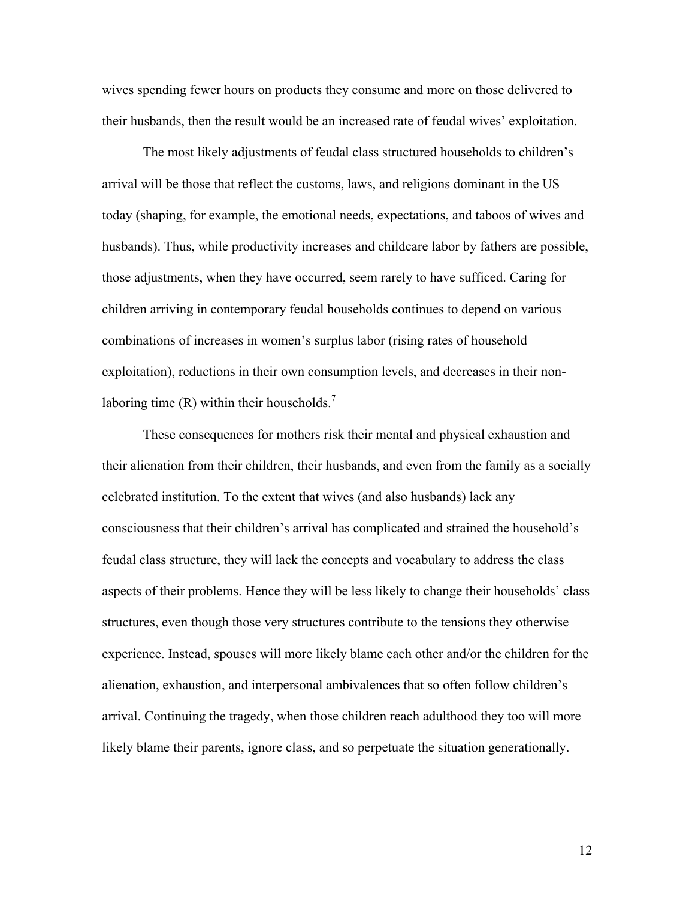wives spending fewer hours on products they consume and more on those delivered to their husbands, then the result would be an increased rate of feudal wives' exploitation.

The most likely adjustments of feudal class structured households to children's arrival will be those that reflect the customs, laws, and religions dominant in the US today (shaping, for example, the emotional needs, expectations, and taboos of wives and husbands). Thus, while productivity increases and childcare labor by fathers are possible, those adjustments, when they have occurred, seem rarely to have sufficed. Caring for children arriving in contemporary feudal households continues to depend on various combinations of increases in women's surplus labor (rising rates of household exploitation), reductions in their own consumption levels, and decreases in their non-laboring time (R) within their households.[7]

These consequences for mothers risk their mental and physical exhaustion and their alienation from their children, their husbands, and even from the family as a socially celebrated institution. To the extent that wives (and also husbands) lack any consciousness that their children's arrival has complicated and strained the household's feudal class structure, they will lack the concepts and vocabulary to address the class aspects of their problems. Hence they will be less likely to change their households' class structures, even though those very structures contribute to the tensions they otherwise experience. Instead, spouses will more likely blame each other and/or the children for the alienation, exhaustion, and interpersonal ambivalences that so often follow children's arrival. Continuing the tragedy, when those children reach adulthood they too will more likely blame their parents, ignore class, and so perpetuate the situation generationally.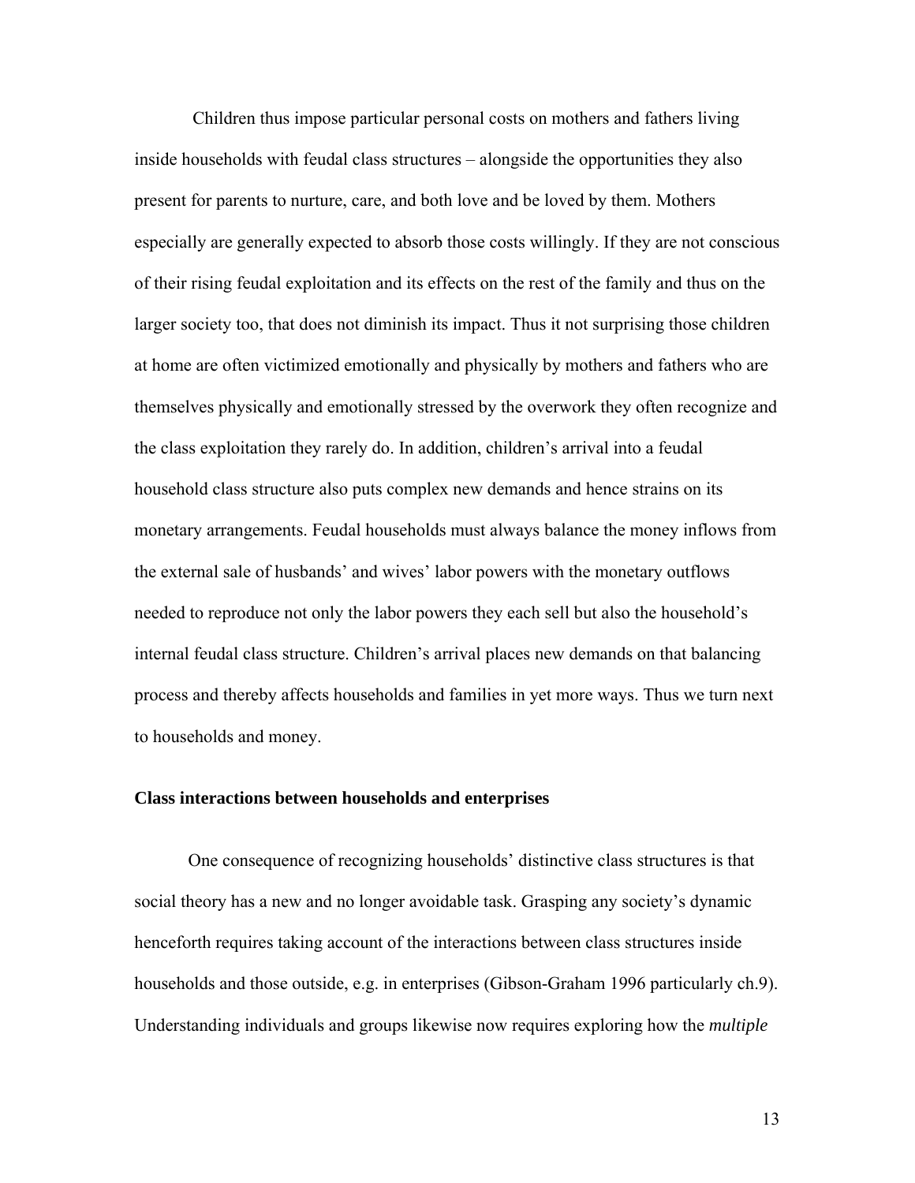Children thus impose particular personal costs on mothers and fathers living inside households with feudal class structures – alongside the opportunities they also present for parents to nurture, care, and both love and be loved by them. Mothers especially are generally expected to absorb those costs willingly. If they are not conscious of their rising feudal exploitation and its effects on the rest of the family and thus on the larger society too, that does not diminish its impact. Thus it not surprising those children at home are often victimized emotionally and physically by mothers and fathers who are themselves physically and emotionally stressed by the overwork they often recognize and the class exploitation they rarely do. In addition, children's arrival into a feudal household class structure also puts complex new demands and hence strains on its monetary arrangements. Feudal households must always balance the money inflows from the external sale of husbands' and wives' labor powers with the monetary outflows needed to reproduce not only the labor powers they each sell but also the household's internal feudal class structure. Children's arrival places new demands on that balancing process and thereby affects households and families in yet more ways. Thus we turn next to households and money.

## Class interactions between households and enterprises

One consequence of recognizing households' distinctive class structures is that social theory has a new and no longer avoidable task. Grasping any society's dynamic henceforth requires taking account of the interactions between class structures inside households and those outside, e.g. in enterprises (Gibson-Graham 1996 particularly ch.9). Understanding individuals and groups likewise now requires exploring how the *multiple*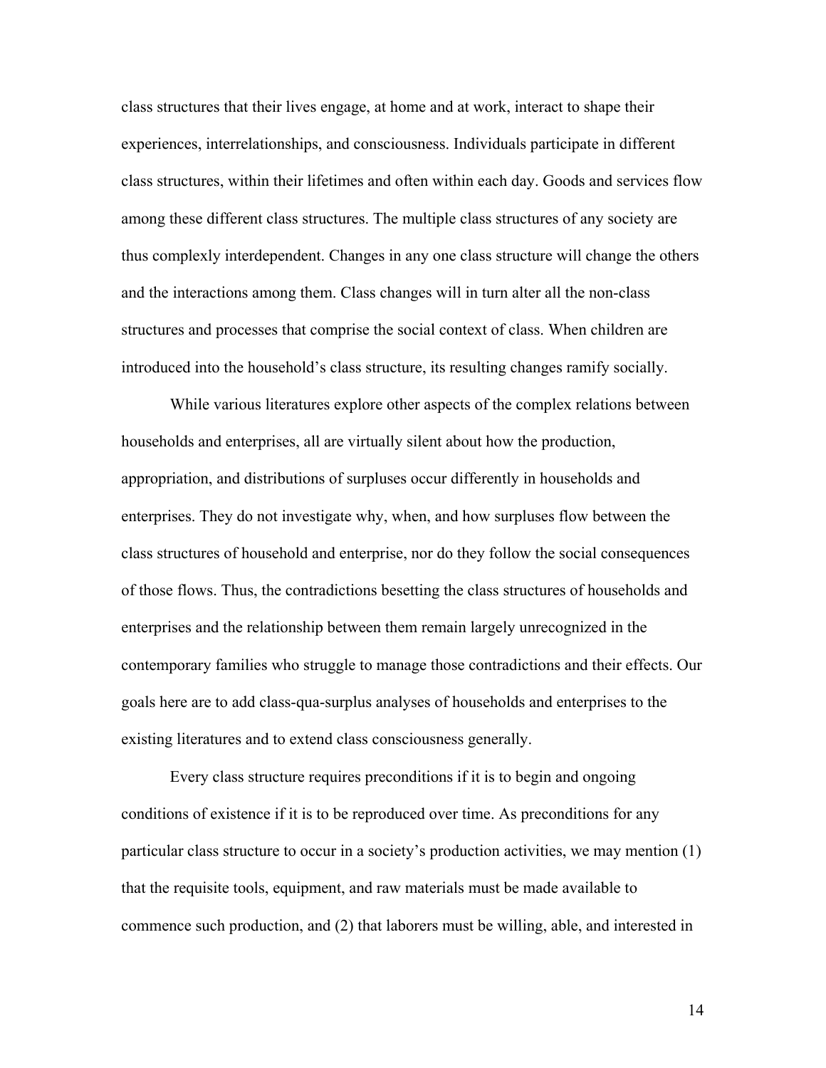class structures that their lives engage, at home and at work, interact to shape their experiences, interrelationships, and consciousness. Individuals participate in different class structures, within their lifetimes and often within each day. Goods and services flow among these different class structures. The multiple class structures of any society are thus complexly interdependent. Changes in any one class structure will change the others and the interactions among them. Class changes will in turn alter all the non-class structures and processes that comprise the social context of class. When children are introduced into the household's class structure, its resulting changes ramify socially.

While various literatures explore other aspects of the complex relations between households and enterprises, all are virtually silent about how the production, appropriation, and distributions of surpluses occur differently in households and enterprises. They do not investigate why, when, and how surpluses flow between the class structures of household and enterprise, nor do they follow the social consequences of those flows. Thus, the contradictions besetting the class structures of households and enterprises and the relationship between them remain largely unrecognized in the contemporary families who struggle to manage those contradictions and their effects. Our goals here are to add class-qua-surplus analyses of households and enterprises to the existing literatures and to extend class consciousness generally.

Every class structure requires preconditions if it is to begin and ongoing conditions of existence if it is to be reproduced over time. As preconditions for any particular class structure to occur in a society's production activities, we may mention (1) that the requisite tools, equipment, and raw materials must be made available to commence such production, and (2) that laborers must be willing, able, and interested in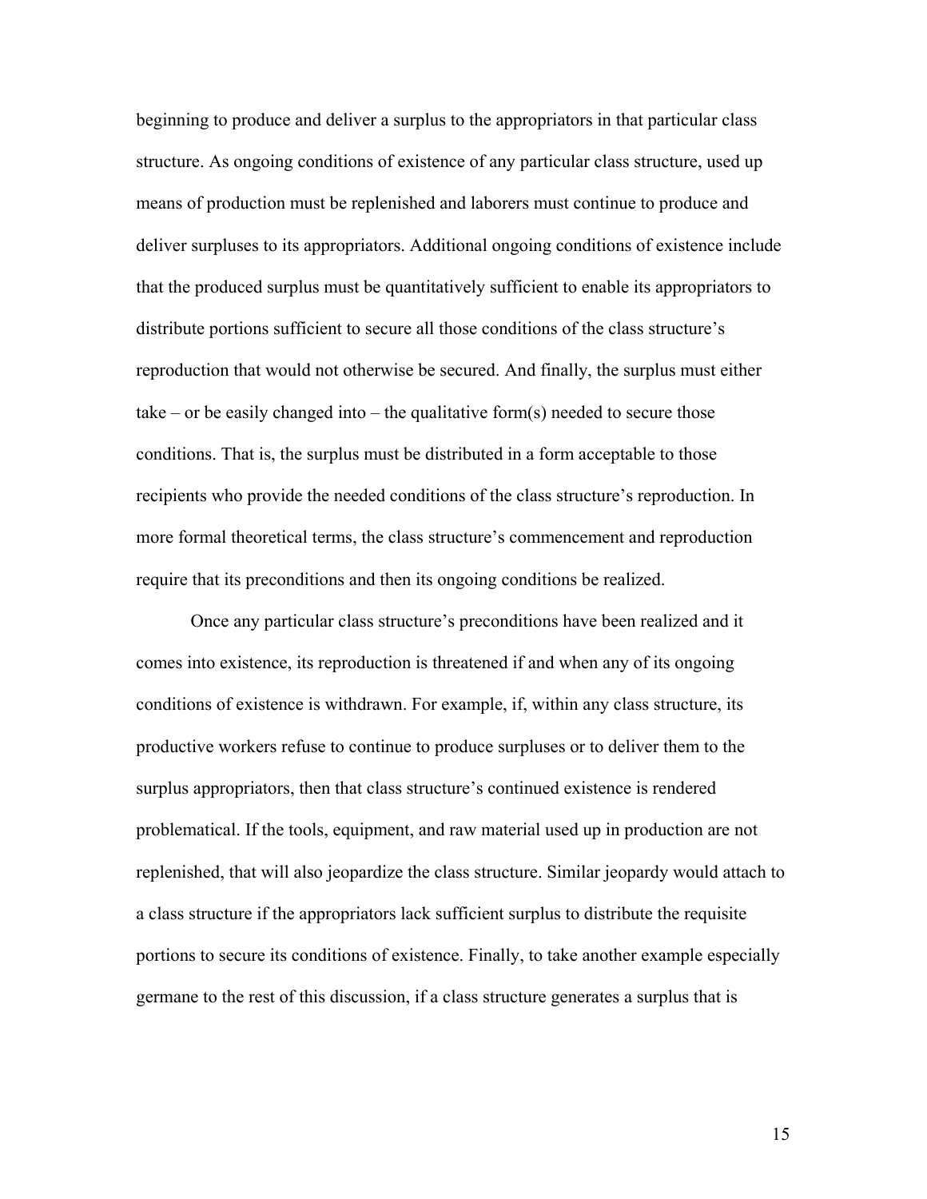beginning to produce and deliver a surplus to the appropriators in that particular class structure. As ongoing conditions of existence of any particular class structure, used up means of production must be replenished and laborers must continue to produce and deliver surpluses to its appropriators. Additional ongoing conditions of existence include that the produced surplus must be quantitatively sufficient to enable its appropriators to distribute portions sufficient to secure all those conditions of the class structure's reproduction that would not otherwise be secured. And finally, the surplus must either take – or be easily changed into – the qualitative form(s) needed to secure those conditions. That is, the surplus must be distributed in a form acceptable to those recipients who provide the needed conditions of the class structure's reproduction. In more formal theoretical terms, the class structure's commencement and reproduction require that its preconditions and then its ongoing conditions be realized.

Once any particular class structure's preconditions have been realized and it comes into existence, its reproduction is threatened if and when any of its ongoing conditions of existence is withdrawn. For example, if, within any class structure, its productive workers refuse to continue to produce surpluses or to deliver them to the surplus appropriators, then that class structure's continued existence is rendered problematical. If the tools, equipment, and raw material used up in production are not replenished, that will also jeopardize the class structure. Similar jeopardy would attach to a class structure if the appropriators lack sufficient surplus to distribute the requisite portions to secure its conditions of existence. Finally, to take another example especially germane to the rest of this discussion, if a class structure generates a surplus that is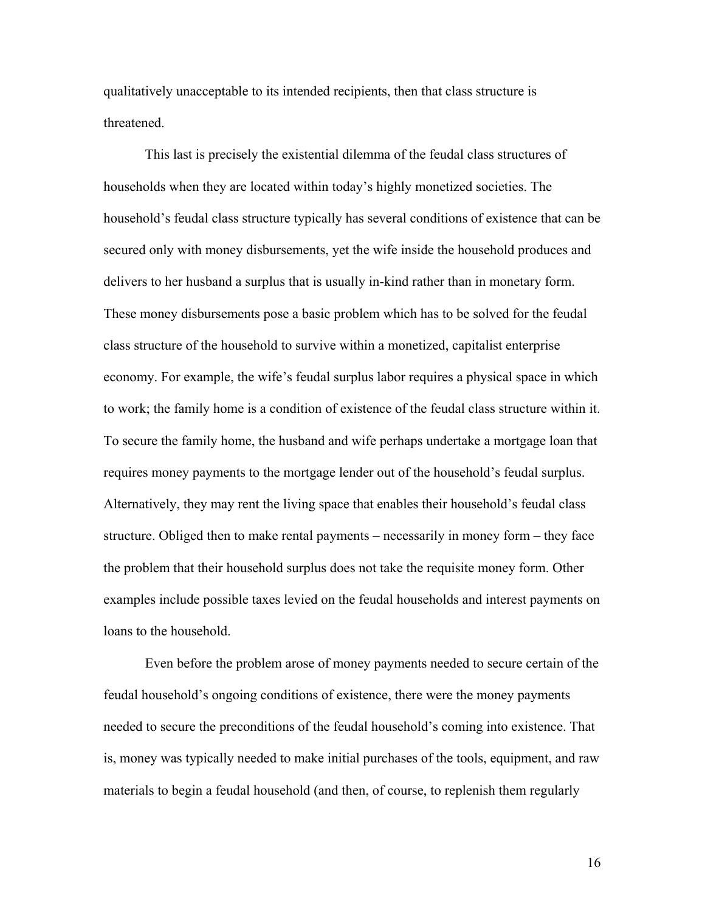qualitatively unacceptable to its intended recipients, then that class structure is threatened.

This last is precisely the existential dilemma of the feudal class structures of households when they are located within today's highly monetized societies. The household's feudal class structure typically has several conditions of existence that can be secured only with money disbursements, yet the wife inside the household produces and delivers to her husband a surplus that is usually in-kind rather than in monetary form. These money disbursements pose a basic problem which has to be solved for the feudal class structure of the household to survive within a monetized, capitalist enterprise economy. For example, the wife's feudal surplus labor requires a physical space in which to work; the family home is a condition of existence of the feudal class structure within it. To secure the family home, the husband and wife perhaps undertake a mortgage loan that requires money payments to the mortgage lender out of the household's feudal surplus. Alternatively, they may rent the living space that enables their household's feudal class structure. Obliged then to make rental payments – necessarily in money form – they face the problem that their household surplus does not take the requisite money form. Other examples include possible taxes levied on the feudal households and interest payments on loans to the household.

Even before the problem arose of money payments needed to secure certain of the feudal household's ongoing conditions of existence, there were the money payments needed to secure the preconditions of the feudal household's coming into existence. That is, money was typically needed to make initial purchases of the tools, equipment, and raw materials to begin a feudal household (and then, of course, to replenish them regularly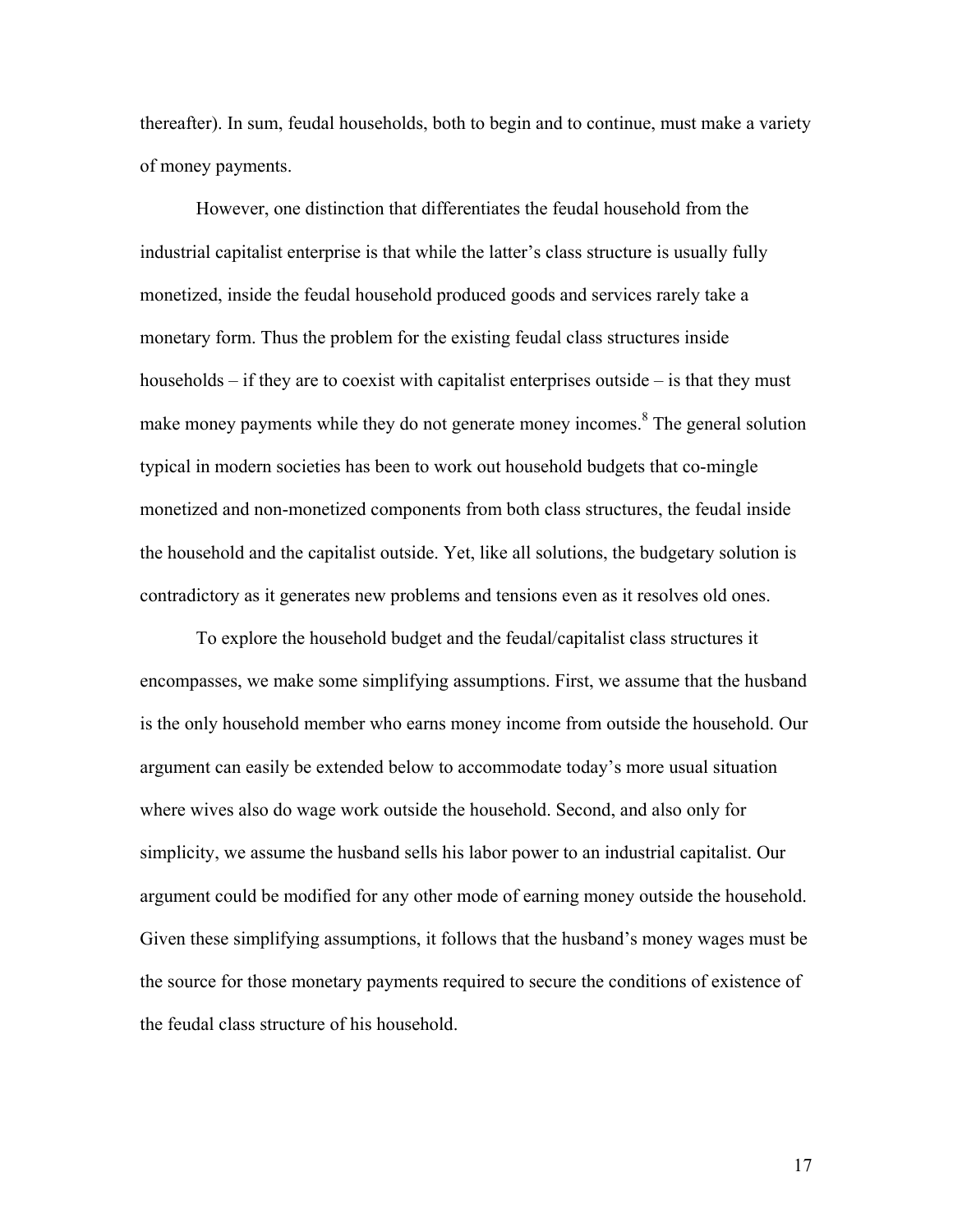thereafter). In sum, feudal households, both to begin and to continue, must make a variety of money payments.

However, one distinction that differentiates the feudal household from the industrial capitalist enterprise is that while the latter's class structure is usually fully monetized, inside the feudal household produced goods and services rarely take a monetary form. Thus the problem for the existing feudal class structures inside households – if they are to coexist with capitalist enterprises outside – is that they must make money payments while they do not generate money incomes.[8] The general solution typical in modern societies has been to work out household budgets that co-mingle monetized and non-monetized components from both class structures, the feudal inside the household and the capitalist outside. Yet, like all solutions, the budgetary solution is contradictory as it generates new problems and tensions even as it resolves old ones.

To explore the household budget and the feudal/capitalist class structures it encompasses, we make some simplifying assumptions. First, we assume that the husband is the only household member who earns money income from outside the household. Our argument can easily be extended below to accommodate today's more usual situation where wives also do wage work outside the household. Second, and also only for simplicity, we assume the husband sells his labor power to an industrial capitalist. Our argument could be modified for any other mode of earning money outside the household. Given these simplifying assumptions, it follows that the husband's money wages must be the source for those monetary payments required to secure the conditions of existence of the feudal class structure of his household.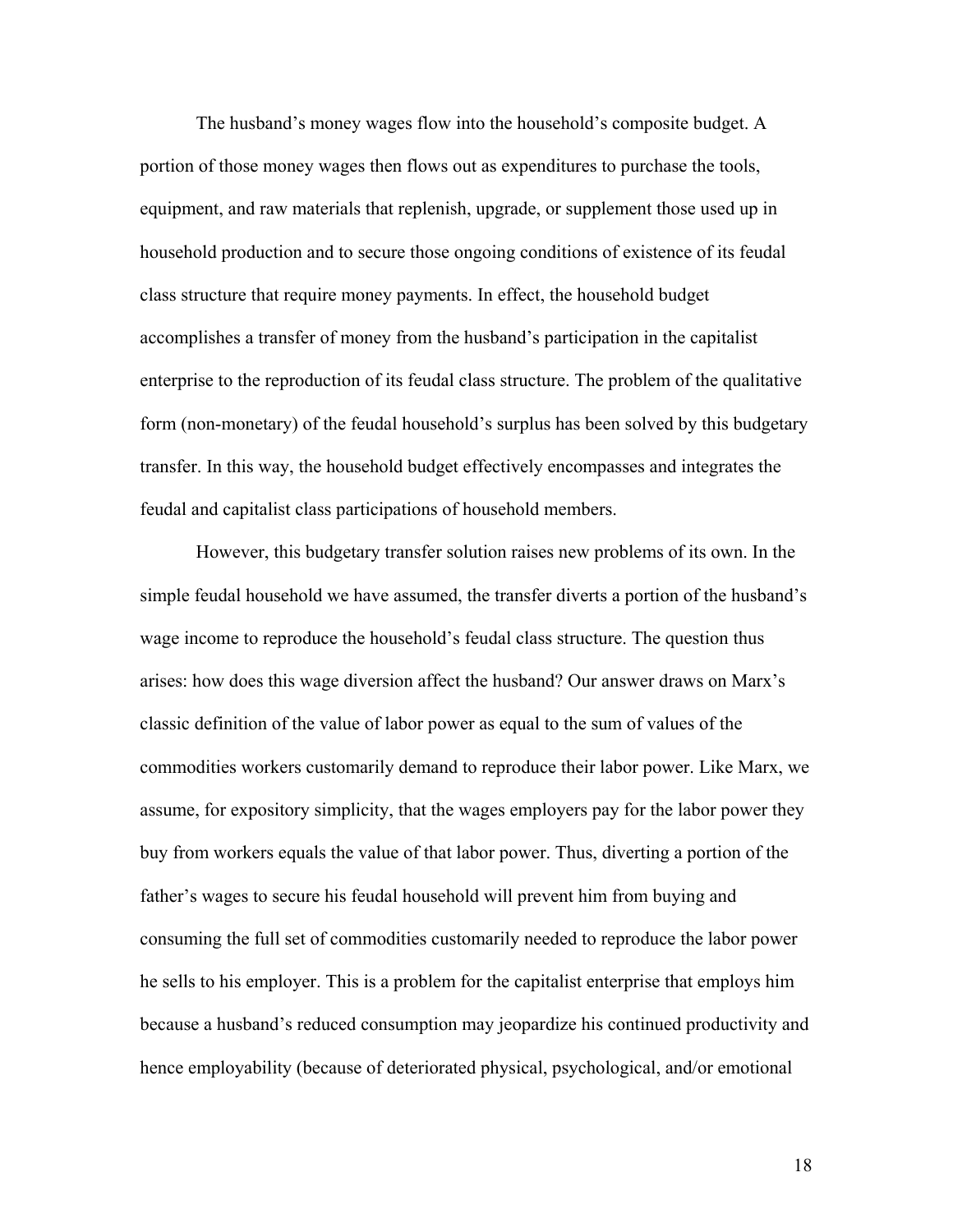The husband's money wages flow into the household's composite budget. A portion of those money wages then flows out as expenditures to purchase the tools, equipment, and raw materials that replenish, upgrade, or supplement those used up in household production and to secure those ongoing conditions of existence of its feudal class structure that require money payments. In effect, the household budget accomplishes a transfer of money from the husband's participation in the capitalist enterprise to the reproduction of its feudal class structure. The problem of the qualitative form (non-monetary) of the feudal household's surplus has been solved by this budgetary transfer. In this way, the household budget effectively encompasses and integrates the feudal and capitalist class participations of household members.

However, this budgetary transfer solution raises new problems of its own. In the simple feudal household we have assumed, the transfer diverts a portion of the husband's wage income to reproduce the household's feudal class structure. The question thus arises: how does this wage diversion affect the husband? Our answer draws on Marx's classic definition of the value of labor power as equal to the sum of values of the commodities workers customarily demand to reproduce their labor power. Like Marx, we assume, for expository simplicity, that the wages employers pay for the labor power they buy from workers equals the value of that labor power. Thus, diverting a portion of the father's wages to secure his feudal household will prevent him from buying and consuming the full set of commodities customarily needed to reproduce the labor power he sells to his employer. This is a problem for the capitalist enterprise that employs him because a husband's reduced consumption may jeopardize his continued productivity and hence employability (because of deteriorated physical, psychological, and/or emotional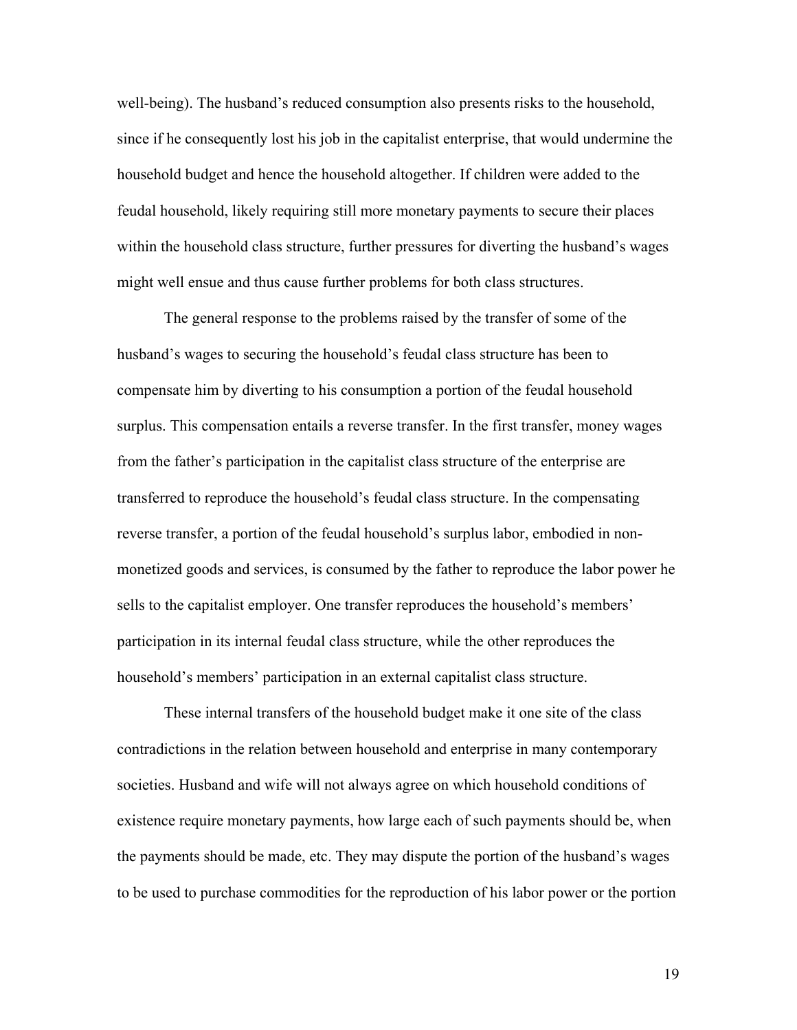well-being). The husband's reduced consumption also presents risks to the household, since if he consequently lost his job in the capitalist enterprise, that would undermine the household budget and hence the household altogether. If children were added to the feudal household, likely requiring still more monetary payments to secure their places within the household class structure, further pressures for diverting the husband's wages might well ensue and thus cause further problems for both class structures.

The general response to the problems raised by the transfer of some of the husband's wages to securing the household's feudal class structure has been to compensate him by diverting to his consumption a portion of the feudal household surplus. This compensation entails a reverse transfer. In the first transfer, money wages from the father's participation in the capitalist class structure of the enterprise are transferred to reproduce the household's feudal class structure. In the compensating reverse transfer, a portion of the feudal household's surplus labor, embodied in non-monetized goods and services, is consumed by the father to reproduce the labor power he sells to the capitalist employer. One transfer reproduces the household's members' participation in its internal feudal class structure, while the other reproduces the household's members' participation in an external capitalist class structure.

These internal transfers of the household budget make it one site of the class contradictions in the relation between household and enterprise in many contemporary societies. Husband and wife will not always agree on which household conditions of existence require monetary payments, how large each of such payments should be, when the payments should be made, etc. They may dispute the portion of the husband's wages to be used to purchase commodities for the reproduction of his labor power or the portion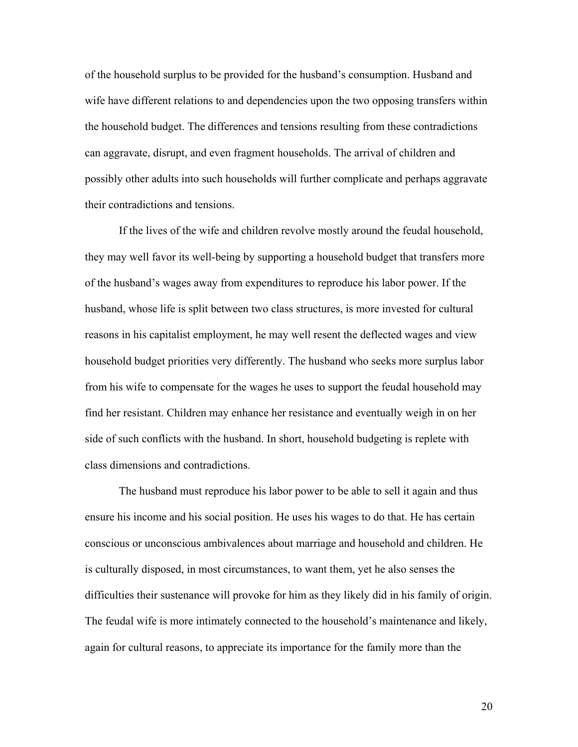of the household surplus to be provided for the husband's consumption. Husband and wife have different relations to and dependencies upon the two opposing transfers within the household budget. The differences and tensions resulting from these contradictions can aggravate, disrupt, and even fragment households. The arrival of children and possibly other adults into such households will further complicate and perhaps aggravate their contradictions and tensions.

If the lives of the wife and children revolve mostly around the feudal household, they may well favor its well-being by supporting a household budget that transfers more of the husband's wages away from expenditures to reproduce his labor power. If the husband, whose life is split between two class structures, is more invested for cultural reasons in his capitalist employment, he may well resent the deflected wages and view household budget priorities very differently. The husband who seeks more surplus labor from his wife to compensate for the wages he uses to support the feudal household may find her resistant. Children may enhance her resistance and eventually weigh in on her side of such conflicts with the husband. In short, household budgeting is replete with class dimensions and contradictions.

The husband must reproduce his labor power to be able to sell it again and thus ensure his income and his social position. He uses his wages to do that. He has certain conscious or unconscious ambivalences about marriage and household and children. He is culturally disposed, in most circumstances, to want them, yet he also senses the difficulties their sustenance will provoke for him as they likely did in his family of origin. The feudal wife is more intimately connected to the household's maintenance and likely, again for cultural reasons, to appreciate its importance for the family more than the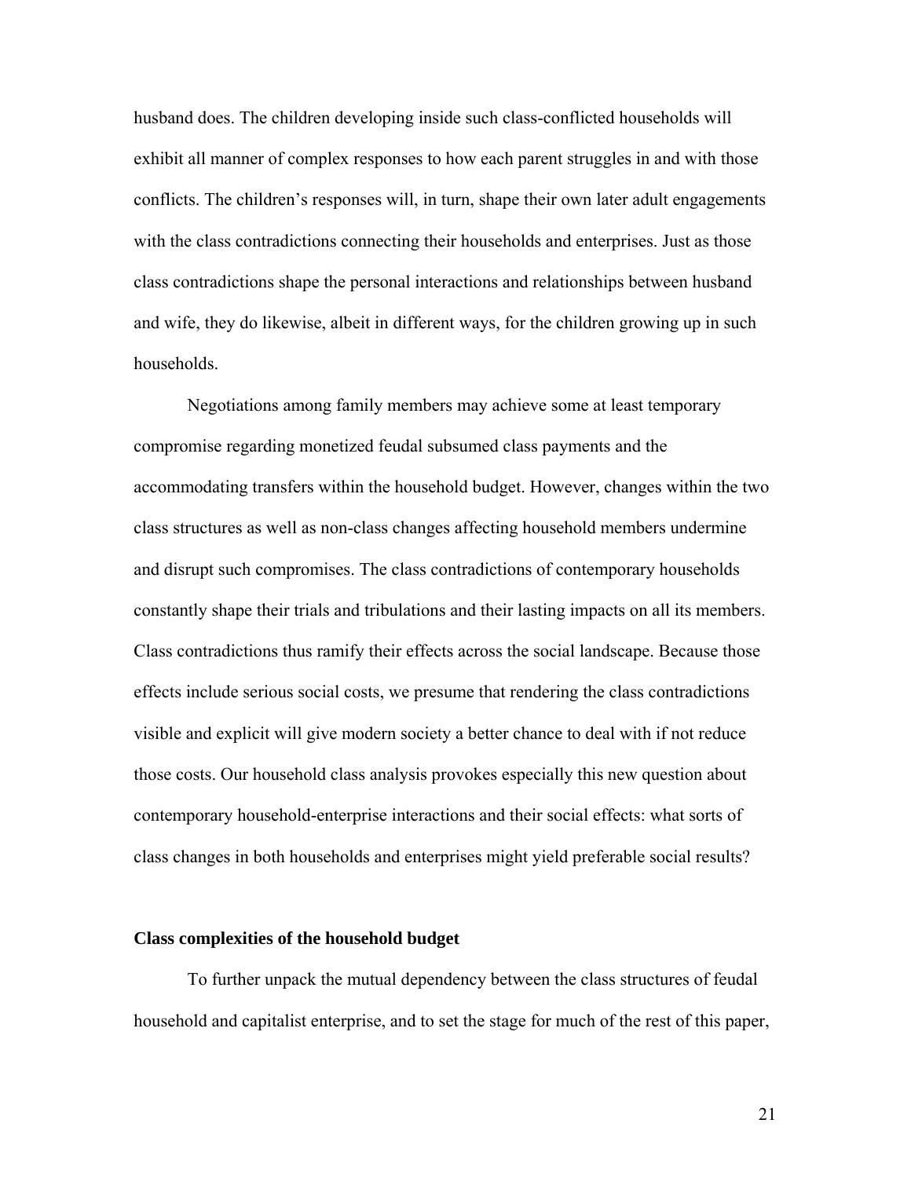husband does. The children developing inside such class-conflicted households will exhibit all manner of complex responses to how each parent struggles in and with those conflicts. The children's responses will, in turn, shape their own later adult engagements with the class contradictions connecting their households and enterprises. Just as those class contradictions shape the personal interactions and relationships between husband and wife, they do likewise, albeit in different ways, for the children growing up in such households.

Negotiations among family members may achieve some at least temporary compromise regarding monetized feudal subsumed class payments and the accommodating transfers within the household budget. However, changes within the two class structures as well as non-class changes affecting household members undermine and disrupt such compromises. The class contradictions of contemporary households constantly shape their trials and tribulations and their lasting impacts on all its members. Class contradictions thus ramify their effects across the social landscape. Because those effects include serious social costs, we presume that rendering the class contradictions visible and explicit will give modern society a better chance to deal with if not reduce those costs. Our household class analysis provokes especially this new question about contemporary household-enterprise interactions and their social effects: what sorts of class changes in both households and enterprises might yield preferable social results?

**Class complexities of the household budget**

To further unpack the mutual dependency between the class structures of feudal household and capitalist enterprise, and to set the stage for much of the rest of this paper,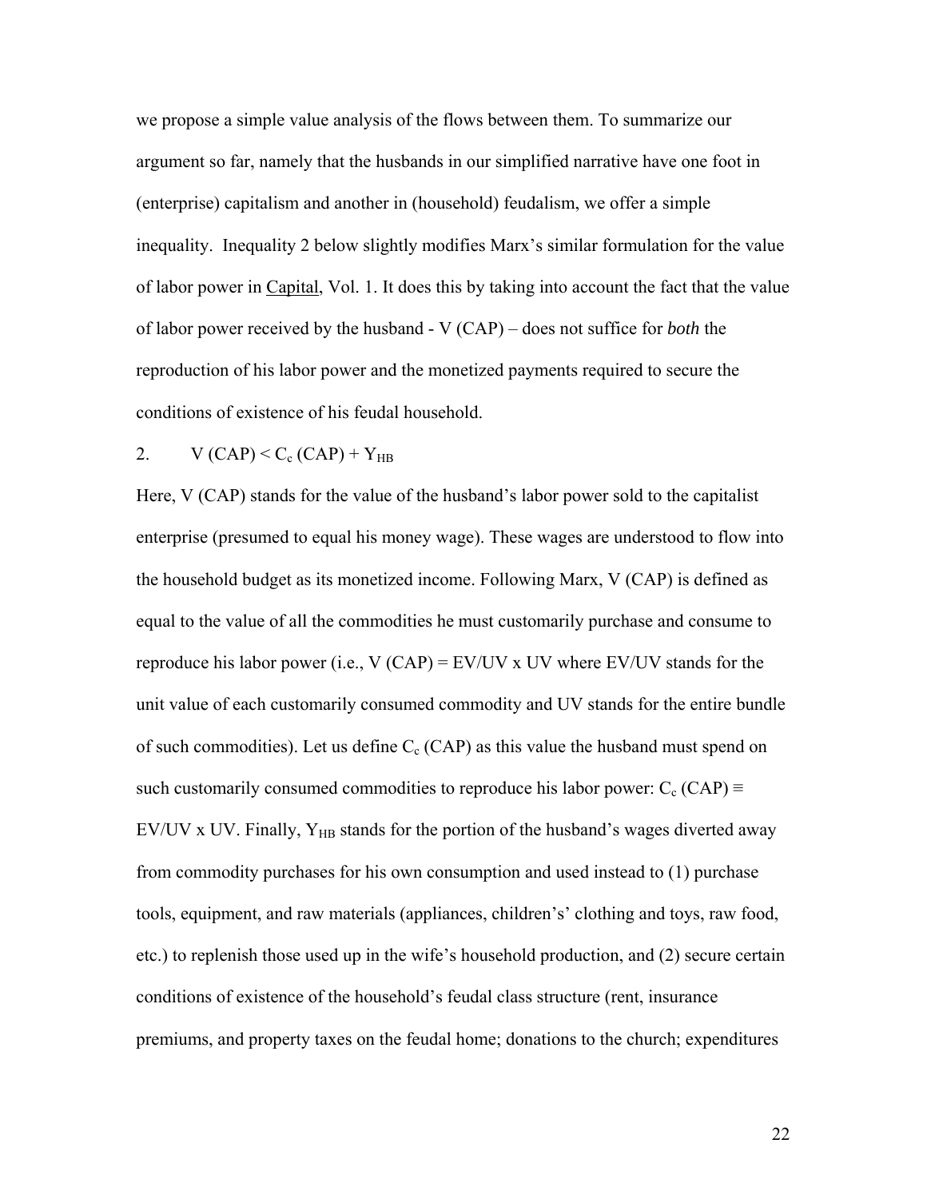we propose a simple value analysis of the flows between them. To summarize our argument so far, namely that the husbands in our simplified narrative have one foot in (enterprise) capitalism and another in (household) feudalism, we offer a simple inequality. Inequality 2 below slightly modifies Marx's similar formulation for the value of labor power in Capital, Vol. 1. It does this by taking into account the fact that the value of labor power received by the husband - V (CAP) – does not suffice for *both* the reproduction of his labor power and the monetized payments required to secure the conditions of existence of his feudal household.

2. $V\ (CAP) < C_c\ (CAP) + Y_{HB}$

Here, V (CAP) stands for the value of the husband's labor power sold to the capitalist enterprise (presumed to equal his money wage). These wages are understood to flow into the household budget as its monetized income. Following Marx, V (CAP) is defined as equal to the value of all the commodities he must customarily purchase and consume to reproduce his labor power (i.e., V (CAP) = EV/UV x UV where EV/UV stands for the unit value of each customarily consumed commodity and UV stands for the entire bundle of such commodities). Let us define $C_c$ (CAP) as this value the husband must spend on such customarily consumed commodities to reproduce his labor power: $C_c\ (CAP) \equiv EV/UV \times UV$. Finally, $Y_{HB}$ stands for the portion of the husband's wages diverted away from commodity purchases for his own consumption and used instead to (1) purchase tools, equipment, and raw materials (appliances, childrens' clothing and toys, raw food, etc.) to replenish those used up in the wife's household production, and (2) secure certain conditions of existence of the household's feudal class structure (rent, insurance premiums, and property taxes on the feudal home; donations to the church; expenditures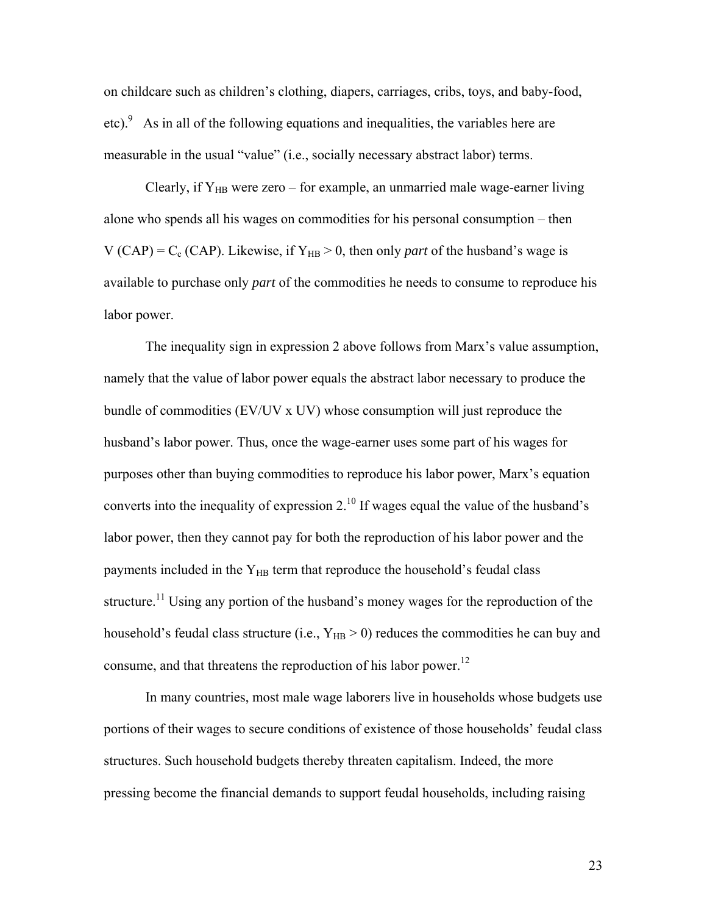on childcare such as children's clothing, diapers, carriages, cribs, toys, and baby-food, etc).[9] As in all of the following equations and inequalities, the variables here are measurable in the usual "value" (i.e., socially necessary abstract labor) terms.

Clearly, if $Y_{HB}$ were zero – for example, an unmarried male wage-earner living alone who spends all his wages on commodities for his personal consumption – then $V\ (CAP) = C_c\ (CAP)$. Likewise, if $Y_{HB} > 0$, then only *part* of the husband's wage is available to purchase only *part* of the commodities he needs to consume to reproduce his labor power.

The inequality sign in expression 2 above follows from Marx's value assumption, namely that the value of labor power equals the abstract labor necessary to produce the bundle of commodities (EV/UV x UV) whose consumption will just reproduce the husband's labor power. Thus, once the wage-earner uses some part of his wages for purposes other than buying commodities to reproduce his labor power, Marx's equation converts into the inequality of expression 2.[10] If wages equal the value of the husband's labor power, then they cannot pay for both the reproduction of his labor power and the payments included in the $Y_{HB}$ term that reproduce the household's feudal class structure.[11] Using any portion of the husband's money wages for the reproduction of the household's feudal class structure (i.e., $Y_{HB} > 0$) reduces the commodities he can buy and consume, and that threatens the reproduction of his labor power.[12]

In many countries, most male wage laborers live in households whose budgets use portions of their wages to secure conditions of existence of those households' feudal class structures. Such household budgets thereby threaten capitalism. Indeed, the more pressing become the financial demands to support feudal households, including raising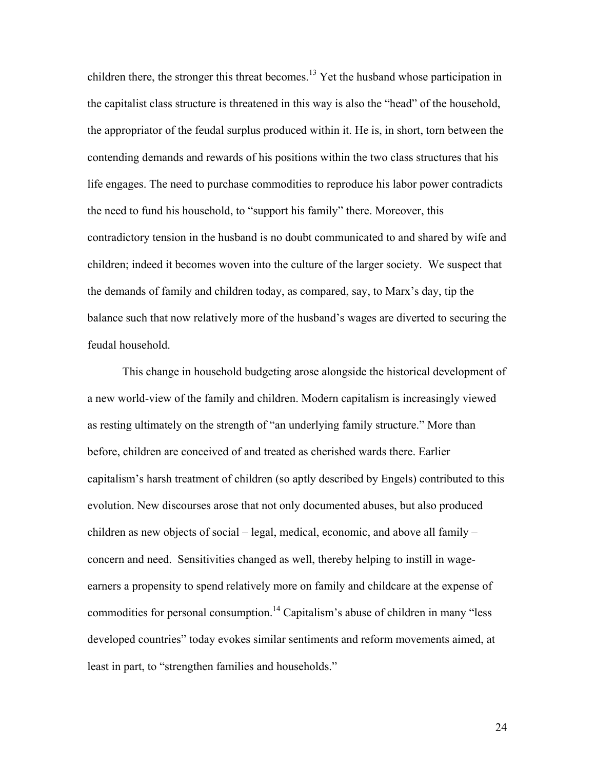children there, the stronger this threat becomes.[13] Yet the husband whose participation in the capitalist class structure is threatened in this way is also the "head" of the household, the appropriator of the feudal surplus produced within it. He is, in short, torn between the contending demands and rewards of his positions within the two class structures that his life engages. The need to purchase commodities to reproduce his labor power contradicts the need to fund his household, to "support his family" there. Moreover, this contradictory tension in the husband is no doubt communicated to and shared by wife and children; indeed it becomes woven into the culture of the larger society. We suspect that the demands of family and children today, as compared, say, to Marx's day, tip the balance such that now relatively more of the husband's wages are diverted to securing the feudal household.

This change in household budgeting arose alongside the historical development of a new world-view of the family and children. Modern capitalism is increasingly viewed as resting ultimately on the strength of "an underlying family structure." More than before, children are conceived of and treated as cherished wards there. Earlier capitalism's harsh treatment of children (so aptly described by Engels) contributed to this evolution. New discourses arose that not only documented abuses, but also produced children as new objects of social – legal, medical, economic, and above all family – concern and need. Sensitivities changed as well, thereby helping to instill in wage-earners a propensity to spend relatively more on family and childcare at the expense of commodities for personal consumption.[14] Capitalism's abuse of children in many "less developed countries" today evokes similar sentiments and reform movements aimed, at least in part, to "strengthen families and households."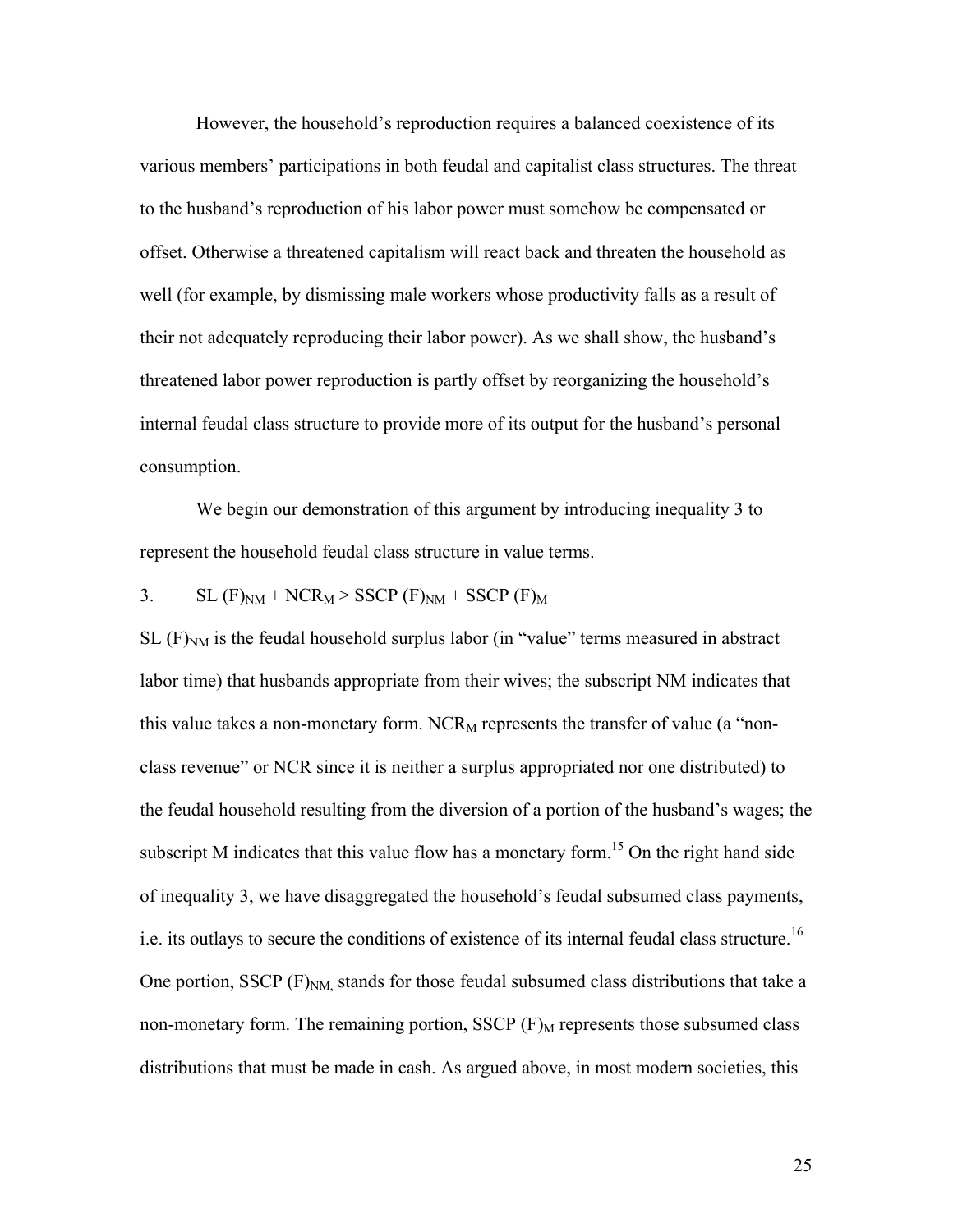However, the household's reproduction requires a balanced coexistence of its various members' participations in both feudal and capitalist class structures. The threat to the husband's reproduction of his labor power must somehow be compensated or offset. Otherwise a threatened capitalism will react back and threaten the household as well (for example, by dismissing male workers whose productivity falls as a result of their not adequately reproducing their labor power). As we shall show, the husband's threatened labor power reproduction is partly offset by reorganizing the household's internal feudal class structure to provide more of its output for the husband's personal consumption.

We begin our demonstration of this argument by introducing inequality 3 to represent the household feudal class structure in value terms.

3. $SL\ (F)_{NM} + NCR_M > SSCP\ (F)_{NM} + SSCP\ (F)_M$

$SL\ (F)_{NM}$ is the feudal household surplus labor (in "value" terms measured in abstract labor time) that husbands appropriate from their wives; the subscript NM indicates that this value takes a non-monetary form. $NCR_M$ represents the transfer of value (a "non-class revenue" or NCR since it is neither a surplus appropriated nor one distributed) to the feudal household resulting from the diversion of a portion of the husband's wages; the subscript M indicates that this value flow has a monetary form.[15] On the right hand side of inequality 3, we have disaggregated the household's feudal subsumed class payments, i.e. its outlays to secure the conditions of existence of its internal feudal class structure.[16] One portion, $SSCP\ (F)_{NM}$, stands for those feudal subsumed class distributions that take a non-monetary form. The remaining portion, $SSCP\ (F)_M$ represents those subsumed class distributions that must be made in cash. As argued above, in most modern societies, this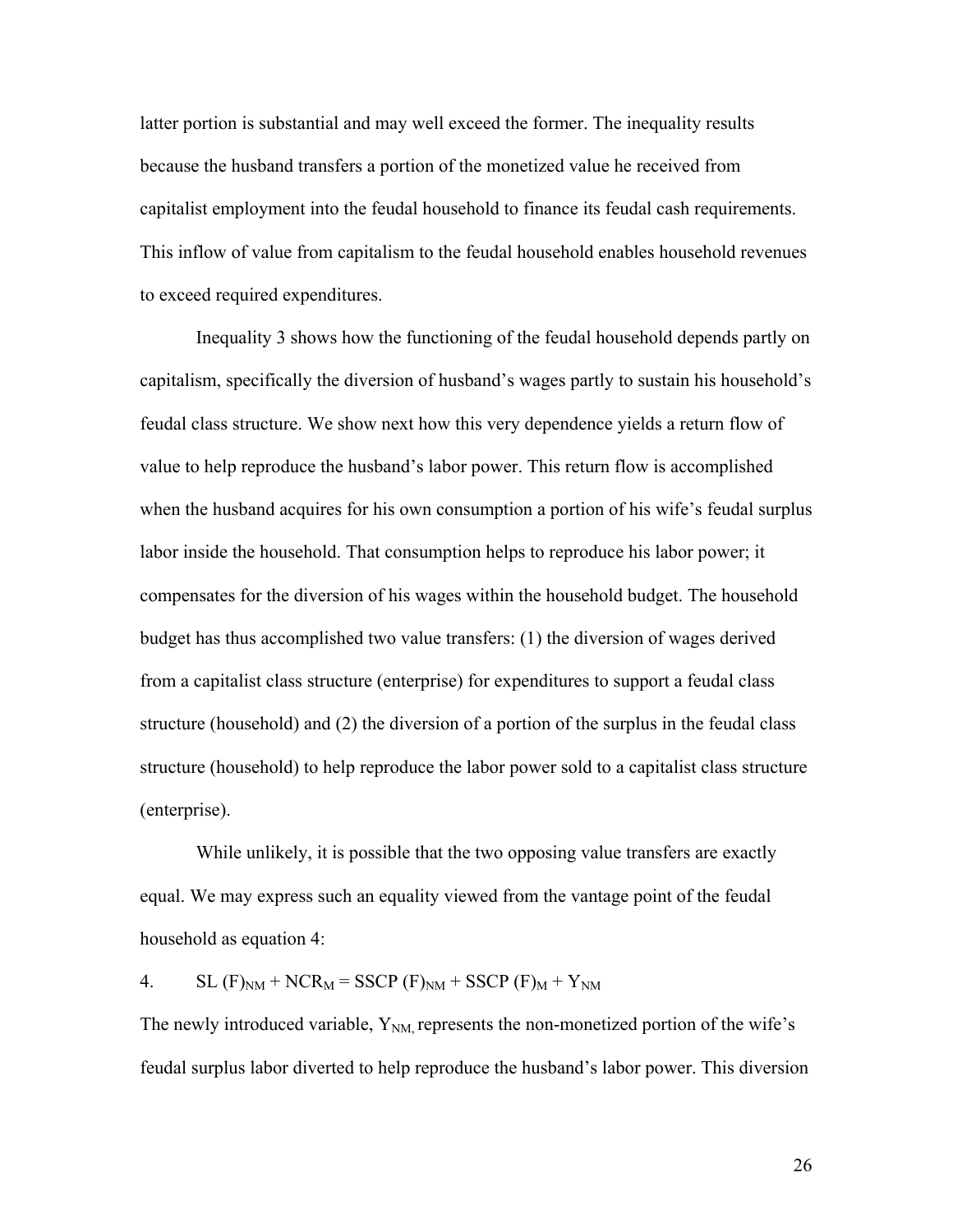latter portion is substantial and may well exceed the former. The inequality results because the husband transfers a portion of the monetized value he received from capitalist employment into the feudal household to finance its feudal cash requirements. This inflow of value from capitalism to the feudal household enables household revenues to exceed required expenditures.

Inequality 3 shows how the functioning of the feudal household depends partly on capitalism, specifically the diversion of husband's wages partly to sustain his household's feudal class structure. We show next how this very dependence yields a return flow of value to help reproduce the husband's labor power. This return flow is accomplished when the husband acquires for his own consumption a portion of his wife's feudal surplus labor inside the household. That consumption helps to reproduce his labor power; it compensates for the diversion of his wages within the household budget. The household budget has thus accomplished two value transfers: (1) the diversion of wages derived from a capitalist class structure (enterprise) for expenditures to support a feudal class structure (household) and (2) the diversion of a portion of the surplus in the feudal class structure (household) to help reproduce the labor power sold to a capitalist class structure (enterprise).

While unlikely, it is possible that the two opposing value transfers are exactly equal. We may express such an equality viewed from the vantage point of the feudal household as equation 4:

4. $SL\ (F)_{NM} + NCR_{M} = SSCP\ (F)_{NM} + SSCP\ (F)_{M} + Y_{NM}$

The newly introduced variable, $Y_{NM,}$ represents the non-monetized portion of the wife's feudal surplus labor diverted to help reproduce the husband's labor power. This diversion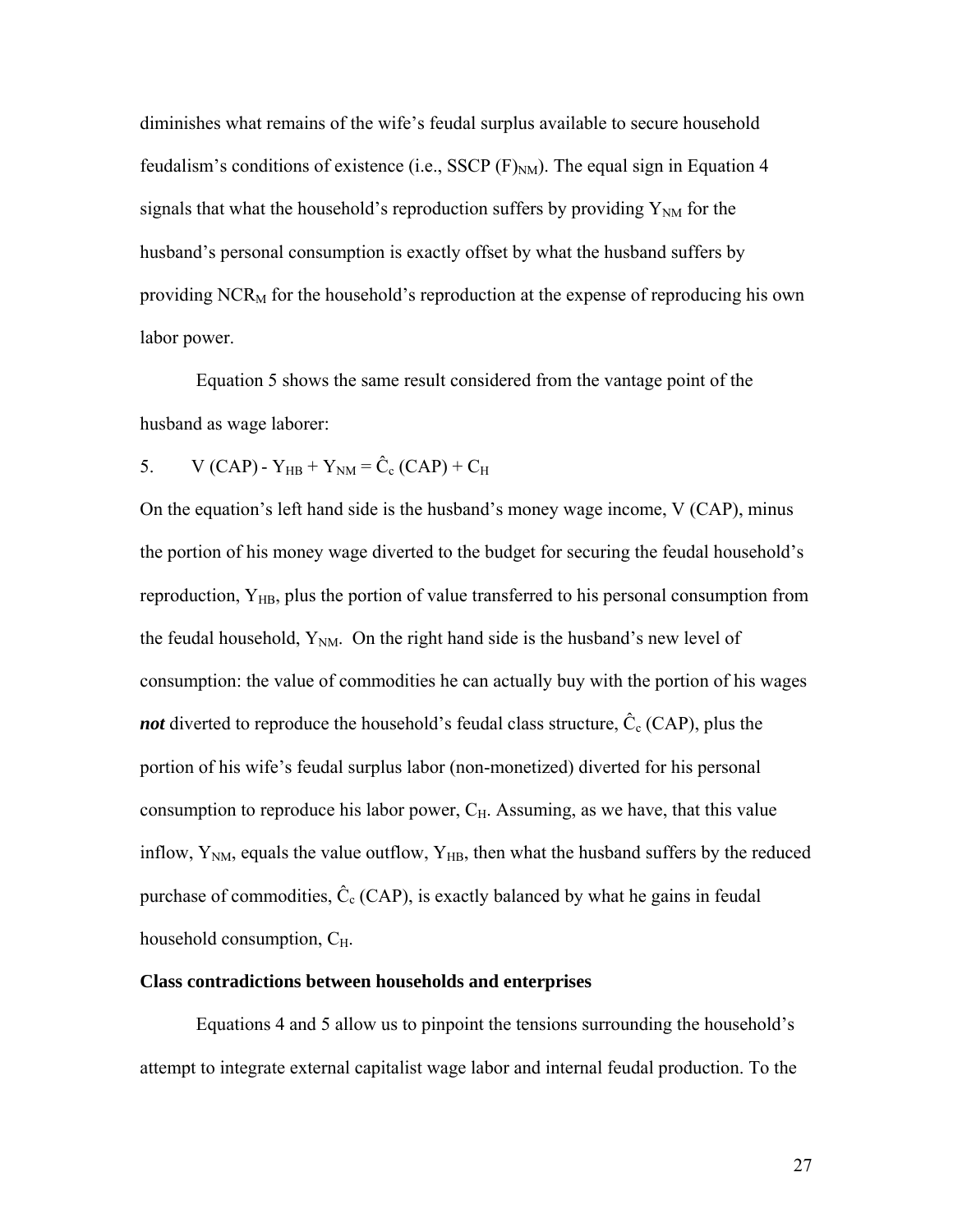diminishes what remains of the wife's feudal surplus available to secure household feudalism's conditions of existence (i.e., SSCP $(F)_{NM}$). The equal sign in Equation 4 signals that what the household's reproduction suffers by providing $Y_{NM}$ for the husband's personal consumption is exactly offset by what the husband suffers by providing $NCR_M$ for the household's reproduction at the expense of reproducing his own labor power.

Equation 5 shows the same result considered from the vantage point of the husband as wage laborer:

$$5. \quad V\,(CAP) - Y_{HB} + Y_{NM} = \hat{C}_c\,(CAP) + C_H$$

On the equation's left hand side is the husband's money wage income, $V\,(CAP)$, minus the portion of his money wage diverted to the budget for securing the feudal household's reproduction, $Y_{HB}$, plus the portion of value transferred to his personal consumption from the feudal household, $Y_{NM}$. On the right hand side is the husband's new level of consumption: the value of commodities he can actually buy with the portion of his wages ***not*** diverted to reproduce the household's feudal class structure, $\hat{C}_c\,(CAP)$, plus the portion of his wife's feudal surplus labor (non-monetized) diverted for his personal consumption to reproduce his labor power, $C_H$. Assuming, as we have, that this value inflow, $Y_{NM}$, equals the value outflow, $Y_{HB}$, then what the husband suffers by the reduced purchase of commodities, $\hat{C}_c\,(CAP)$, is exactly balanced by what he gains in feudal household consumption, $C_H$.

### Class contradictions between households and enterprises

Equations 4 and 5 allow us to pinpoint the tensions surrounding the household's attempt to integrate external capitalist wage labor and internal feudal production. To the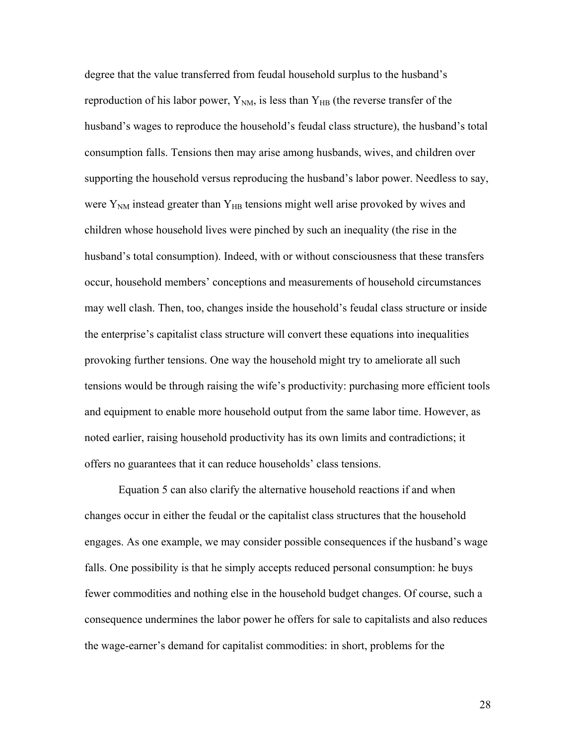degree that the value transferred from feudal household surplus to the husband's reproduction of his labor power, $Y_{NM}$, is less than $Y_{HB}$ (the reverse transfer of the husband's wages to reproduce the household's feudal class structure), the husband's total consumption falls. Tensions then may arise among husbands, wives, and children over supporting the household versus reproducing the husband's labor power. Needless to say, were $Y_{NM}$ instead greater than $Y_{HB}$ tensions might well arise provoked by wives and children whose household lives were pinched by such an inequality (the rise in the husband's total consumption). Indeed, with or without consciousness that these transfers occur, household members' conceptions and measurements of household circumstances may well clash. Then, too, changes inside the household's feudal class structure or inside the enterprise's capitalist class structure will convert these equations into inequalities provoking further tensions. One way the household might try to ameliorate all such tensions would be through raising the wife's productivity: purchasing more efficient tools and equipment to enable more household output from the same labor time. However, as noted earlier, raising household productivity has its own limits and contradictions; it offers no guarantees that it can reduce households' class tensions.

Equation 5 can also clarify the alternative household reactions if and when changes occur in either the feudal or the capitalist class structures that the household engages. As one example, we may consider possible consequences if the husband's wage falls. One possibility is that he simply accepts reduced personal consumption: he buys fewer commodities and nothing else in the household budget changes. Of course, such a consequence undermines the labor power he offers for sale to capitalists and also reduces the wage-earner's demand for capitalist commodities: in short, problems for the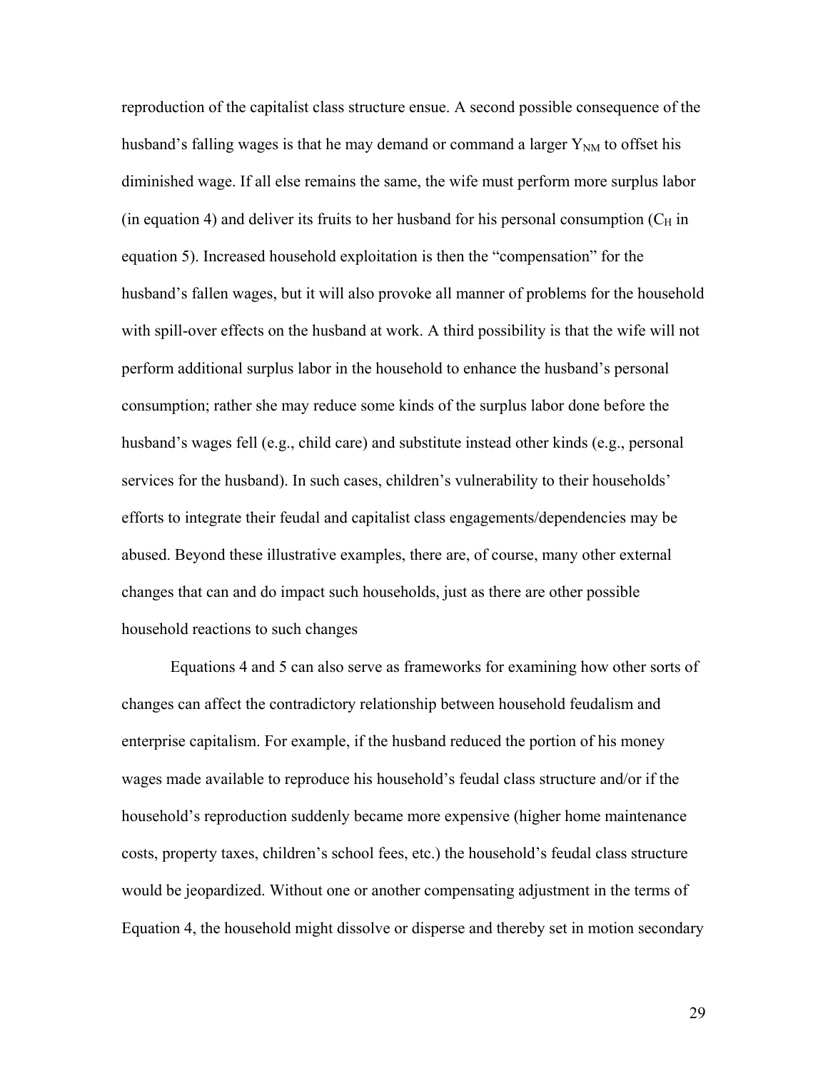reproduction of the capitalist class structure ensue. A second possible consequence of the husband's falling wages is that he may demand or command a larger $Y_{NM}$ to offset his diminished wage. If all else remains the same, the wife must perform more surplus labor (in equation 4) and deliver its fruits to her husband for his personal consumption ($C_H$ in equation 5). Increased household exploitation is then the "compensation" for the husband's fallen wages, but it will also provoke all manner of problems for the household with spill-over effects on the husband at work. A third possibility is that the wife will not perform additional surplus labor in the household to enhance the husband's personal consumption; rather she may reduce some kinds of the surplus labor done before the husband's wages fell (e.g., child care) and substitute instead other kinds (e.g., personal services for the husband). In such cases, children's vulnerability to their households' efforts to integrate their feudal and capitalist class engagements/dependencies may be abused. Beyond these illustrative examples, there are, of course, many other external changes that can and do impact such households, just as there are other possible household reactions to such changes

Equations 4 and 5 can also serve as frameworks for examining how other sorts of changes can affect the contradictory relationship between household feudalism and enterprise capitalism. For example, if the husband reduced the portion of his money wages made available to reproduce his household's feudal class structure and/or if the household's reproduction suddenly became more expensive (higher home maintenance costs, property taxes, children's school fees, etc.) the household's feudal class structure would be jeopardized. Without one or another compensating adjustment in the terms of Equation 4, the household might dissolve or disperse and thereby set in motion secondary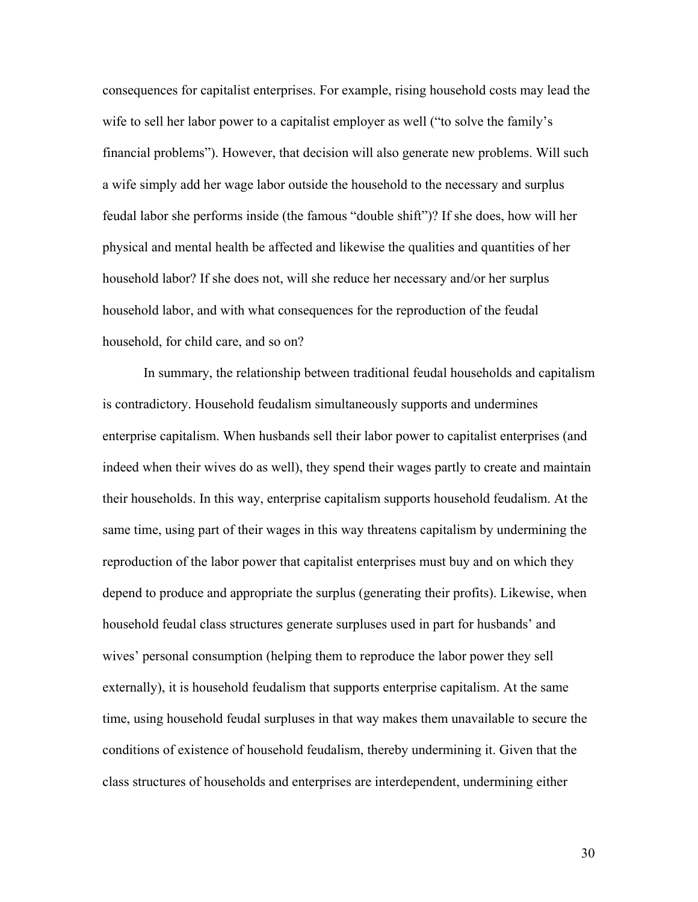consequences for capitalist enterprises. For example, rising household costs may lead the wife to sell her labor power to a capitalist employer as well ("to solve the family's financial problems"). However, that decision will also generate new problems. Will such a wife simply add her wage labor outside the household to the necessary and surplus feudal labor she performs inside (the famous "double shift")? If she does, how will her physical and mental health be affected and likewise the qualities and quantities of her household labor? If she does not, will she reduce her necessary and/or her surplus household labor, and with what consequences for the reproduction of the feudal household, for child care, and so on?

In summary, the relationship between traditional feudal households and capitalism is contradictory. Household feudalism simultaneously supports and undermines enterprise capitalism. When husbands sell their labor power to capitalist enterprises (and indeed when their wives do as well), they spend their wages partly to create and maintain their households. In this way, enterprise capitalism supports household feudalism. At the same time, using part of their wages in this way threatens capitalism by undermining the reproduction of the labor power that capitalist enterprises must buy and on which they depend to produce and appropriate the surplus (generating their profits). Likewise, when household feudal class structures generate surpluses used in part for husbands' and wives' personal consumption (helping them to reproduce the labor power they sell externally), it is household feudalism that supports enterprise capitalism. At the same time, using household feudal surpluses in that way makes them unavailable to secure the conditions of existence of household feudalism, thereby undermining it. Given that the class structures of households and enterprises are interdependent, undermining either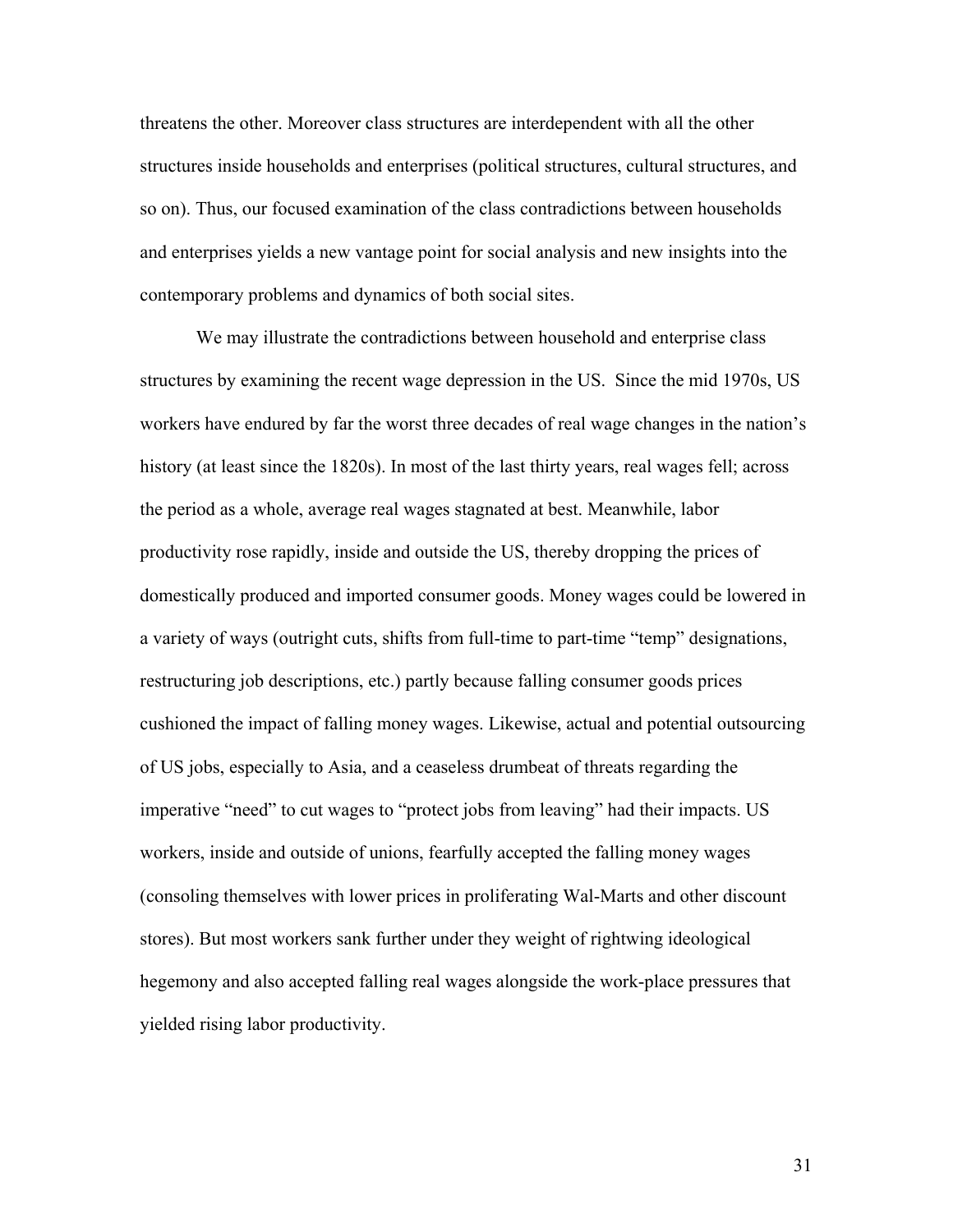threatens the other. Moreover class structures are interdependent with all the other structures inside households and enterprises (political structures, cultural structures, and so on). Thus, our focused examination of the class contradictions between households and enterprises yields a new vantage point for social analysis and new insights into the contemporary problems and dynamics of both social sites.

We may illustrate the contradictions between household and enterprise class structures by examining the recent wage depression in the US. Since the mid 1970s, US workers have endured by far the worst three decades of real wage changes in the nation's history (at least since the 1820s). In most of the last thirty years, real wages fell; across the period as a whole, average real wages stagnated at best. Meanwhile, labor productivity rose rapidly, inside and outside the US, thereby dropping the prices of domestically produced and imported consumer goods. Money wages could be lowered in a variety of ways (outright cuts, shifts from full-time to part-time "temp" designations, restructuring job descriptions, etc.) partly because falling consumer goods prices cushioned the impact of falling money wages. Likewise, actual and potential outsourcing of US jobs, especially to Asia, and a ceaseless drumbeat of threats regarding the imperative "need" to cut wages to "protect jobs from leaving" had their impacts. US workers, inside and outside of unions, fearfully accepted the falling money wages (consoling themselves with lower prices in proliferating Wal-Marts and other discount stores). But most workers sank further under they weight of rightwing ideological hegemony and also accepted falling real wages alongside the work-place pressures that yielded rising labor productivity.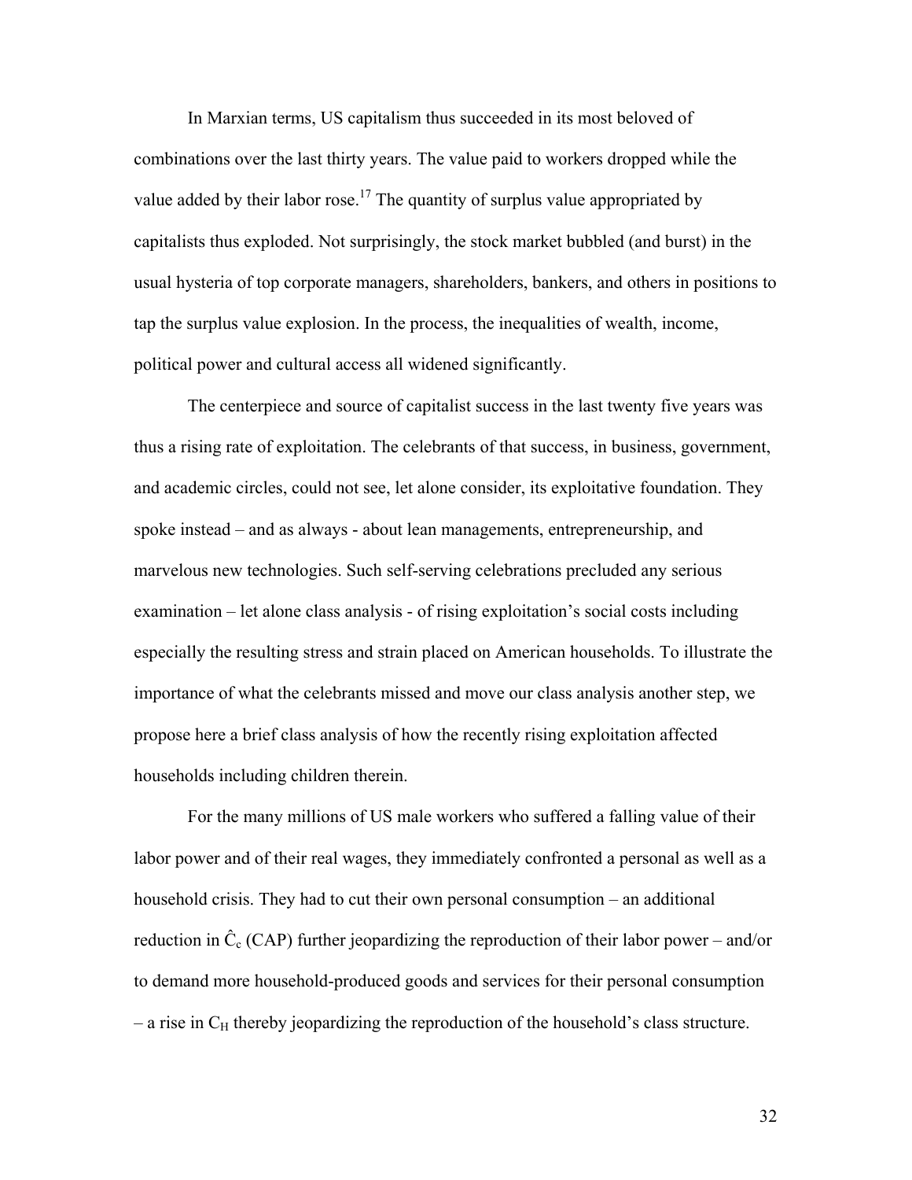In Marxian terms, US capitalism thus succeeded in its most beloved of combinations over the last thirty years. The value paid to workers dropped while the value added by their labor rose.[17] The quantity of surplus value appropriated by capitalists thus exploded. Not surprisingly, the stock market bubbled (and burst) in the usual hysteria of top corporate managers, shareholders, bankers, and others in positions to tap the surplus value explosion. In the process, the inequalities of wealth, income, political power and cultural access all widened significantly.

The centerpiece and source of capitalist success in the last twenty five years was thus a rising rate of exploitation. The celebrants of that success, in business, government, and academic circles, could not see, let alone consider, its exploitative foundation. They spoke instead – and as always - about lean managements, entrepreneurship, and marvelous new technologies. Such self-serving celebrations precluded any serious examination – let alone class analysis - of rising exploitation's social costs including especially the resulting stress and strain placed on American households. To illustrate the importance of what the celebrants missed and move our class analysis another step, we propose here a brief class analysis of how the recently rising exploitation affected households including children therein.

For the many millions of US male workers who suffered a falling value of their labor power and of their real wages, they immediately confronted a personal as well as a household crisis. They had to cut their own personal consumption – an additional reduction in $\hat{C}_c$ (CAP) further jeopardizing the reproduction of their labor power – and/or to demand more household-produced goods and services for their personal consumption – a rise in $C_H$ thereby jeopardizing the reproduction of the household's class structure.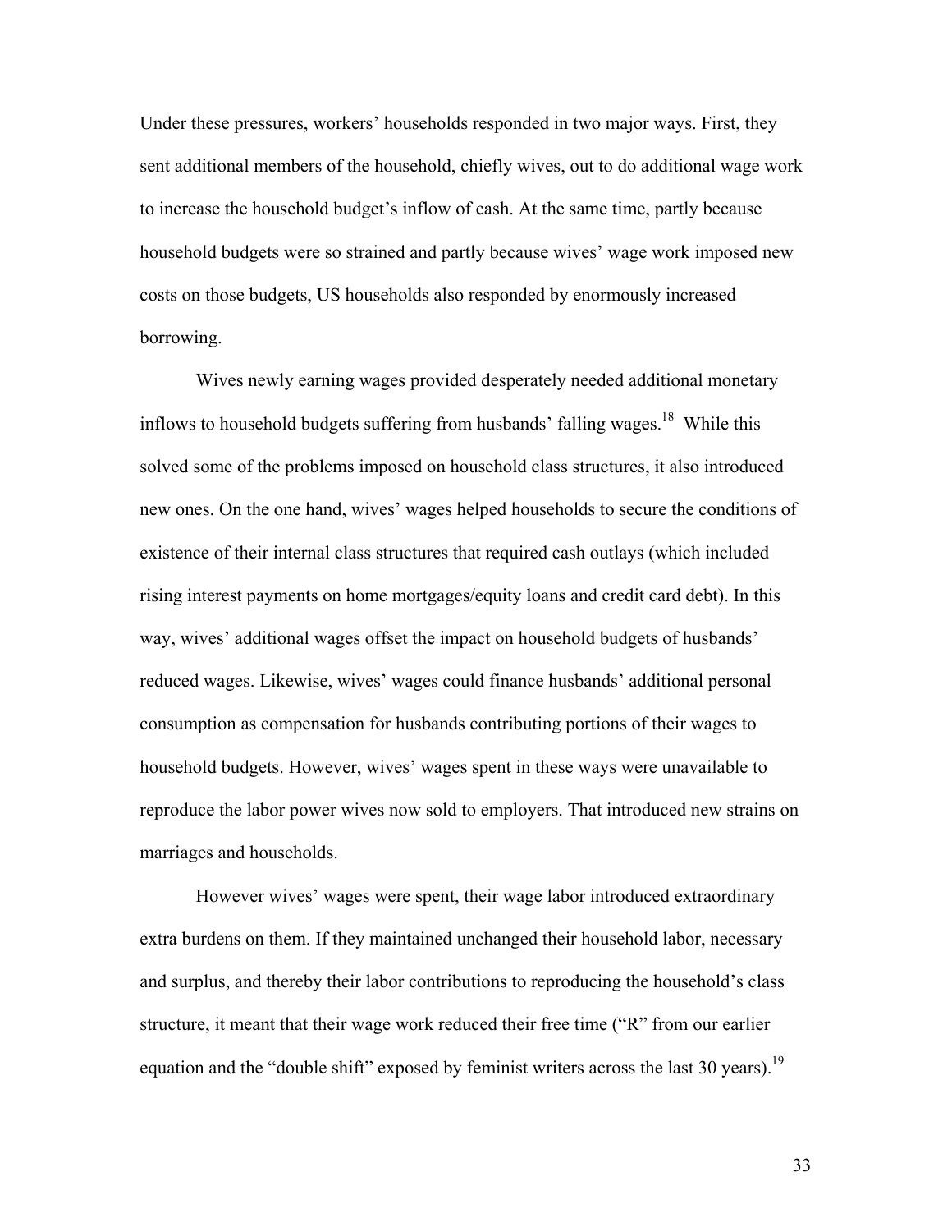Under these pressures, workers' households responded in two major ways. First, they sent additional members of the household, chiefly wives, out to do additional wage work to increase the household budget's inflow of cash. At the same time, partly because household budgets were so strained and partly because wives' wage work imposed new costs on those budgets, US households also responded by enormously increased borrowing.

Wives newly earning wages provided desperately needed additional monetary inflows to household budgets suffering from husbands' falling wages.[18] While this solved some of the problems imposed on household class structures, it also introduced new ones. On the one hand, wives' wages helped households to secure the conditions of existence of their internal class structures that required cash outlays (which included rising interest payments on home mortgages/equity loans and credit card debt). In this way, wives' additional wages offset the impact on household budgets of husbands' reduced wages. Likewise, wives' wages could finance husbands' additional personal consumption as compensation for husbands contributing portions of their wages to household budgets. However, wives' wages spent in these ways were unavailable to reproduce the labor power wives now sold to employers. That introduced new strains on marriages and households.

However wives' wages were spent, their wage labor introduced extraordinary extra burdens on them. If they maintained unchanged their household labor, necessary and surplus, and thereby their labor contributions to reproducing the household's class structure, it meant that their wage work reduced their free time ("R" from our earlier equation and the "double shift" exposed by feminist writers across the last 30 years).[19]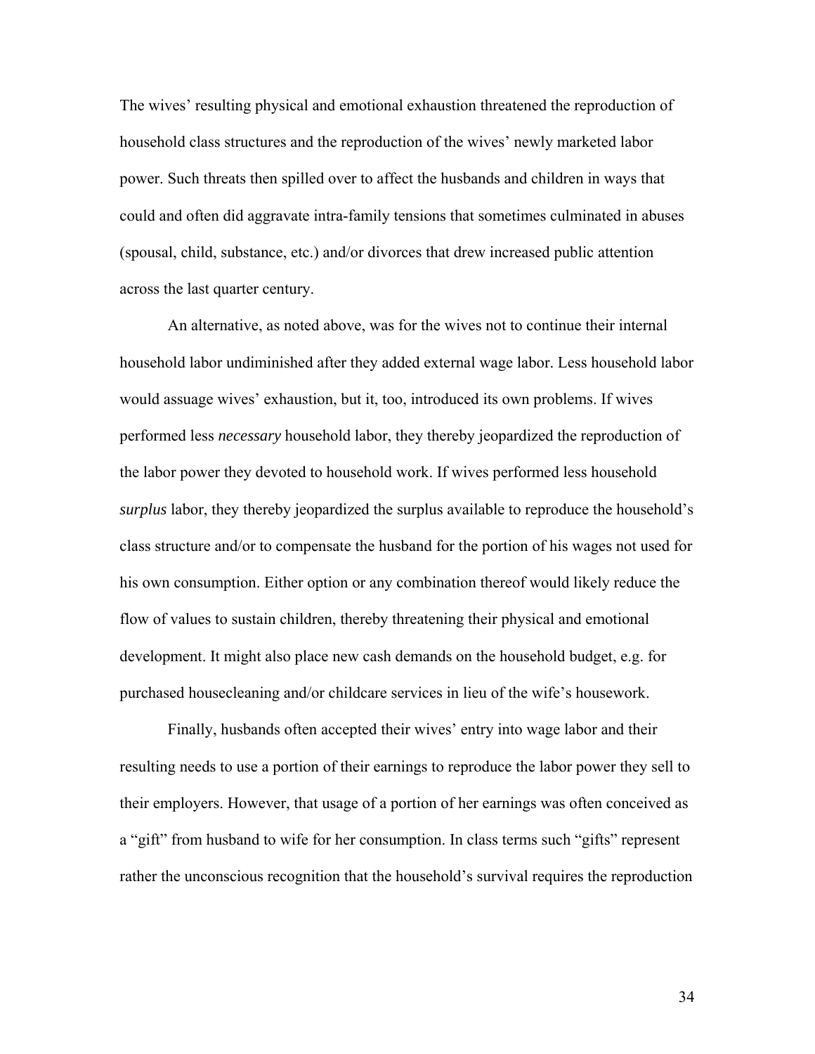The wives' resulting physical and emotional exhaustion threatened the reproduction of household class structures and the reproduction of the wives' newly marketed labor power. Such threats then spilled over to affect the husbands and children in ways that could and often did aggravate intra-family tensions that sometimes culminated in abuses (spousal, child, substance, etc.) and/or divorces that drew increased public attention across the last quarter century.

An alternative, as noted above, was for the wives not to continue their internal household labor undiminished after they added external wage labor. Less household labor would assuage wives' exhaustion, but it, too, introduced its own problems. If wives performed less *necessary* household labor, they thereby jeopardized the reproduction of the labor power they devoted to household work. If wives performed less household *surplus* labor, they thereby jeopardized the surplus available to reproduce the household's class structure and/or to compensate the husband for the portion of his wages not used for his own consumption. Either option or any combination thereof would likely reduce the flow of values to sustain children, thereby threatening their physical and emotional development. It might also place new cash demands on the household budget, e.g. for purchased housecleaning and/or childcare services in lieu of the wife's housework.

Finally, husbands often accepted their wives' entry into wage labor and their resulting needs to use a portion of their earnings to reproduce the labor power they sell to their employers. However, that usage of a portion of her earnings was often conceived as a "gift" from husband to wife for her consumption. In class terms such "gifts" represent rather the unconscious recognition that the household's survival requires the reproduction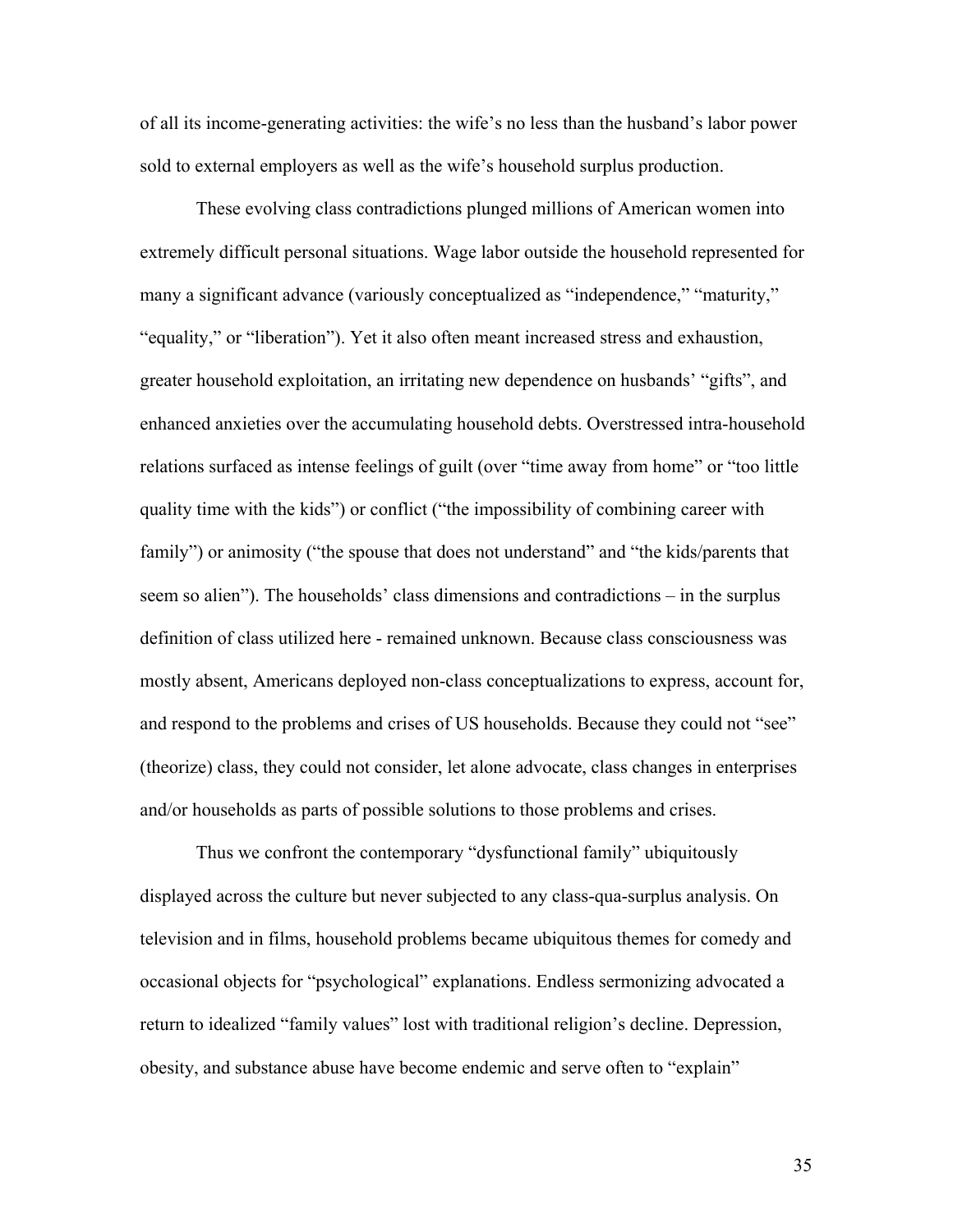of all its income-generating activities: the wife's no less than the husband's labor power sold to external employers as well as the wife's household surplus production.

These evolving class contradictions plunged millions of American women into extremely difficult personal situations. Wage labor outside the household represented for many a significant advance (variously conceptualized as "independence," "maturity," "equality," or "liberation"). Yet it also often meant increased stress and exhaustion, greater household exploitation, an irritating new dependence on husbands' "gifts", and enhanced anxieties over the accumulating household debts. Overstressed intra-household relations surfaced as intense feelings of guilt (over "time away from home" or "too little quality time with the kids") or conflict ("the impossibility of combining career with family") or animosity ("the spouse that does not understand" and "the kids/parents that seem so alien"). The households' class dimensions and contradictions – in the surplus definition of class utilized here - remained unknown. Because class consciousness was mostly absent, Americans deployed non-class conceptualizations to express, account for, and respond to the problems and crises of US households. Because they could not "see" (theorize) class, they could not consider, let alone advocate, class changes in enterprises and/or households as parts of possible solutions to those problems and crises.

Thus we confront the contemporary "dysfunctional family" ubiquitously displayed across the culture but never subjected to any class-qua-surplus analysis. On television and in films, household problems became ubiquitous themes for comedy and occasional objects for "psychological" explanations. Endless sermonizing advocated a return to idealized "family values" lost with traditional religion's decline. Depression, obesity, and substance abuse have become endemic and serve often to "explain"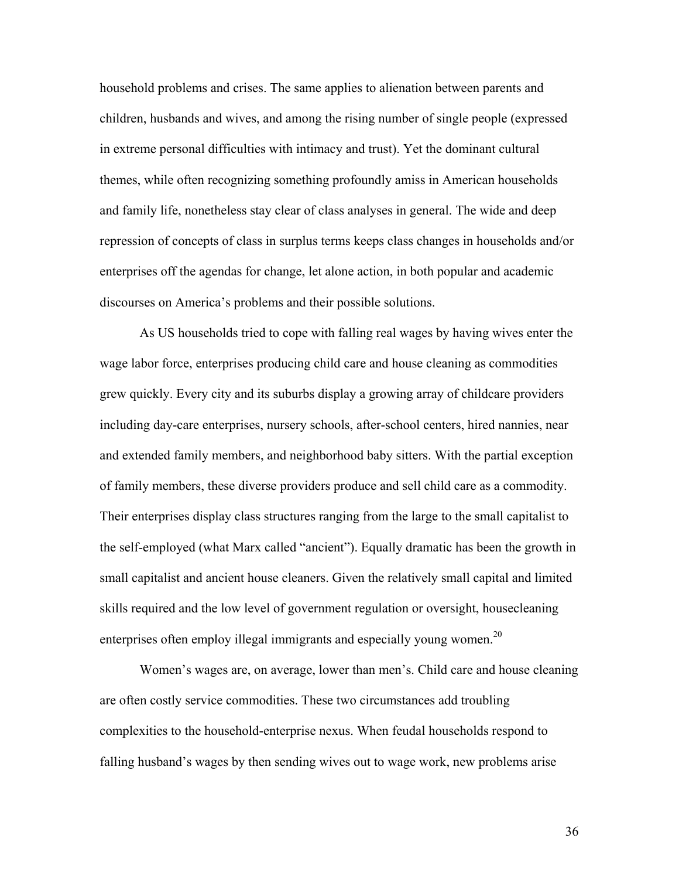household problems and crises. The same applies to alienation between parents and children, husbands and wives, and among the rising number of single people (expressed in extreme personal difficulties with intimacy and trust). Yet the dominant cultural themes, while often recognizing something profoundly amiss in American households and family life, nonetheless stay clear of class analyses in general. The wide and deep repression of concepts of class in surplus terms keeps class changes in households and/or enterprises off the agendas for change, let alone action, in both popular and academic discourses on America's problems and their possible solutions.

As US households tried to cope with falling real wages by having wives enter the wage labor force, enterprises producing child care and house cleaning as commodities grew quickly. Every city and its suburbs display a growing array of childcare providers including day-care enterprises, nursery schools, after-school centers, hired nannies, near and extended family members, and neighborhood baby sitters. With the partial exception of family members, these diverse providers produce and sell child care as a commodity. Their enterprises display class structures ranging from the large to the small capitalist to the self-employed (what Marx called "ancient"). Equally dramatic has been the growth in small capitalist and ancient house cleaners. Given the relatively small capital and limited skills required and the low level of government regulation or oversight, housecleaning enterprises often employ illegal immigrants and especially young women.[20]

Women's wages are, on average, lower than men's. Child care and house cleaning are often costly service commodities. These two circumstances add troubling complexities to the household-enterprise nexus. When feudal households respond to falling husband's wages by then sending wives out to wage work, new problems arise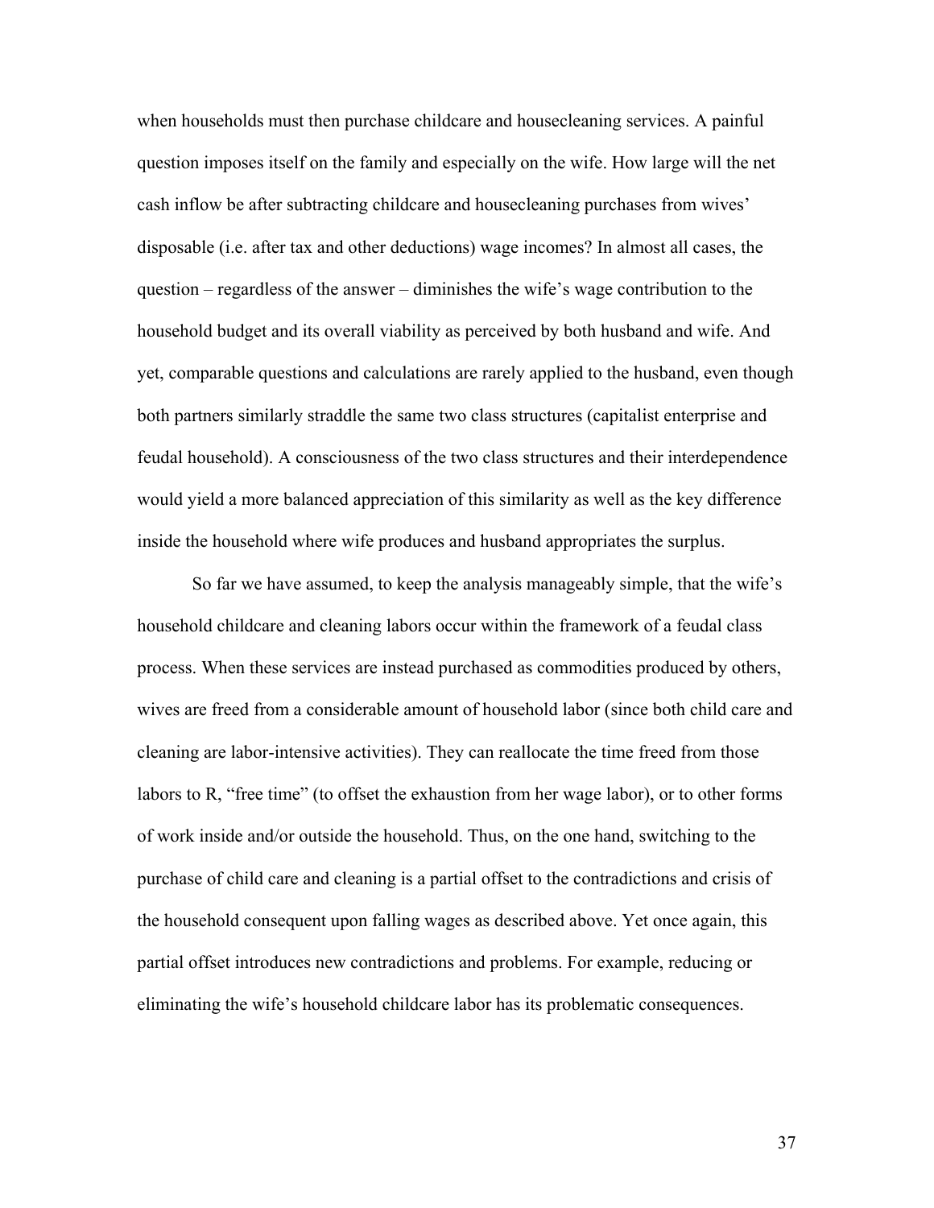when households must then purchase childcare and housecleaning services. A painful question imposes itself on the family and especially on the wife. How large will the net cash inflow be after subtracting childcare and housecleaning purchases from wives' disposable (i.e. after tax and other deductions) wage incomes? In almost all cases, the question – regardless of the answer – diminishes the wife's wage contribution to the household budget and its overall viability as perceived by both husband and wife. And yet, comparable questions and calculations are rarely applied to the husband, even though both partners similarly straddle the same two class structures (capitalist enterprise and feudal household). A consciousness of the two class structures and their interdependence would yield a more balanced appreciation of this similarity as well as the key difference inside the household where wife produces and husband appropriates the surplus.

So far we have assumed, to keep the analysis manageably simple, that the wife's household childcare and cleaning labors occur within the framework of a feudal class process. When these services are instead purchased as commodities produced by others, wives are freed from a considerable amount of household labor (since both child care and cleaning are labor-intensive activities). They can reallocate the time freed from those labors to R, "free time" (to offset the exhaustion from her wage labor), or to other forms of work inside and/or outside the household. Thus, on the one hand, switching to the purchase of child care and cleaning is a partial offset to the contradictions and crisis of the household consequent upon falling wages as described above. Yet once again, this partial offset introduces new contradictions and problems. For example, reducing or eliminating the wife's household childcare labor has its problematic consequences.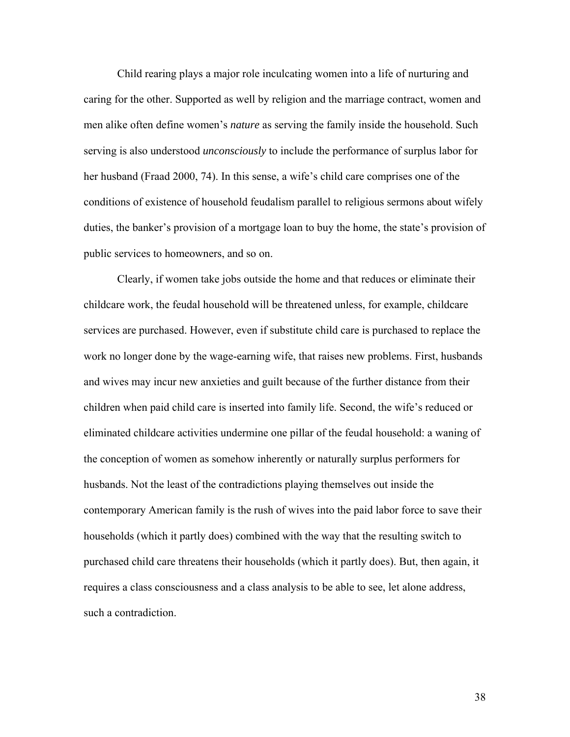Child rearing plays a major role inculcating women into a life of nurturing and caring for the other. Supported as well by religion and the marriage contract, women and men alike often define women's *nature* as serving the family inside the household. Such serving is also understood *unconsciously* to include the performance of surplus labor for her husband (Fraad 2000, 74). In this sense, a wife's child care comprises one of the conditions of existence of household feudalism parallel to religious sermons about wifely duties, the banker's provision of a mortgage loan to buy the home, the state's provision of public services to homeowners, and so on.

Clearly, if women take jobs outside the home and that reduces or eliminate their childcare work, the feudal household will be threatened unless, for example, childcare services are purchased. However, even if substitute child care is purchased to replace the work no longer done by the wage-earning wife, that raises new problems. First, husbands and wives may incur new anxieties and guilt because of the further distance from their children when paid child care is inserted into family life. Second, the wife's reduced or eliminated childcare activities undermine one pillar of the feudal household: a waning of the conception of women as somehow inherently or naturally surplus performers for husbands. Not the least of the contradictions playing themselves out inside the contemporary American family is the rush of wives into the paid labor force to save their households (which it partly does) combined with the way that the resulting switch to purchased child care threatens their households (which it partly does). But, then again, it requires a class consciousness and a class analysis to be able to see, let alone address, such a contradiction.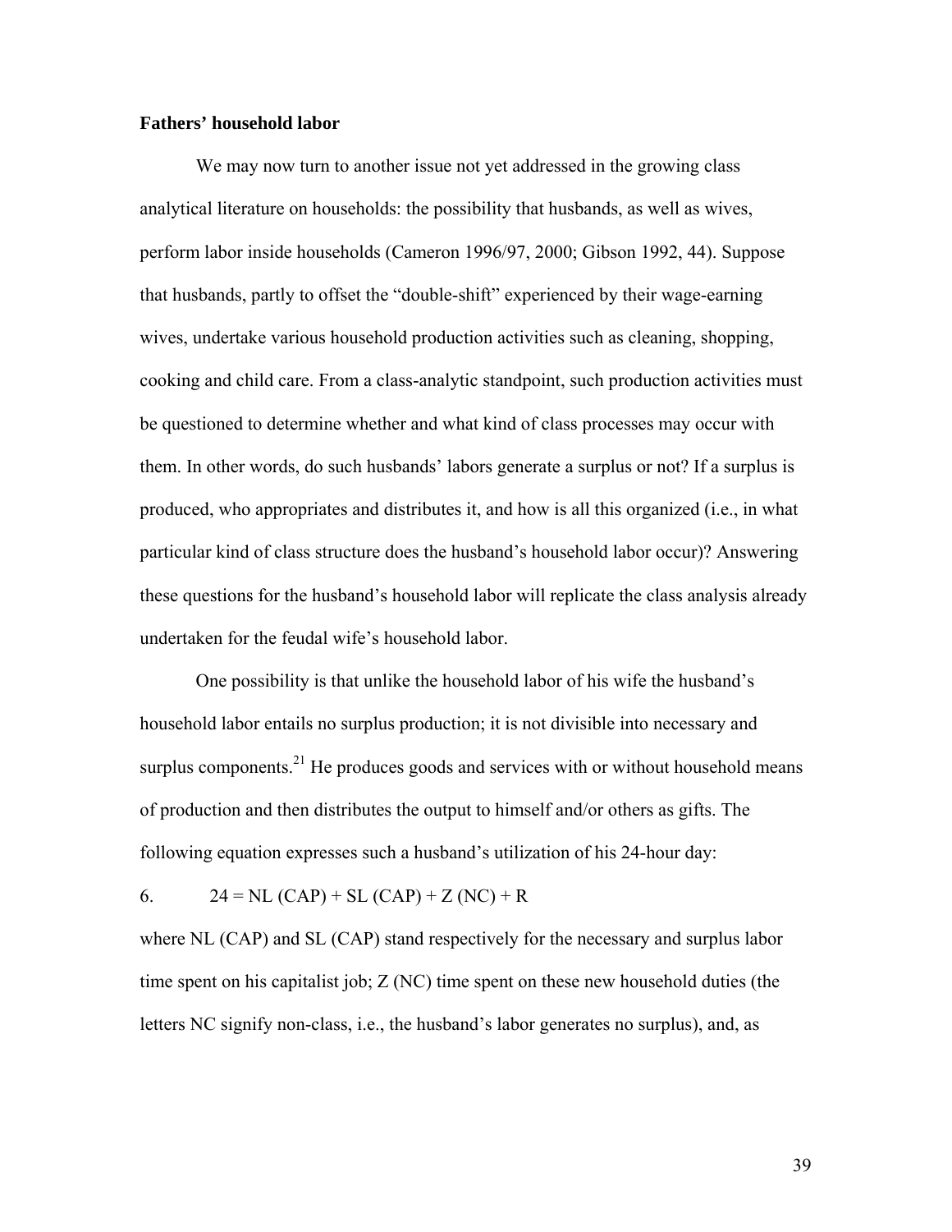**Fathers' household labor**

We may now turn to another issue not yet addressed in the growing class analytical literature on households: the possibility that husbands, as well as wives, perform labor inside households (Cameron 1996/97, 2000; Gibson 1992, 44). Suppose that husbands, partly to offset the "double-shift" experienced by their wage-earning wives, undertake various household production activities such as cleaning, shopping, cooking and child care. From a class-analytic standpoint, such production activities must be questioned to determine whether and what kind of class processes may occur with them. In other words, do such husbands' labors generate a surplus or not? If a surplus is produced, who appropriates and distributes it, and how is all this organized (i.e., in what particular kind of class structure does the husband's household labor occur)? Answering these questions for the husband's household labor will replicate the class analysis already undertaken for the feudal wife's household labor.

One possibility is that unlike the household labor of his wife the husband's household labor entails no surplus production; it is not divisible into necessary and surplus components.[21] He produces goods and services with or without household means of production and then distributes the output to himself and/or others as gifts. The following equation expresses such a husband's utilization of his 24-hour day:

6. $24 = NL\ (CAP) + SL\ (CAP) + Z\ (NC) + R$

where NL (CAP) and SL (CAP) stand respectively for the necessary and surplus labor time spent on his capitalist job; Z (NC) time spent on these new household duties (the letters NC signify non-class, i.e., the husband's labor generates no surplus), and, as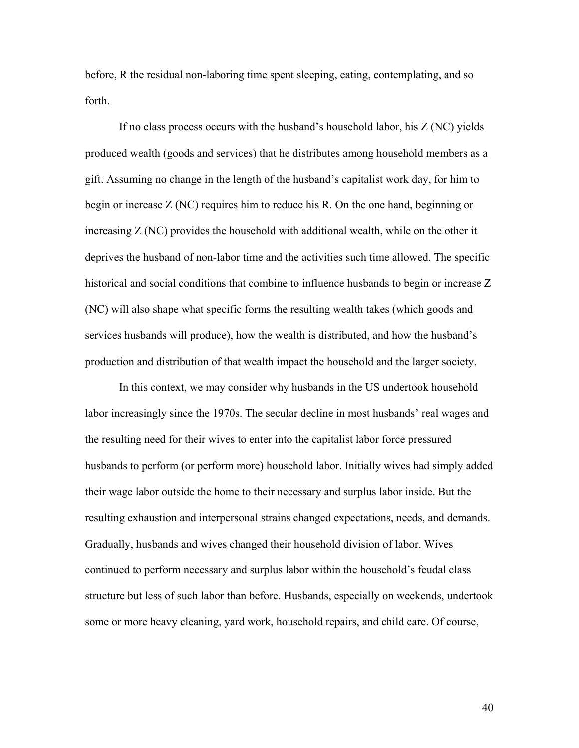before, R the residual non-laboring time spent sleeping, eating, contemplating, and so forth.

If no class process occurs with the husband's household labor, his Z (NC) yields produced wealth (goods and services) that he distributes among household members as a gift. Assuming no change in the length of the husband's capitalist work day, for him to begin or increase Z (NC) requires him to reduce his R. On the one hand, beginning or increasing Z (NC) provides the household with additional wealth, while on the other it deprives the husband of non-labor time and the activities such time allowed. The specific historical and social conditions that combine to influence husbands to begin or increase Z (NC) will also shape what specific forms the resulting wealth takes (which goods and services husbands will produce), how the wealth is distributed, and how the husband's production and distribution of that wealth impact the household and the larger society.

In this context, we may consider why husbands in the US undertook household labor increasingly since the 1970s. The secular decline in most husbands' real wages and the resulting need for their wives to enter into the capitalist labor force pressured husbands to perform (or perform more) household labor. Initially wives had simply added their wage labor outside the home to their necessary and surplus labor inside. But the resulting exhaustion and interpersonal strains changed expectations, needs, and demands. Gradually, husbands and wives changed their household division of labor. Wives continued to perform necessary and surplus labor within the household's feudal class structure but less of such labor than before. Husbands, especially on weekends, undertook some or more heavy cleaning, yard work, household repairs, and child care. Of course,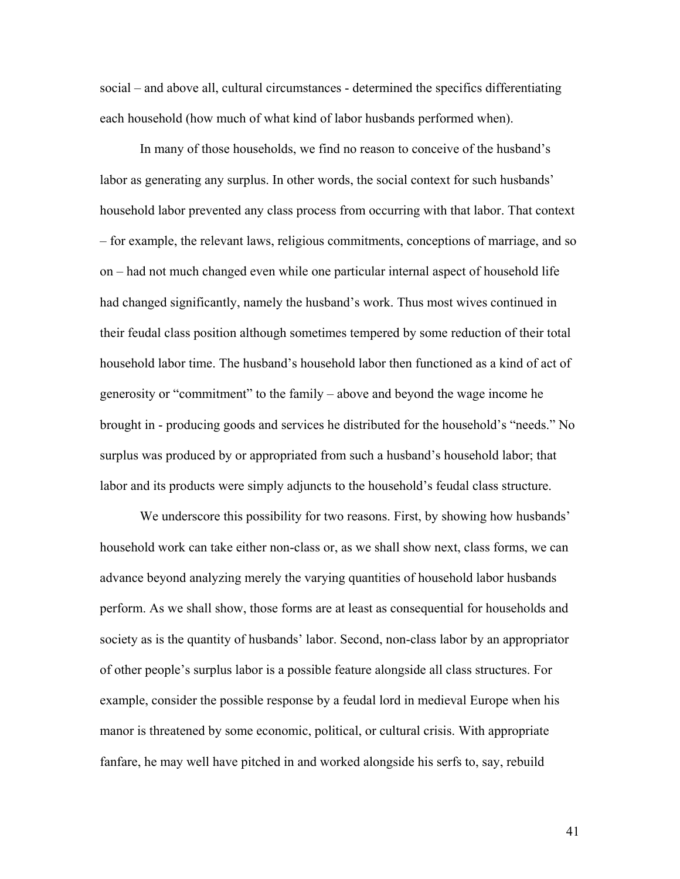social – and above all, cultural circumstances - determined the specifics differentiating each household (how much of what kind of labor husbands performed when).

In many of those households, we find no reason to conceive of the husband's labor as generating any surplus. In other words, the social context for such husbands' household labor prevented any class process from occurring with that labor. That context – for example, the relevant laws, religious commitments, conceptions of marriage, and so on – had not much changed even while one particular internal aspect of household life had changed significantly, namely the husband's work. Thus most wives continued in their feudal class position although sometimes tempered by some reduction of their total household labor time. The husband's household labor then functioned as a kind of act of generosity or "commitment" to the family – above and beyond the wage income he brought in - producing goods and services he distributed for the household's "needs." No surplus was produced by or appropriated from such a husband's household labor; that labor and its products were simply adjuncts to the household's feudal class structure.

We underscore this possibility for two reasons. First, by showing how husbands' household work can take either non-class or, as we shall show next, class forms, we can advance beyond analyzing merely the varying quantities of household labor husbands perform. As we shall show, those forms are at least as consequential for households and society as is the quantity of husbands' labor. Second, non-class labor by an appropriator of other people's surplus labor is a possible feature alongside all class structures. For example, consider the possible response by a feudal lord in medieval Europe when his manor is threatened by some economic, political, or cultural crisis. With appropriate fanfare, he may well have pitched in and worked alongside his serfs to, say, rebuild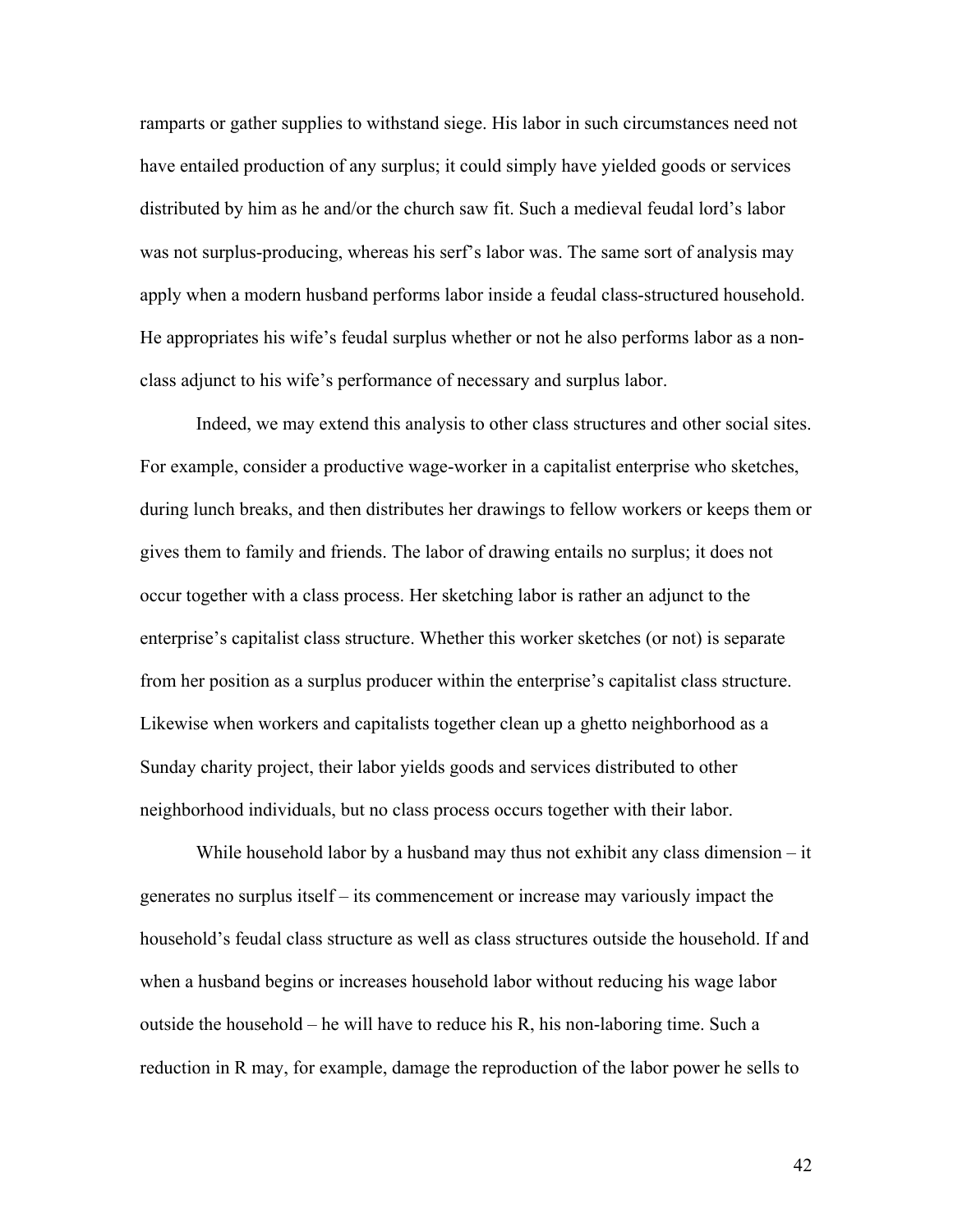ramparts or gather supplies to withstand siege. His labor in such circumstances need not have entailed production of any surplus; it could simply have yielded goods or services distributed by him as he and/or the church saw fit. Such a medieval feudal lord's labor was not surplus-producing, whereas his serf's labor was. The same sort of analysis may apply when a modern husband performs labor inside a feudal class-structured household. He appropriates his wife's feudal surplus whether or not he also performs labor as a non-class adjunct to his wife's performance of necessary and surplus labor.

Indeed, we may extend this analysis to other class structures and other social sites. For example, consider a productive wage-worker in a capitalist enterprise who sketches, during lunch breaks, and then distributes her drawings to fellow workers or keeps them or gives them to family and friends. The labor of drawing entails no surplus; it does not occur together with a class process. Her sketching labor is rather an adjunct to the enterprise's capitalist class structure. Whether this worker sketches (or not) is separate from her position as a surplus producer within the enterprise's capitalist class structure. Likewise when workers and capitalists together clean up a ghetto neighborhood as a Sunday charity project, their labor yields goods and services distributed to other neighborhood individuals, but no class process occurs together with their labor.

While household labor by a husband may thus not exhibit any class dimension – it generates no surplus itself – its commencement or increase may variously impact the household's feudal class structure as well as class structures outside the household. If and when a husband begins or increases household labor without reducing his wage labor outside the household – he will have to reduce his R, his non-laboring time. Such a reduction in R may, for example, damage the reproduction of the labor power he sells to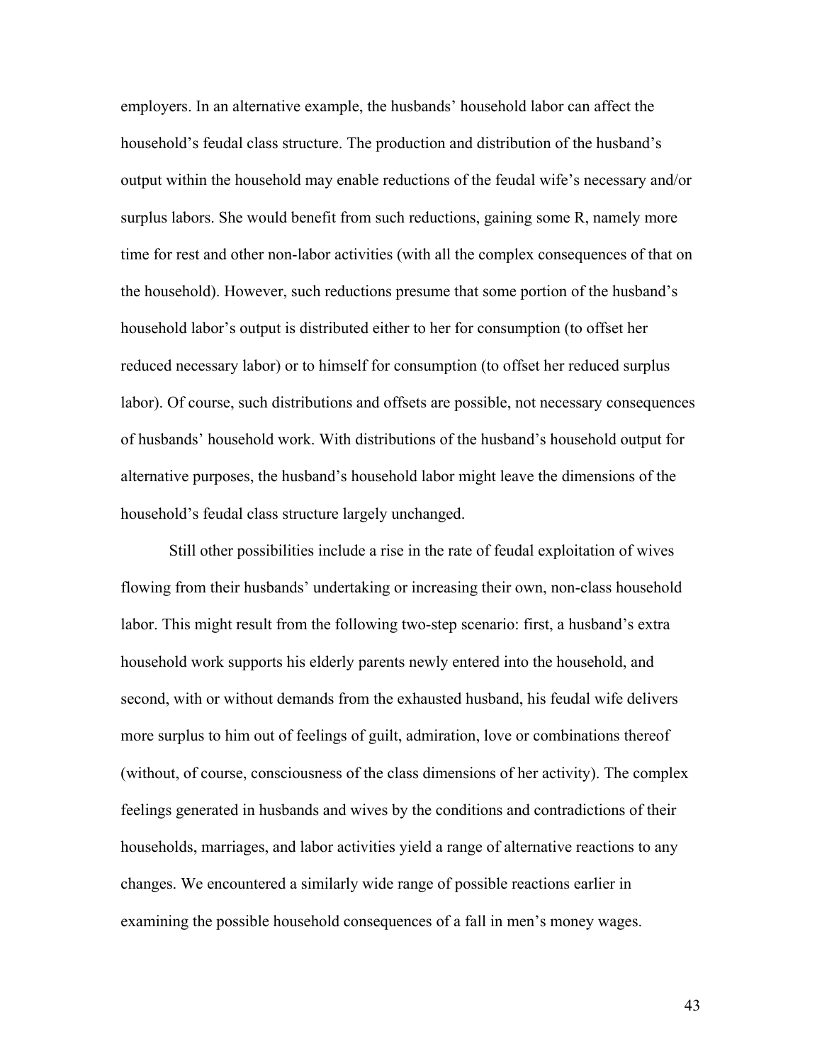employers. In an alternative example, the husbands' household labor can affect the household's feudal class structure. The production and distribution of the husband's output within the household may enable reductions of the feudal wife's necessary and/or surplus labors. She would benefit from such reductions, gaining some R, namely more time for rest and other non-labor activities (with all the complex consequences of that on the household). However, such reductions presume that some portion of the husband's household labor's output is distributed either to her for consumption (to offset her reduced necessary labor) or to himself for consumption (to offset her reduced surplus labor). Of course, such distributions and offsets are possible, not necessary consequences of husbands' household work. With distributions of the husband's household output for alternative purposes, the husband's household labor might leave the dimensions of the household's feudal class structure largely unchanged.

Still other possibilities include a rise in the rate of feudal exploitation of wives flowing from their husbands' undertaking or increasing their own, non-class household labor. This might result from the following two-step scenario: first, a husband's extra household work supports his elderly parents newly entered into the household, and second, with or without demands from the exhausted husband, his feudal wife delivers more surplus to him out of feelings of guilt, admiration, love or combinations thereof (without, of course, consciousness of the class dimensions of her activity). The complex feelings generated in husbands and wives by the conditions and contradictions of their households, marriages, and labor activities yield a range of alternative reactions to any changes. We encountered a similarly wide range of possible reactions earlier in examining the possible household consequences of a fall in men's money wages.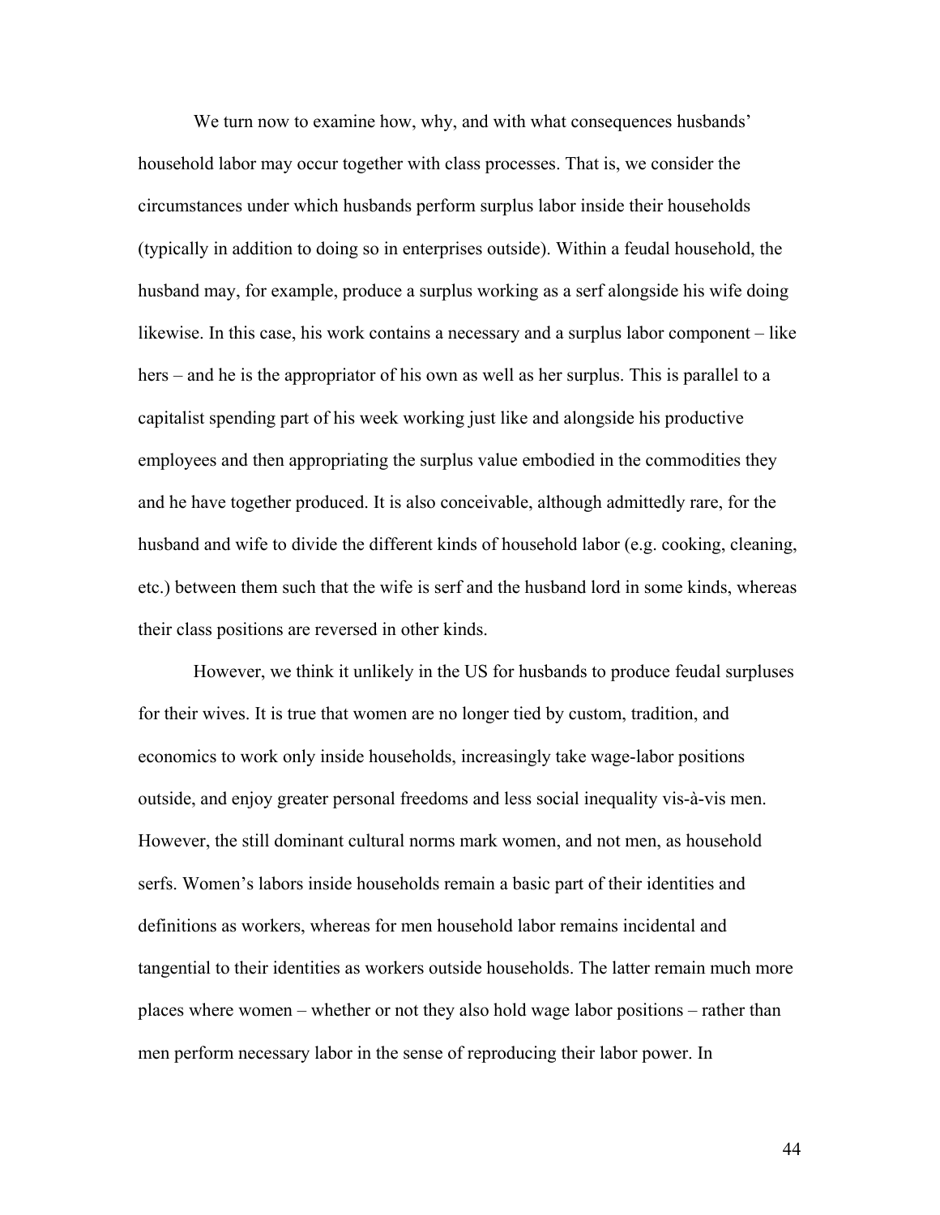We turn now to examine how, why, and with what consequences husbands' household labor may occur together with class processes. That is, we consider the circumstances under which husbands perform surplus labor inside their households (typically in addition to doing so in enterprises outside). Within a feudal household, the husband may, for example, produce a surplus working as a serf alongside his wife doing likewise. In this case, his work contains a necessary and a surplus labor component – like hers – and he is the appropriator of his own as well as her surplus. This is parallel to a capitalist spending part of his week working just like and alongside his productive employees and then appropriating the surplus value embodied in the commodities they and he have together produced. It is also conceivable, although admittedly rare, for the husband and wife to divide the different kinds of household labor (e.g. cooking, cleaning, etc.) between them such that the wife is serf and the husband lord in some kinds, whereas their class positions are reversed in other kinds.

However, we think it unlikely in the US for husbands to produce feudal surpluses for their wives. It is true that women are no longer tied by custom, tradition, and economics to work only inside households, increasingly take wage-labor positions outside, and enjoy greater personal freedoms and less social inequality vis-à-vis men. However, the still dominant cultural norms mark women, and not men, as household serfs. Women's labors inside households remain a basic part of their identities and definitions as workers, whereas for men household labor remains incidental and tangential to their identities as workers outside households. The latter remain much more places where women – whether or not they also hold wage labor positions – rather than men perform necessary labor in the sense of reproducing their labor power. In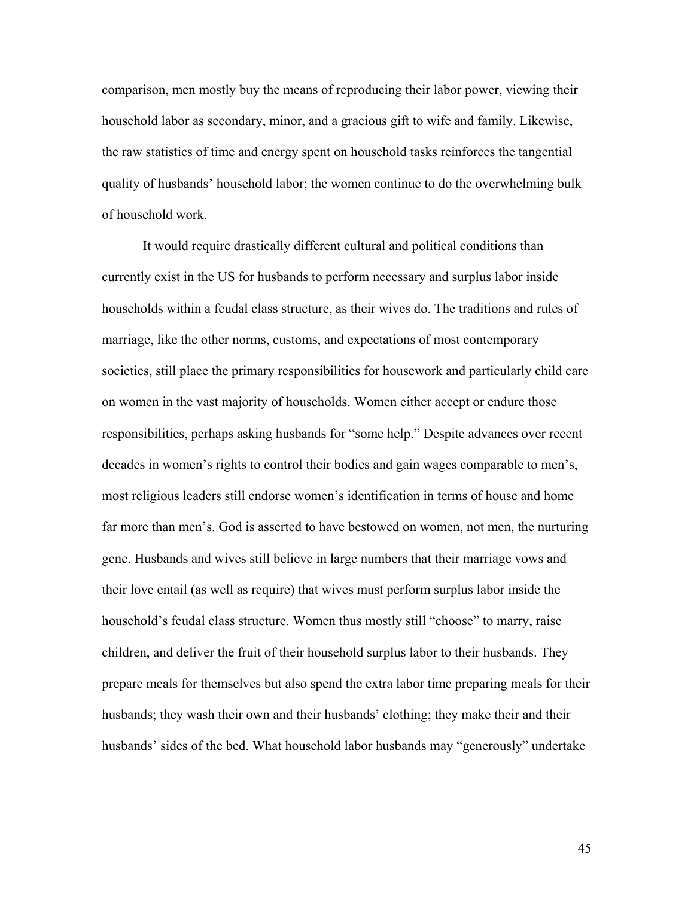comparison, men mostly buy the means of reproducing their labor power, viewing their household labor as secondary, minor, and a gracious gift to wife and family. Likewise, the raw statistics of time and energy spent on household tasks reinforces the tangential quality of husbands' household labor; the women continue to do the overwhelming bulk of household work.

It would require drastically different cultural and political conditions than currently exist in the US for husbands to perform necessary and surplus labor inside households within a feudal class structure, as their wives do. The traditions and rules of marriage, like the other norms, customs, and expectations of most contemporary societies, still place the primary responsibilities for housework and particularly child care on women in the vast majority of households. Women either accept or endure those responsibilities, perhaps asking husbands for "some help." Despite advances over recent decades in women's rights to control their bodies and gain wages comparable to men's, most religious leaders still endorse women's identification in terms of house and home far more than men's. God is asserted to have bestowed on women, not men, the nurturing gene. Husbands and wives still believe in large numbers that their marriage vows and their love entail (as well as require) that wives must perform surplus labor inside the household's feudal class structure. Women thus mostly still "choose" to marry, raise children, and deliver the fruit of their household surplus labor to their husbands. They prepare meals for themselves but also spend the extra labor time preparing meals for their husbands; they wash their own and their husbands' clothing; they make their and their husbands' sides of the bed. What household labor husbands may "generously" undertake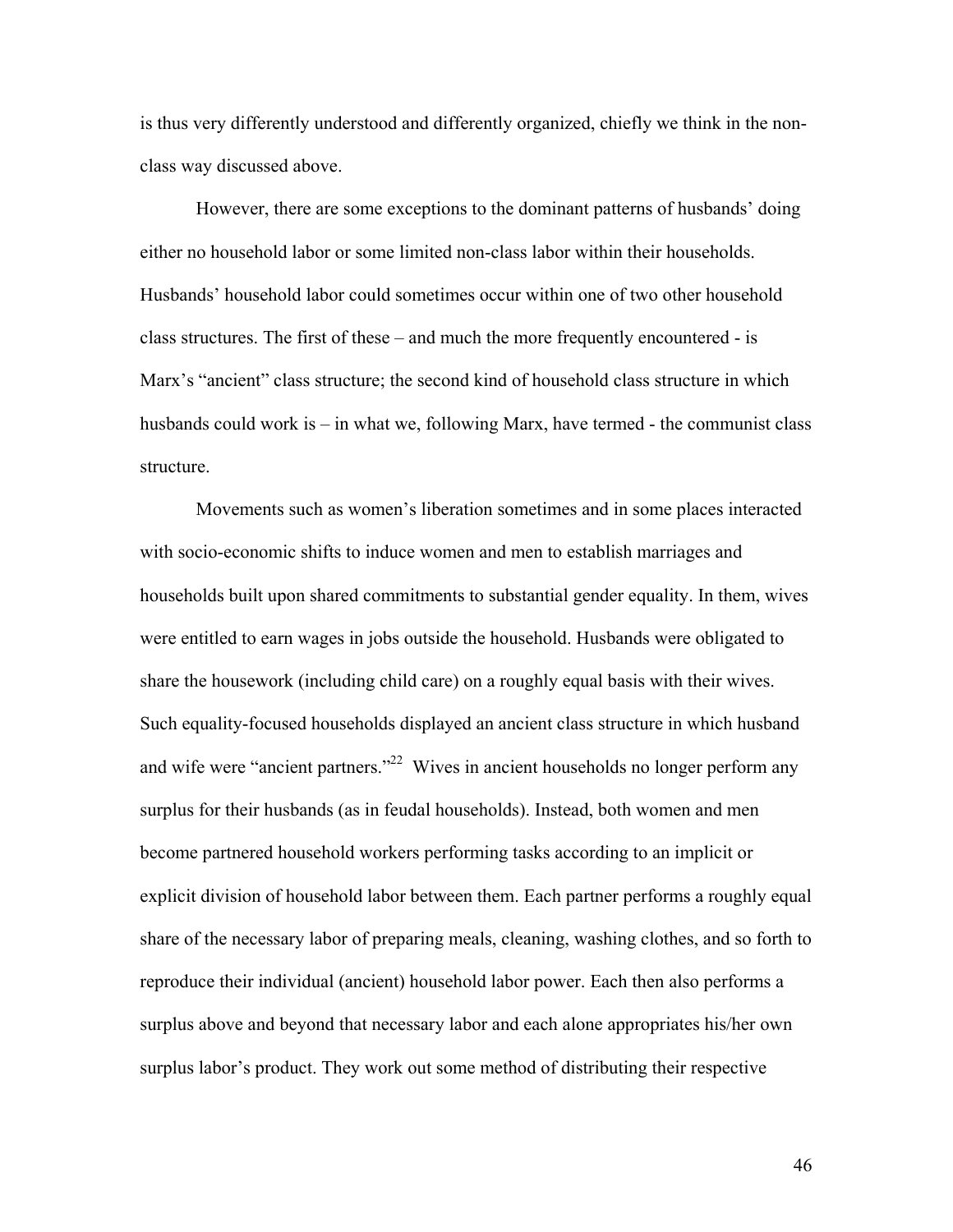is thus very differently understood and differently organized, chiefly we think in the non-class way discussed above.

However, there are some exceptions to the dominant patterns of husbands' doing either no household labor or some limited non-class labor within their households. Husbands' household labor could sometimes occur within one of two other household class structures. The first of these – and much the more frequently encountered - is Marx's "ancient" class structure; the second kind of household class structure in which husbands could work is – in what we, following Marx, have termed - the communist class structure.

Movements such as women's liberation sometimes and in some places interacted with socio-economic shifts to induce women and men to establish marriages and households built upon shared commitments to substantial gender equality. In them, wives were entitled to earn wages in jobs outside the household. Husbands were obligated to share the housework (including child care) on a roughly equal basis with their wives. Such equality-focused households displayed an ancient class structure in which husband and wife were "ancient partners."[22] Wives in ancient households no longer perform any surplus for their husbands (as in feudal households). Instead, both women and men become partnered household workers performing tasks according to an implicit or explicit division of household labor between them. Each partner performs a roughly equal share of the necessary labor of preparing meals, cleaning, washing clothes, and so forth to reproduce their individual (ancient) household labor power. Each then also performs a surplus above and beyond that necessary labor and each alone appropriates his/her own surplus labor's product. They work out some method of distributing their respective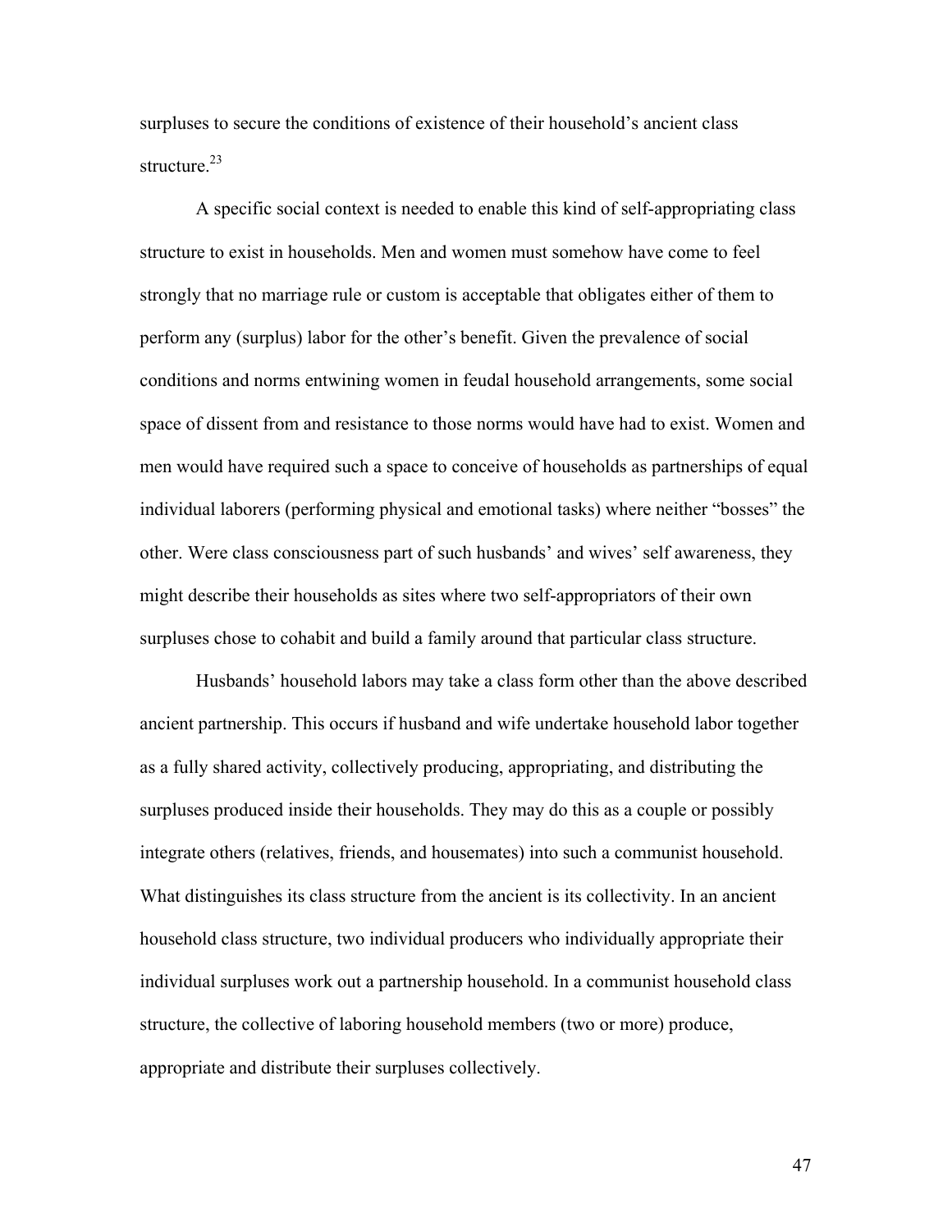surpluses to secure the conditions of existence of their household's ancient class structure.[23]

A specific social context is needed to enable this kind of self-appropriating class structure to exist in households. Men and women must somehow have come to feel strongly that no marriage rule or custom is acceptable that obligates either of them to perform any (surplus) labor for the other's benefit. Given the prevalence of social conditions and norms entwining women in feudal household arrangements, some social space of dissent from and resistance to those norms would have had to exist. Women and men would have required such a space to conceive of households as partnerships of equal individual laborers (performing physical and emotional tasks) where neither "bosses" the other. Were class consciousness part of such husbands' and wives' self awareness, they might describe their households as sites where two self-appropriators of their own surpluses chose to cohabit and build a family around that particular class structure.

Husbands' household labors may take a class form other than the above described ancient partnership. This occurs if husband and wife undertake household labor together as a fully shared activity, collectively producing, appropriating, and distributing the surpluses produced inside their households. They may do this as a couple or possibly integrate others (relatives, friends, and housemates) into such a communist household. What distinguishes its class structure from the ancient is its collectivity. In an ancient household class structure, two individual producers who individually appropriate their individual surpluses work out a partnership household. In a communist household class structure, the collective of laboring household members (two or more) produce, appropriate and distribute their surpluses collectively.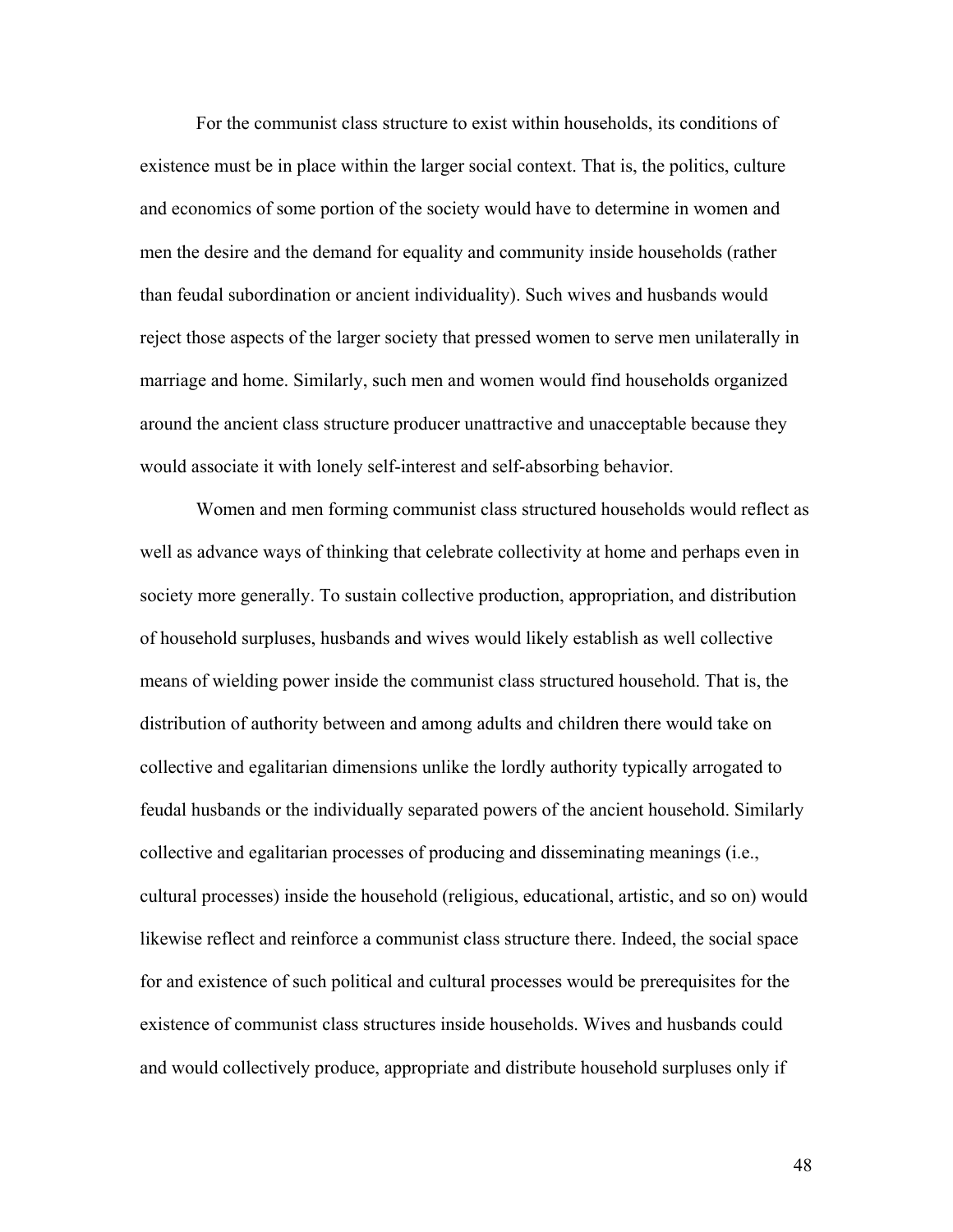For the communist class structure to exist within households, its conditions of existence must be in place within the larger social context. That is, the politics, culture and economics of some portion of the society would have to determine in women and men the desire and the demand for equality and community inside households (rather than feudal subordination or ancient individuality). Such wives and husbands would reject those aspects of the larger society that pressed women to serve men unilaterally in marriage and home. Similarly, such men and women would find households organized around the ancient class structure producer unattractive and unacceptable because they would associate it with lonely self-interest and self-absorbing behavior.

Women and men forming communist class structured households would reflect as well as advance ways of thinking that celebrate collectivity at home and perhaps even in society more generally. To sustain collective production, appropriation, and distribution of household surpluses, husbands and wives would likely establish as well collective means of wielding power inside the communist class structured household. That is, the distribution of authority between and among adults and children there would take on collective and egalitarian dimensions unlike the lordly authority typically arrogated to feudal husbands or the individually separated powers of the ancient household. Similarly collective and egalitarian processes of producing and disseminating meanings (i.e., cultural processes) inside the household (religious, educational, artistic, and so on) would likewise reflect and reinforce a communist class structure there. Indeed, the social space for and existence of such political and cultural processes would be prerequisites for the existence of communist class structures inside households. Wives and husbands could and would collectively produce, appropriate and distribute household surpluses only if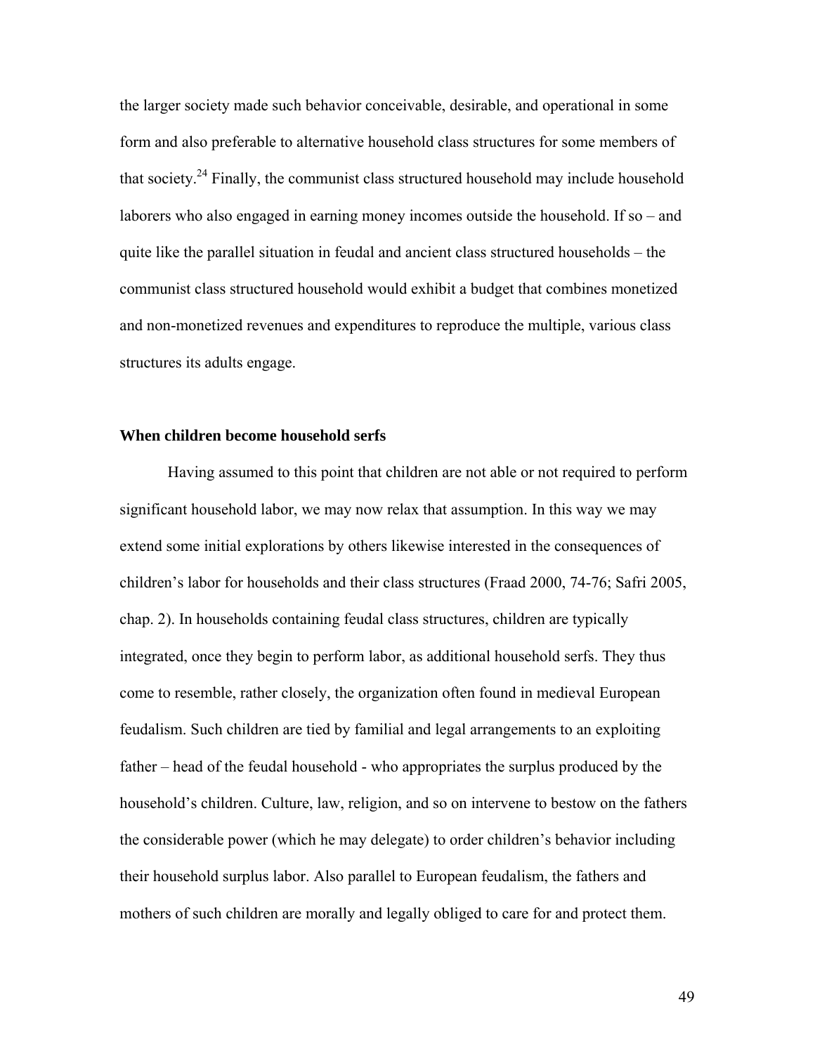the larger society made such behavior conceivable, desirable, and operational in some form and also preferable to alternative household class structures for some members of that society.[24] Finally, the communist class structured household may include household laborers who also engaged in earning money incomes outside the household. If so – and quite like the parallel situation in feudal and ancient class structured households – the communist class structured household would exhibit a budget that combines monetized and non-monetized revenues and expenditures to reproduce the multiple, various class structures its adults engage.

**When children become household serfs**

Having assumed to this point that children are not able or not required to perform significant household labor, we may now relax that assumption. In this way we may extend some initial explorations by others likewise interested in the consequences of children's labor for households and their class structures (Fraad 2000, 74-76; Safri 2005, chap. 2). In households containing feudal class structures, children are typically integrated, once they begin to perform labor, as additional household serfs. They thus come to resemble, rather closely, the organization often found in medieval European feudalism. Such children are tied by familial and legal arrangements to an exploiting father – head of the feudal household - who appropriates the surplus produced by the household's children. Culture, law, religion, and so on intervene to bestow on the fathers the considerable power (which he may delegate) to order children's behavior including their household surplus labor. Also parallel to European feudalism, the fathers and mothers of such children are morally and legally obliged to care for and protect them.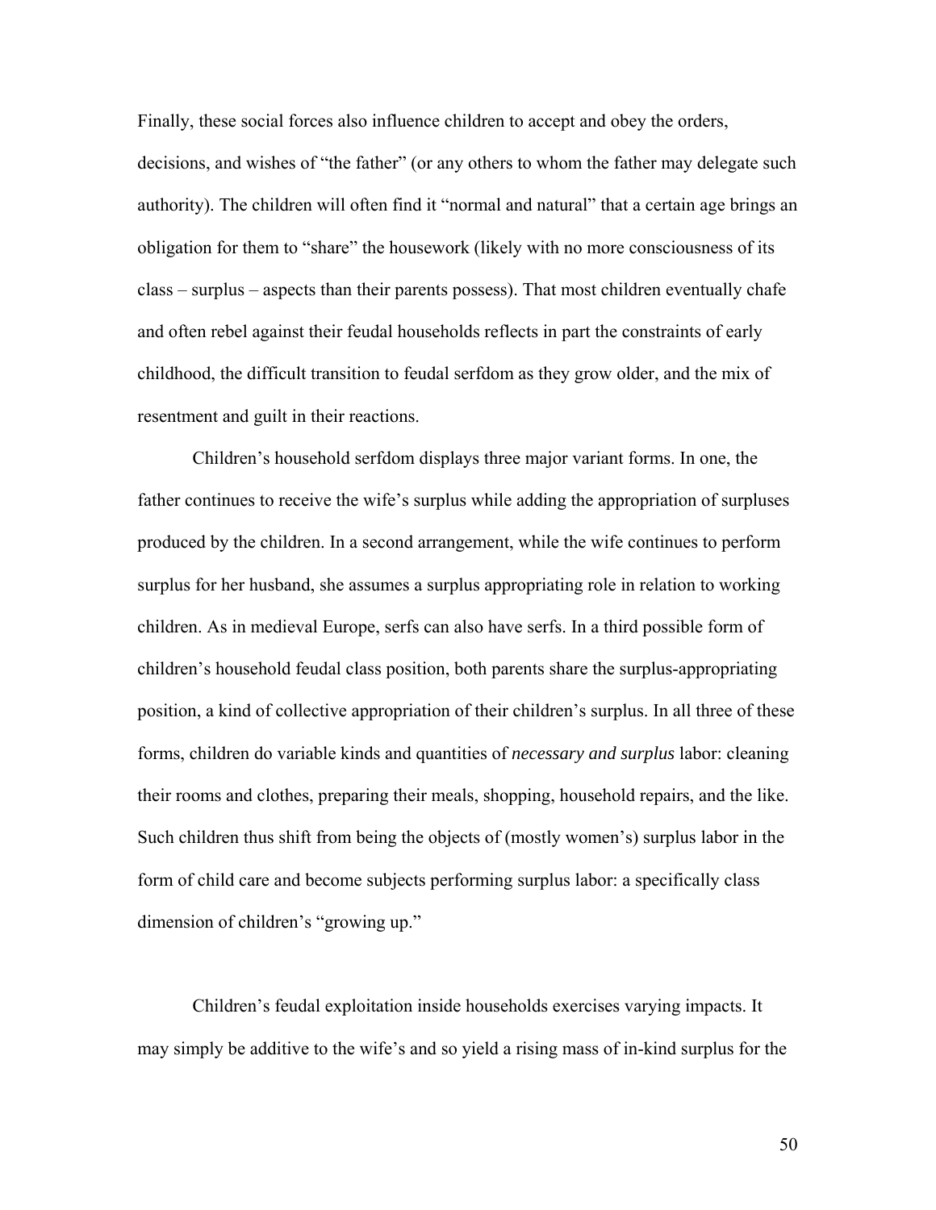Finally, these social forces also influence children to accept and obey the orders, decisions, and wishes of "the father" (or any others to whom the father may delegate such authority). The children will often find it "normal and natural" that a certain age brings an obligation for them to "share" the housework (likely with no more consciousness of its class – surplus – aspects than their parents possess). That most children eventually chafe and often rebel against their feudal households reflects in part the constraints of early childhood, the difficult transition to feudal serfdom as they grow older, and the mix of resentment and guilt in their reactions.

Children's household serfdom displays three major variant forms. In one, the father continues to receive the wife's surplus while adding the appropriation of surpluses produced by the children. In a second arrangement, while the wife continues to perform surplus for her husband, she assumes a surplus appropriating role in relation to working children. As in medieval Europe, serfs can also have serfs. In a third possible form of children's household feudal class position, both parents share the surplus-appropriating position, a kind of collective appropriation of their children's surplus. In all three of these forms, children do variable kinds and quantities of *necessary and surplus* labor: cleaning their rooms and clothes, preparing their meals, shopping, household repairs, and the like. Such children thus shift from being the objects of (mostly women's) surplus labor in the form of child care and become subjects performing surplus labor: a specifically class dimension of children's "growing up."

Children's feudal exploitation inside households exercises varying impacts. It may simply be additive to the wife's and so yield a rising mass of in-kind surplus for the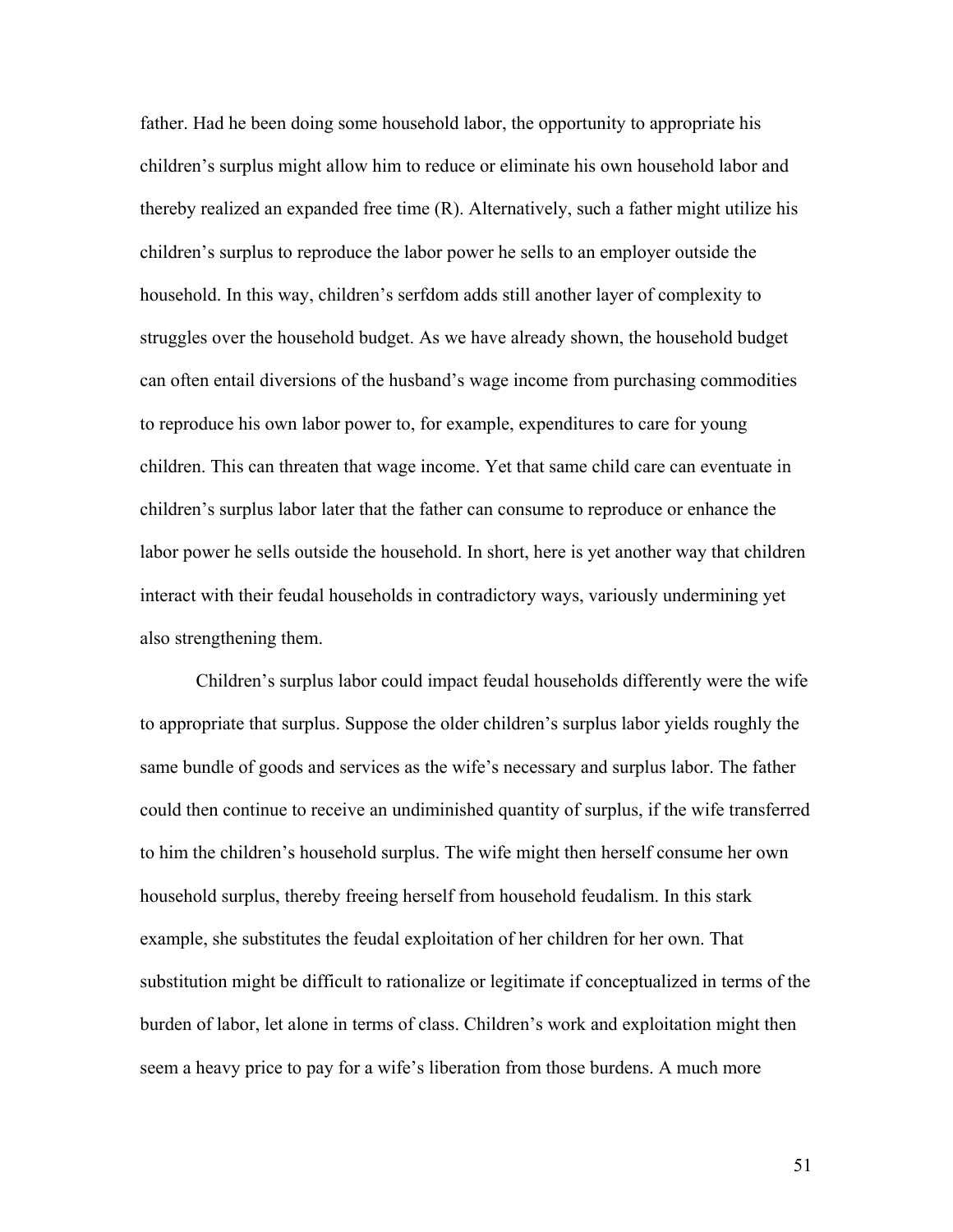father. Had he been doing some household labor, the opportunity to appropriate his children's surplus might allow him to reduce or eliminate his own household labor and thereby realized an expanded free time (R). Alternatively, such a father might utilize his children's surplus to reproduce the labor power he sells to an employer outside the household. In this way, children's serfdom adds still another layer of complexity to struggles over the household budget. As we have already shown, the household budget can often entail diversions of the husband's wage income from purchasing commodities to reproduce his own labor power to, for example, expenditures to care for young children. This can threaten that wage income. Yet that same child care can eventuate in children's surplus labor later that the father can consume to reproduce or enhance the labor power he sells outside the household. In short, here is yet another way that children interact with their feudal households in contradictory ways, variously undermining yet also strengthening them.

Children's surplus labor could impact feudal households differently were the wife to appropriate that surplus. Suppose the older children's surplus labor yields roughly the same bundle of goods and services as the wife's necessary and surplus labor. The father could then continue to receive an undiminished quantity of surplus, if the wife transferred to him the children's household surplus. The wife might then herself consume her own household surplus, thereby freeing herself from household feudalism. In this stark example, she substitutes the feudal exploitation of her children for her own. That substitution might be difficult to rationalize or legitimate if conceptualized in terms of the burden of labor, let alone in terms of class. Children's work and exploitation might then seem a heavy price to pay for a wife's liberation from those burdens. A much more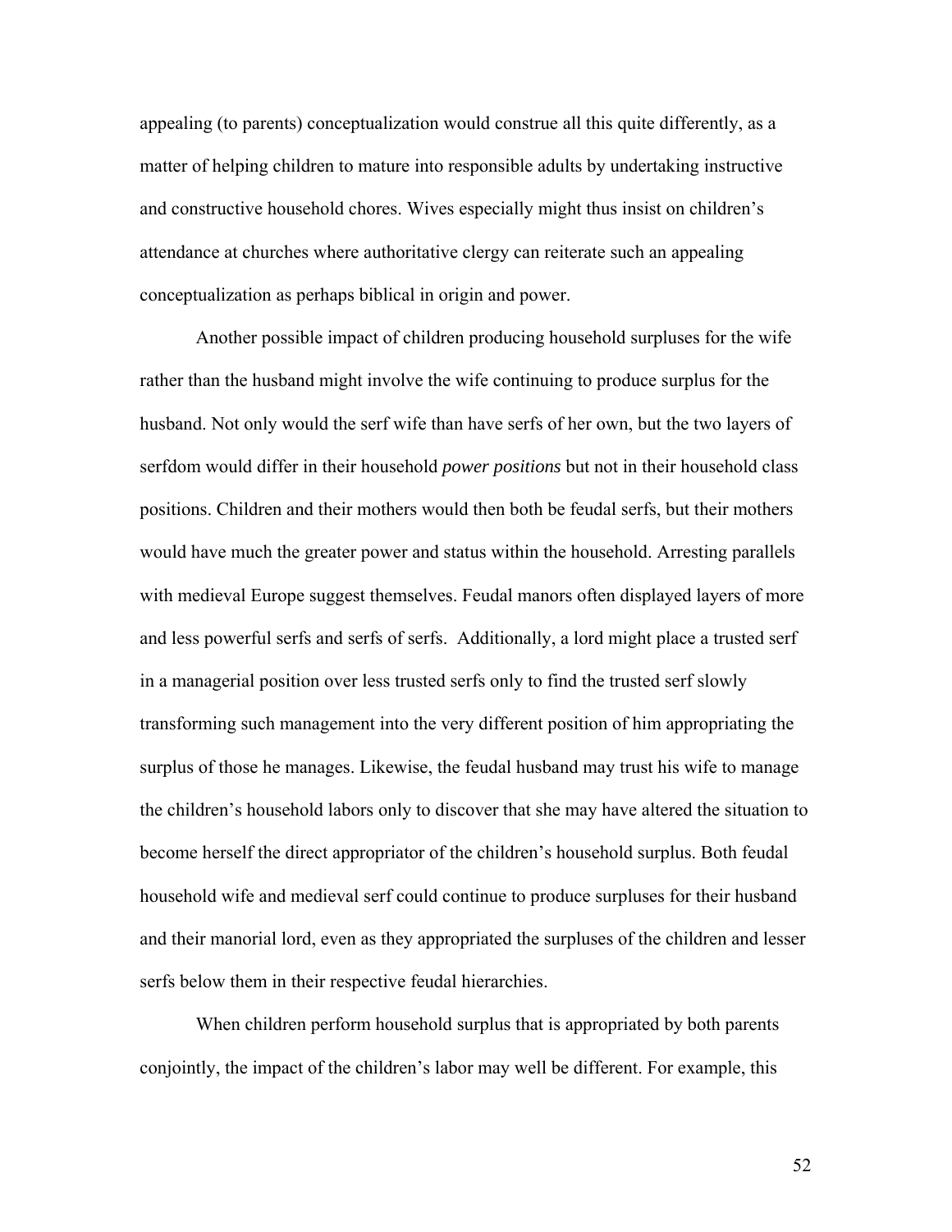appealing (to parents) conceptualization would construe all this quite differently, as a matter of helping children to mature into responsible adults by undertaking instructive and constructive household chores. Wives especially might thus insist on children's attendance at churches where authoritative clergy can reiterate such an appealing conceptualization as perhaps biblical in origin and power.

Another possible impact of children producing household surpluses for the wife rather than the husband might involve the wife continuing to produce surplus for the husband. Not only would the serf wife than have serfs of her own, but the two layers of serfdom would differ in their household *power positions* but not in their household class positions. Children and their mothers would then both be feudal serfs, but their mothers would have much the greater power and status within the household. Arresting parallels with medieval Europe suggest themselves. Feudal manors often displayed layers of more and less powerful serfs and serfs of serfs. Additionally, a lord might place a trusted serf in a managerial position over less trusted serfs only to find the trusted serf slowly transforming such management into the very different position of him appropriating the surplus of those he manages. Likewise, the feudal husband may trust his wife to manage the children's household labors only to discover that she may have altered the situation to become herself the direct appropriator of the children's household surplus. Both feudal household wife and medieval serf could continue to produce surpluses for their husband and their manorial lord, even as they appropriated the surpluses of the children and lesser serfs below them in their respective feudal hierarchies.

When children perform household surplus that is appropriated by both parents conjointly, the impact of the children's labor may well be different. For example, this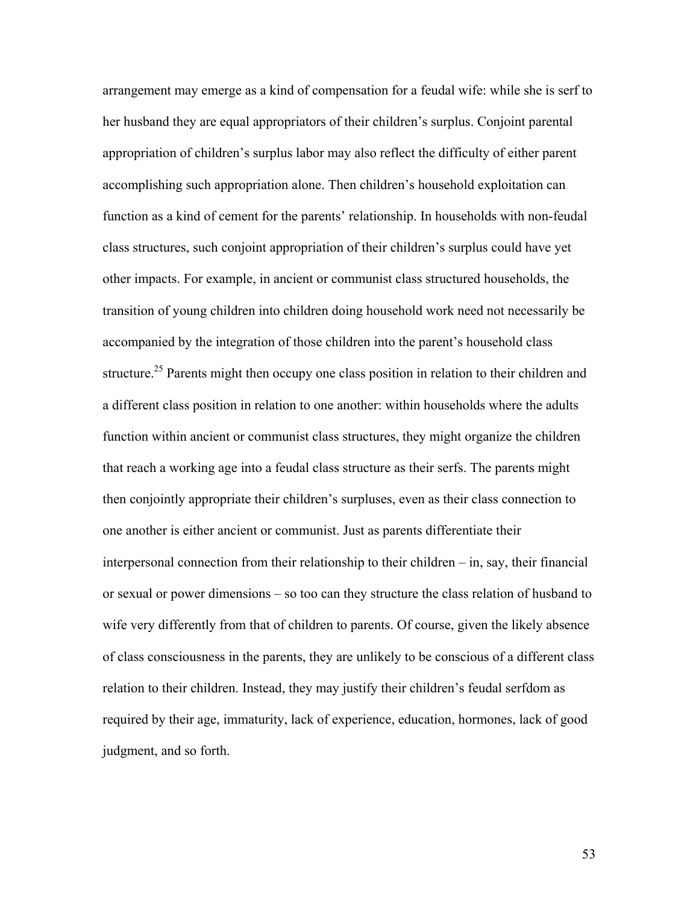arrangement may emerge as a kind of compensation for a feudal wife: while she is serf to her husband they are equal appropriators of their children's surplus. Conjoint parental appropriation of children's surplus labor may also reflect the difficulty of either parent accomplishing such appropriation alone. Then children's household exploitation can function as a kind of cement for the parents' relationship. In households with non-feudal class structures, such conjoint appropriation of their children's surplus could have yet other impacts. For example, in ancient or communist class structured households, the transition of young children into children doing household work need not necessarily be accompanied by the integration of those children into the parent's household class structure.[25] Parents might then occupy one class position in relation to their children and a different class position in relation to one another: within households where the adults function within ancient or communist class structures, they might organize the children that reach a working age into a feudal class structure as their serfs. The parents might then conjointly appropriate their children's surpluses, even as their class connection to one another is either ancient or communist. Just as parents differentiate their interpersonal connection from their relationship to their children – in, say, their financial or sexual or power dimensions – so too can they structure the class relation of husband to wife very differently from that of children to parents. Of course, given the likely absence of class consciousness in the parents, they are unlikely to be conscious of a different class relation to their children. Instead, they may justify their children's feudal serfdom as required by their age, immaturity, lack of experience, education, hormones, lack of good judgment, and so forth.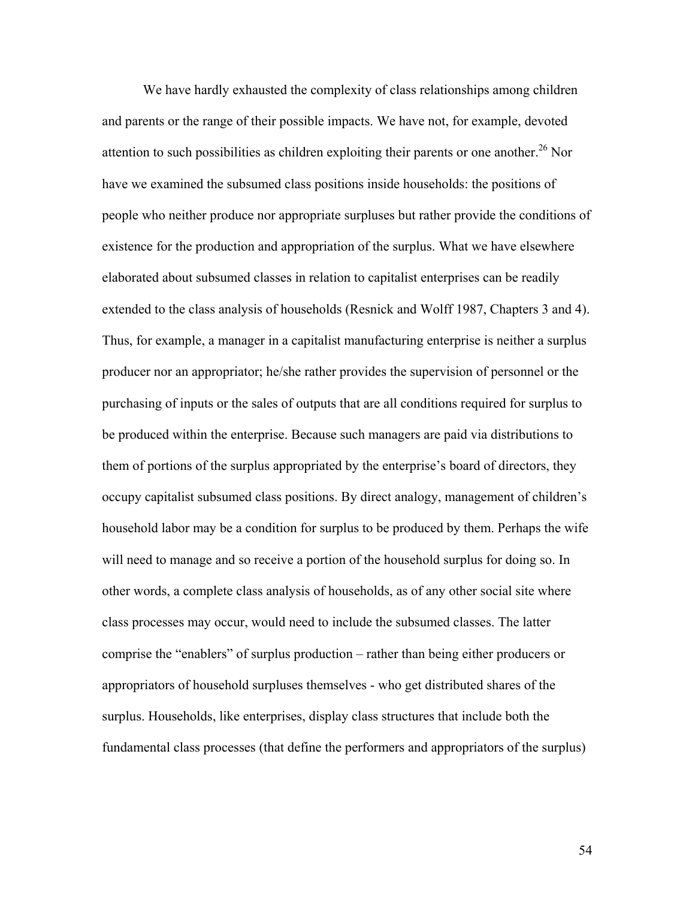We have hardly exhausted the complexity of class relationships among children and parents or the range of their possible impacts. We have not, for example, devoted attention to such possibilities as children exploiting their parents or one another.[26] Nor have we examined the subsumed class positions inside households: the positions of people who neither produce nor appropriate surpluses but rather provide the conditions of existence for the production and appropriation of the surplus. What we have elsewhere elaborated about subsumed classes in relation to capitalist enterprises can be readily extended to the class analysis of households (Resnick and Wolff 1987, Chapters 3 and 4). Thus, for example, a manager in a capitalist manufacturing enterprise is neither a surplus producer nor an appropriator; he/she rather provides the supervision of personnel or the purchasing of inputs or the sales of outputs that are all conditions required for surplus to be produced within the enterprise. Because such managers are paid via distributions to them of portions of the surplus appropriated by the enterprise's board of directors, they occupy capitalist subsumed class positions. By direct analogy, management of children's household labor may be a condition for surplus to be produced by them. Perhaps the wife will need to manage and so receive a portion of the household surplus for doing so. In other words, a complete class analysis of households, as of any other social site where class processes may occur, would need to include the subsumed classes. The latter comprise the "enablers" of surplus production – rather than being either producers or appropriators of household surpluses themselves - who get distributed shares of the surplus. Households, like enterprises, display class structures that include both the fundamental class processes (that define the performers and appropriators of the surplus)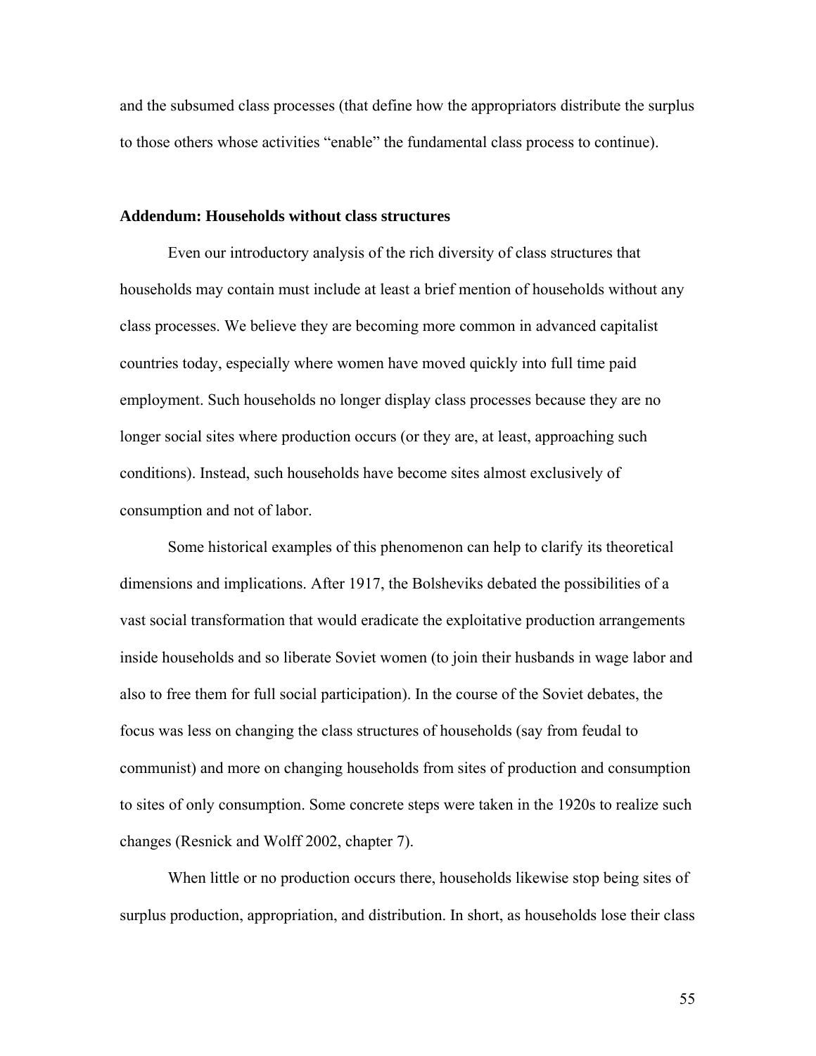and the subsumed class processes (that define how the appropriators distribute the surplus to those others whose activities "enable" the fundamental class process to continue).

**Addendum: Households without class structures**

Even our introductory analysis of the rich diversity of class structures that households may contain must include at least a brief mention of households without any class processes. We believe they are becoming more common in advanced capitalist countries today, especially where women have moved quickly into full time paid employment. Such households no longer display class processes because they are no longer social sites where production occurs (or they are, at least, approaching such conditions). Instead, such households have become sites almost exclusively of consumption and not of labor.

Some historical examples of this phenomenon can help to clarify its theoretical dimensions and implications. After 1917, the Bolsheviks debated the possibilities of a vast social transformation that would eradicate the exploitative production arrangements inside households and so liberate Soviet women (to join their husbands in wage labor and also to free them for full social participation). In the course of the Soviet debates, the focus was less on changing the class structures of households (say from feudal to communist) and more on changing households from sites of production and consumption to sites of only consumption. Some concrete steps were taken in the 1920s to realize such changes (Resnick and Wolff 2002, chapter 7).

When little or no production occurs there, households likewise stop being sites of surplus production, appropriation, and distribution. In short, as households lose their class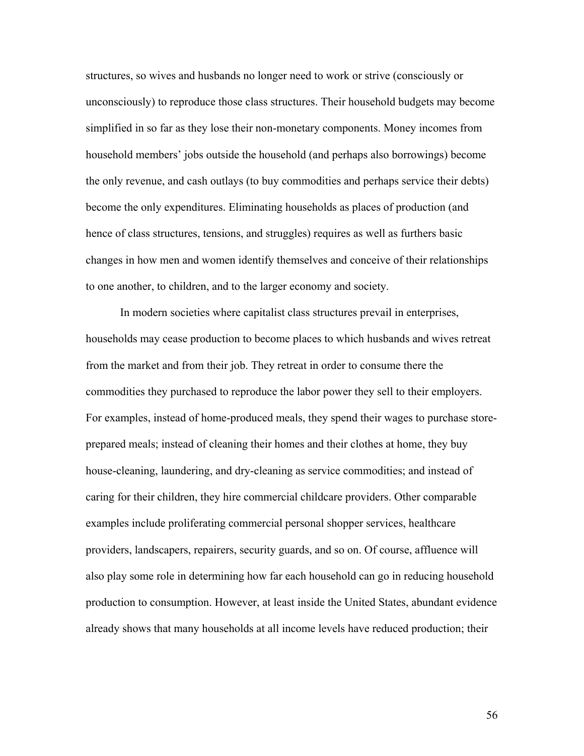structures, so wives and husbands no longer need to work or strive (consciously or unconsciously) to reproduce those class structures. Their household budgets may become simplified in so far as they lose their non-monetary components. Money incomes from household members' jobs outside the household (and perhaps also borrowings) become the only revenue, and cash outlays (to buy commodities and perhaps service their debts) become the only expenditures. Eliminating households as places of production (and hence of class structures, tensions, and struggles) requires as well as furthers basic changes in how men and women identify themselves and conceive of their relationships to one another, to children, and to the larger economy and society.

In modern societies where capitalist class structures prevail in enterprises, households may cease production to become places to which husbands and wives retreat from the market and from their job. They retreat in order to consume there the commodities they purchased to reproduce the labor power they sell to their employers. For examples, instead of home-produced meals, they spend their wages to purchase store-prepared meals; instead of cleaning their homes and their clothes at home, they buy house-cleaning, laundering, and dry-cleaning as service commodities; and instead of caring for their children, they hire commercial childcare providers. Other comparable examples include proliferating commercial personal shopper services, healthcare providers, landscapers, repairers, security guards, and so on. Of course, affluence will also play some role in determining how far each household can go in reducing household production to consumption. However, at least inside the United States, abundant evidence already shows that many households at all income levels have reduced production; their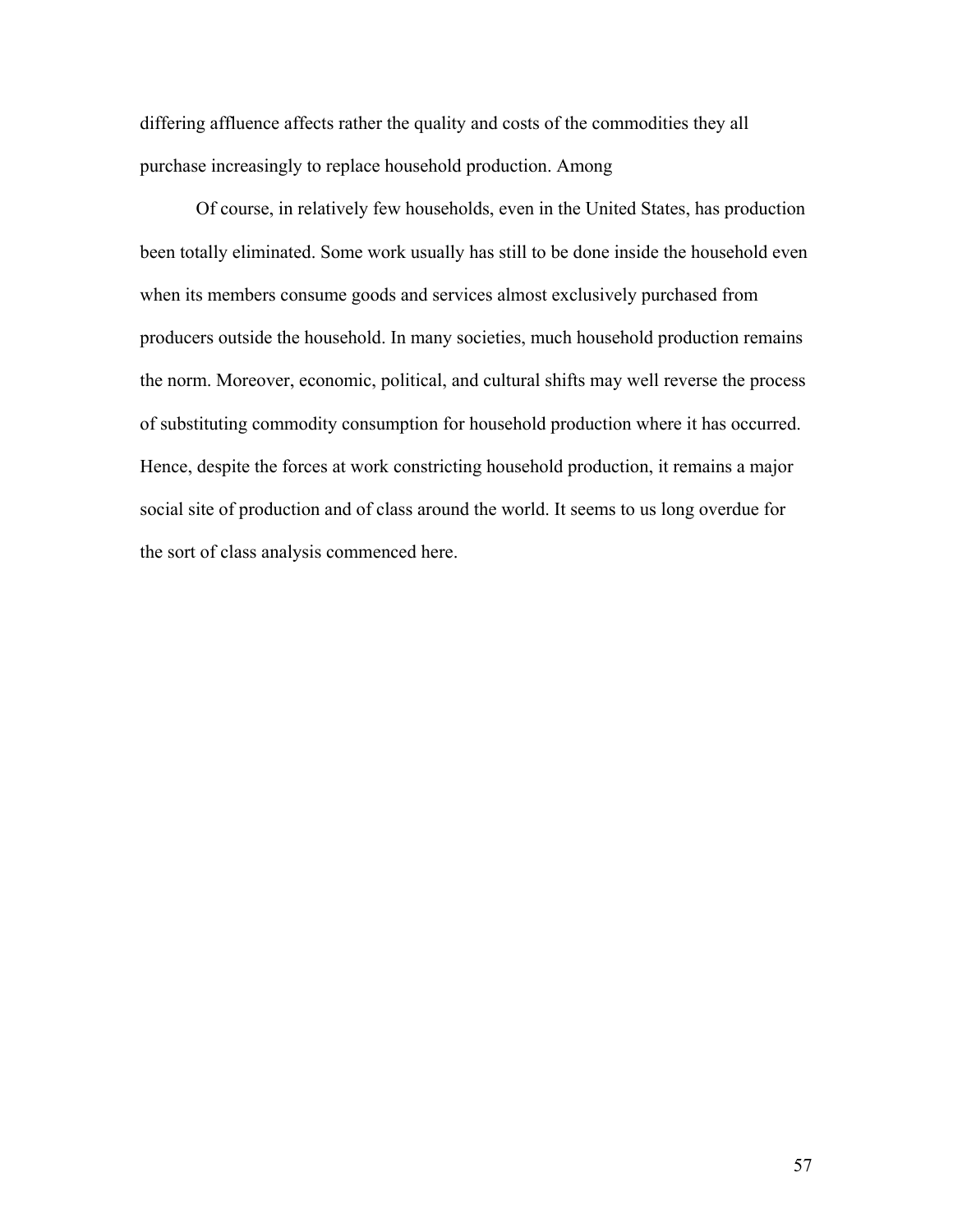differing affluence affects rather the quality and costs of the commodities they all purchase increasingly to replace household production. Among

Of course, in relatively few households, even in the United States, has production been totally eliminated. Some work usually has still to be done inside the household even when its members consume goods and services almost exclusively purchased from producers outside the household. In many societies, much household production remains the norm. Moreover, economic, political, and cultural shifts may well reverse the process of substituting commodity consumption for household production where it has occurred. Hence, despite the forces at work constricting household production, it remains a major social site of production and of class around the world. It seems to us long overdue for the sort of class analysis commenced here.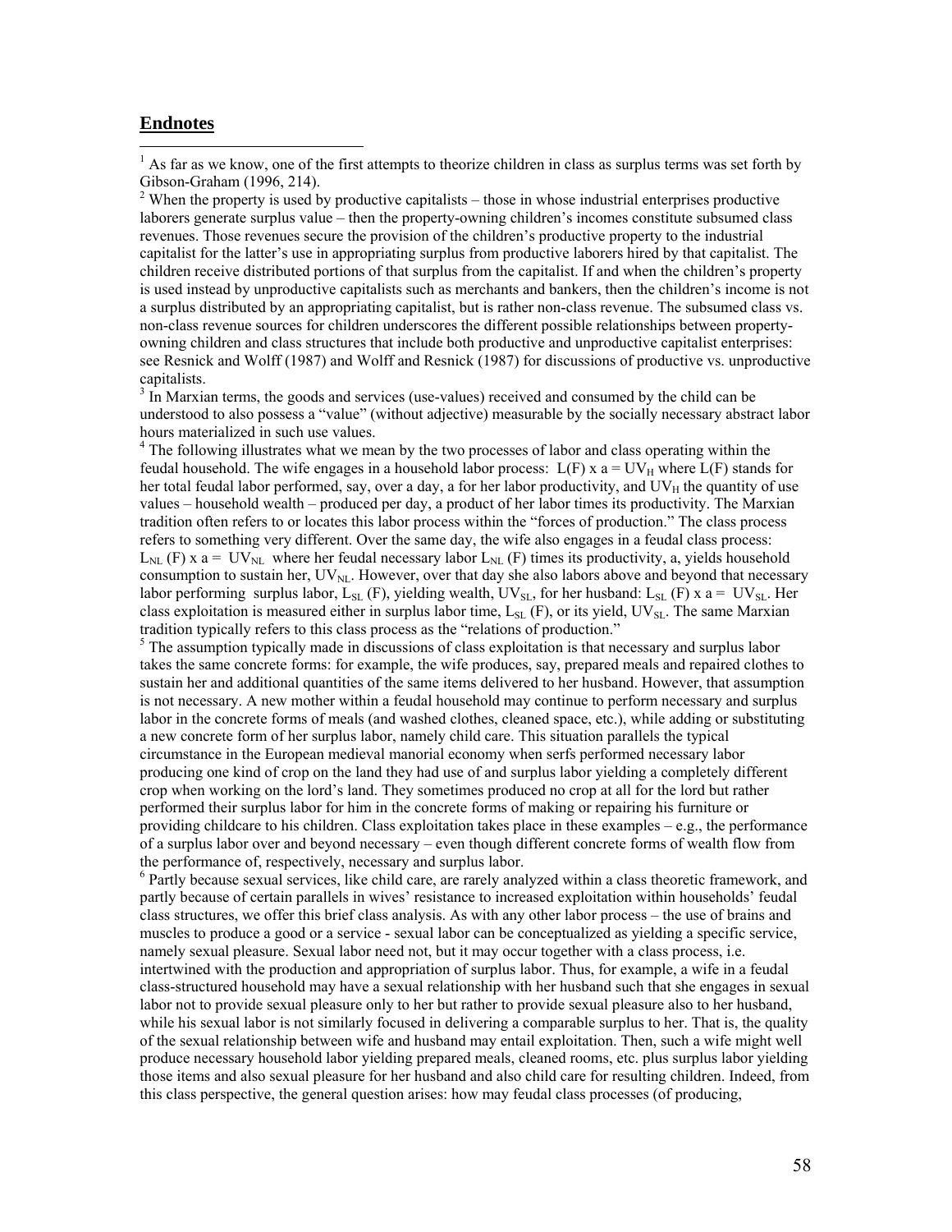## Endnotes

[1] As far as we know, one of the first attempts to theorize children in class as surplus terms was set forth by Gibson-Graham (1996, 214).

[2] When the property is used by productive capitalists – those in whose industrial enterprises productive laborers generate surplus value – then the property-owning children's incomes constitute subsumed class revenues. Those revenues secure the provision of the children's productive property to the industrial capitalist for the latter's use in appropriating surplus from productive laborers hired by that capitalist. The children receive distributed portions of that surplus from the capitalist. If and when the children's property is used instead by unproductive capitalists such as merchants and bankers, then the children's income is not a surplus distributed by an appropriating capitalist, but is rather non-class revenue. The subsumed class vs. non-class revenue sources for children underscores the different possible relationships between property-owning children and class structures that include both productive and unproductive capitalist enterprises: see Resnick and Wolff (1987) and Wolff and Resnick (1987) for discussions of productive vs. unproductive capitalists.

[3] In Marxian terms, the goods and services (use-values) received and consumed by the child can be understood to also possess a "value" (without adjective) measurable by the socially necessary abstract labor hours materialized in such use values.

[4] The following illustrates what we mean by the two processes of labor and class operating within the feudal household. The wife engages in a household labor process: $L(F) \times a = UV_H$ where $L(F)$ stands for her total feudal labor performed, say, over a day, a for her labor productivity, and $UV_H$ the quantity of use values – household wealth – produced per day, a product of her labor times its productivity. The Marxian tradition often refers to or locates this labor process within the "forces of production." The class process refers to something very different. Over the same day, the wife also engages in a feudal class process: $L_{NL}(F) \times a = UV_{NL}$ where her feudal necessary labor $L_{NL}(F)$ times its productivity, a, yields household consumption to sustain her, $UV_{NL}$. However, over that day she also labors above and beyond that necessary labor performing surplus labor, $L_{SL}(F)$, yielding wealth, $UV_{SL}$, for her husband: $L_{SL}(F) \times a = UV_{SL}$. Her class exploitation is measured either in surplus labor time, $L_{SL}(F)$, or its yield, $UV_{SL}$. The same Marxian tradition typically refers to this class process as the "relations of production."

[5] The assumption typically made in discussions of class exploitation is that necessary and surplus labor takes the same concrete forms: for example, the wife produces, say, prepared meals and repaired clothes to sustain her and additional quantities of the same items delivered to her husband. However, that assumption is not necessary. A new mother within a feudal household may continue to perform necessary and surplus labor in the concrete forms of meals (and washed clothes, cleaned space, etc.), while adding or substituting a new concrete form of her surplus labor, namely child care. This situation parallels the typical circumstance in the European medieval manorial economy when serfs performed necessary labor producing one kind of crop on the land they had use of and surplus labor yielding a completely different crop when working on the lord's land. They sometimes produced no crop at all for the lord but rather performed their surplus labor for him in the concrete forms of making or repairing his furniture or providing childcare to his children. Class exploitation takes place in these examples – e.g., the performance of a surplus labor over and beyond necessary – even though different concrete forms of wealth flow from the performance of, respectively, necessary and surplus labor.

[6] Partly because sexual services, like child care, are rarely analyzed within a class theoretic framework, and partly because of certain parallels in wives' resistance to increased exploitation within households' feudal class structures, we offer this brief class analysis. As with any other labor process – the use of brains and muscles to produce a good or a service - sexual labor can be conceptualized as yielding a specific service, namely sexual pleasure. Sexual labor need not, but it may occur together with a class process, i.e. intertwined with the production and appropriation of surplus labor. Thus, for example, a wife in a feudal class-structured household may have a sexual relationship with her husband such that she engages in sexual labor not to provide sexual pleasure only to her but rather to provide sexual pleasure also to her husband, while his sexual labor is not similarly focused in delivering a comparable surplus to her. That is, the quality of the sexual relationship between wife and husband may entail exploitation. Then, such a wife might well produce necessary household labor yielding prepared meals, cleaned rooms, etc. plus surplus labor yielding those items and also sexual pleasure for her husband and also child care for resulting children. Indeed, from this class perspective, the general question arises: how may feudal class processes (of producing,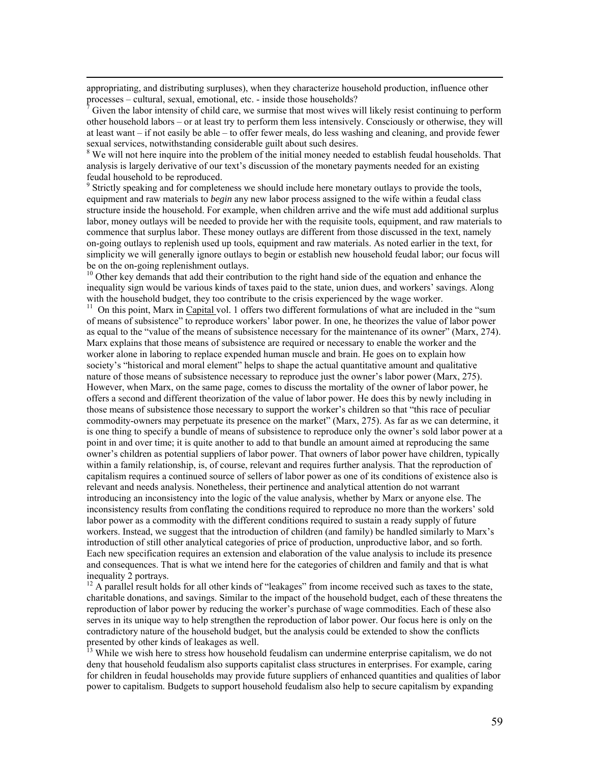appropriating, and distributing surpluses), when they characterize household production, influence other processes – cultural, sexual, emotional, etc. - inside those households?

[7] Given the labor intensity of child care, we surmise that most wives will likely resist continuing to perform other household labors – or at least try to perform them less intensively. Consciously or otherwise, they will at least want – if not easily be able – to offer fewer meals, do less washing and cleaning, and provide fewer sexual services, notwithstanding considerable guilt about such desires.

[8] We will not here inquire into the problem of the initial money needed to establish feudal households. That analysis is largely derivative of our text's discussion of the monetary payments needed for an existing feudal household to be reproduced.

[9] Strictly speaking and for completeness we should include here monetary outlays to provide the tools, equipment and raw materials to *begin* any new labor process assigned to the wife within a feudal class structure inside the household. For example, when children arrive and the wife must add additional surplus labor, money outlays will be needed to provide her with the requisite tools, equipment, and raw materials to commence that surplus labor. These money outlays are different from those discussed in the text, namely on-going outlays to replenish used up tools, equipment and raw materials. As noted earlier in the text, for simplicity we will generally ignore outlays to begin or establish new household feudal labor; our focus will be on the on-going replenishment outlays.

[10] Other key demands that add their contribution to the right hand side of the equation and enhance the inequality sign would be various kinds of taxes paid to the state, union dues, and workers' savings. Along with the household budget, they too contribute to the crisis experienced by the wage worker.

[11] On this point, Marx in Capital vol. 1 offers two different formulations of what are included in the "sum of means of subsistence" to reproduce workers' labor power. In one, he theorizes the value of labor power as equal to the "value of the means of subsistence necessary for the maintenance of its owner" (Marx, 274). Marx explains that those means of subsistence are required or necessary to enable the worker and the worker alone in laboring to replace expended human muscle and brain. He goes on to explain how society's "historical and moral element" helps to shape the actual quantitative amount and qualitative nature of those means of subsistence necessary to reproduce just the owner's labor power (Marx, 275). However, when Marx, on the same page, comes to discuss the mortality of the owner of labor power, he offers a second and different theorization of the value of labor power. He does this by newly including in those means of subsistence those necessary to support the worker's children so that "this race of peculiar commodity-owners may perpetuate its presence on the market" (Marx, 275). As far as we can determine, it is one thing to specify a bundle of means of subsistence to reproduce only the owner's sold labor power at a point in and over time; it is quite another to add to that bundle an amount aimed at reproducing the same owner's children as potential suppliers of labor power. That owners of labor power have children, typically within a family relationship, is, of course, relevant and requires further analysis. That the reproduction of capitalism requires a continued source of sellers of labor power as one of its conditions of existence also is relevant and needs analysis. Nonetheless, their pertinence and analytical attention do not warrant introducing an inconsistency into the logic of the value analysis, whether by Marx or anyone else. The inconsistency results from conflating the conditions required to reproduce no more than the workers' sold labor power as a commodity with the different conditions required to sustain a ready supply of future workers. Instead, we suggest that the introduction of children (and family) be handled similarly to Marx's introduction of still other analytical categories of price of production, unproductive labor, and so forth. Each new specification requires an extension and elaboration of the value analysis to include its presence and consequences. That is what we intend here for the categories of children and family and that is what inequality 2 portrays.

[12] A parallel result holds for all other kinds of "leakages" from income received such as taxes to the state, charitable donations, and savings. Similar to the impact of the household budget, each of these threatens the reproduction of labor power by reducing the worker's purchase of wage commodities. Each of these also serves in its unique way to help strengthen the reproduction of labor power. Our focus here is only on the contradictory nature of the household budget, but the analysis could be extended to show the conflicts presented by other kinds of leakages as well.

[13] While we wish here to stress how household feudalism can undermine enterprise capitalism, we do not deny that household feudalism also supports capitalist class structures in enterprises. For example, caring for children in feudal households may provide future suppliers of enhanced quantities and qualities of labor power to capitalism. Budgets to support household feudalism also help to secure capitalism by expanding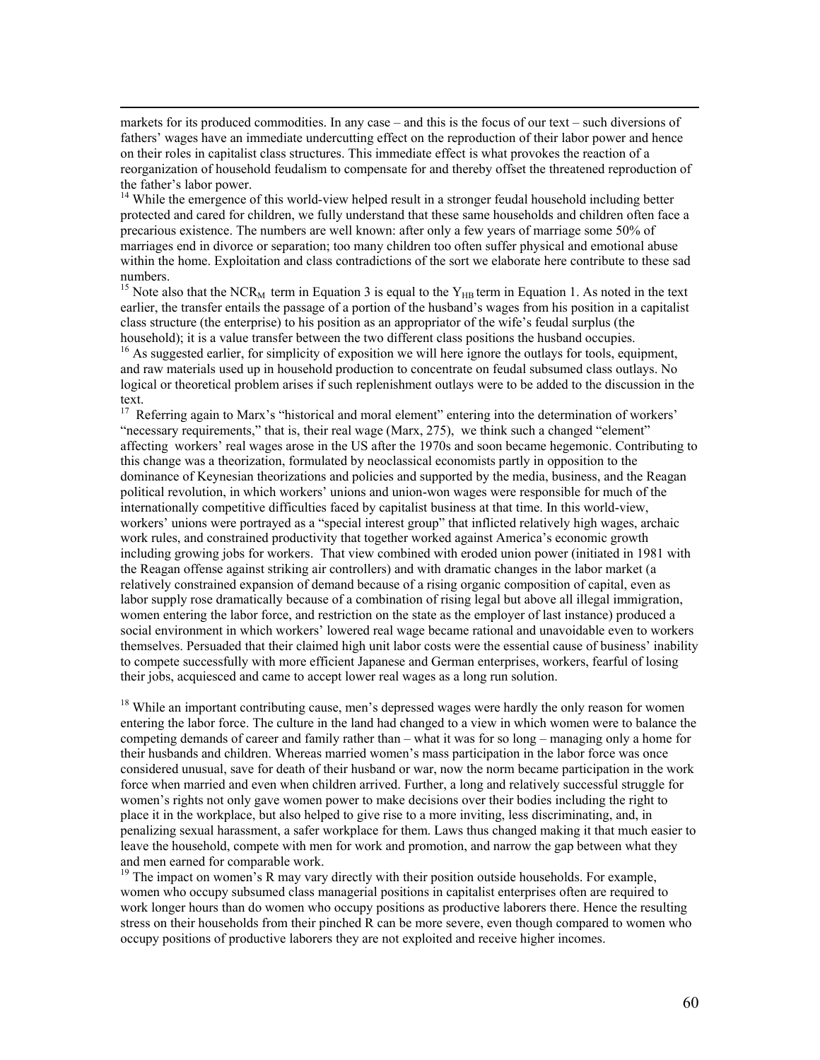markets for its produced commodities. In any case – and this is the focus of our text – such diversions of fathers' wages have an immediate undercutting effect on the reproduction of their labor power and hence on their roles in capitalist class structures. This immediate effect is what provokes the reaction of a reorganization of household feudalism to compensate for and thereby offset the threatened reproduction of the father's labor power.

[14] While the emergence of this world-view helped result in a stronger feudal household including better protected and cared for children, we fully understand that these same households and children often face a precarious existence. The numbers are well known: after only a few years of marriage some 50% of marriages end in divorce or separation; too many children too often suffer physical and emotional abuse within the home. Exploitation and class contradictions of the sort we elaborate here contribute to these sad numbers.

[15] Note also that the $NCR_M$ term in Equation 3 is equal to the $Y_{HB}$ term in Equation 1. As noted in the text earlier, the transfer entails the passage of a portion of the husband's wages from his position in a capitalist class structure (the enterprise) to his position as an appropriator of the wife's feudal surplus (the household); it is a value transfer between the two different class positions the husband occupies.

[16] As suggested earlier, for simplicity of exposition we will here ignore the outlays for tools, equipment, and raw materials used up in household production to concentrate on feudal subsumed class outlays. No logical or theoretical problem arises if such replenishment outlays were to be added to the discussion in the text.

[17] Referring again to Marx's "historical and moral element" entering into the determination of workers' "necessary requirements," that is, their real wage (Marx, 275), we think such a changed "element" affecting workers' real wages arose in the US after the 1970s and soon became hegemonic. Contributing to this change was a theorization, formulated by neoclassical economists partly in opposition to the dominance of Keynesian theorizations and policies and supported by the media, business, and the Reagan political revolution, in which workers' unions and union-won wages were responsible for much of the internationally competitive difficulties faced by capitalist business at that time. In this world-view, workers' unions were portrayed as a "special interest group" that inflicted relatively high wages, archaic work rules, and constrained productivity that together worked against America's economic growth including growing jobs for workers. That view combined with eroded union power (initiated in 1981 with the Reagan offense against striking air controllers) and with dramatic changes in the labor market (a relatively constrained expansion of demand because of a rising organic composition of capital, even as labor supply rose dramatically because of a combination of rising legal but above all illegal immigration, women entering the labor force, and restriction on the state as the employer of last instance) produced a social environment in which workers' lowered real wage became rational and unavoidable even to workers themselves. Persuaded that their claimed high unit labor costs were the essential cause of business' inability to compete successfully with more efficient Japanese and German enterprises, workers, fearful of losing their jobs, acquiesced and came to accept lower real wages as a long run solution.

[18] While an important contributing cause, men's depressed wages were hardly the only reason for women entering the labor force. The culture in the land had changed to a view in which women were to balance the competing demands of career and family rather than – what it was for so long – managing only a home for their husbands and children. Whereas married women's mass participation in the labor force was once considered unusual, save for death of their husband or war, now the norm became participation in the work force when married and even when children arrived. Further, a long and relatively successful struggle for women's rights not only gave women power to make decisions over their bodies including the right to place it in the workplace, but also helped to give rise to a more inviting, less discriminating, and, in penalizing sexual harassment, a safer workplace for them. Laws thus changed making it that much easier to leave the household, compete with men for work and promotion, and narrow the gap between what they and men earned for comparable work.

[19] The impact on women's R may vary directly with their position outside households. For example, women who occupy subsumed class managerial positions in capitalist enterprises often are required to work longer hours than do women who occupy positions as productive laborers there. Hence the resulting stress on their households from their pinched R can be more severe, even though compared to women who occupy positions of productive laborers they are not exploited and receive higher incomes.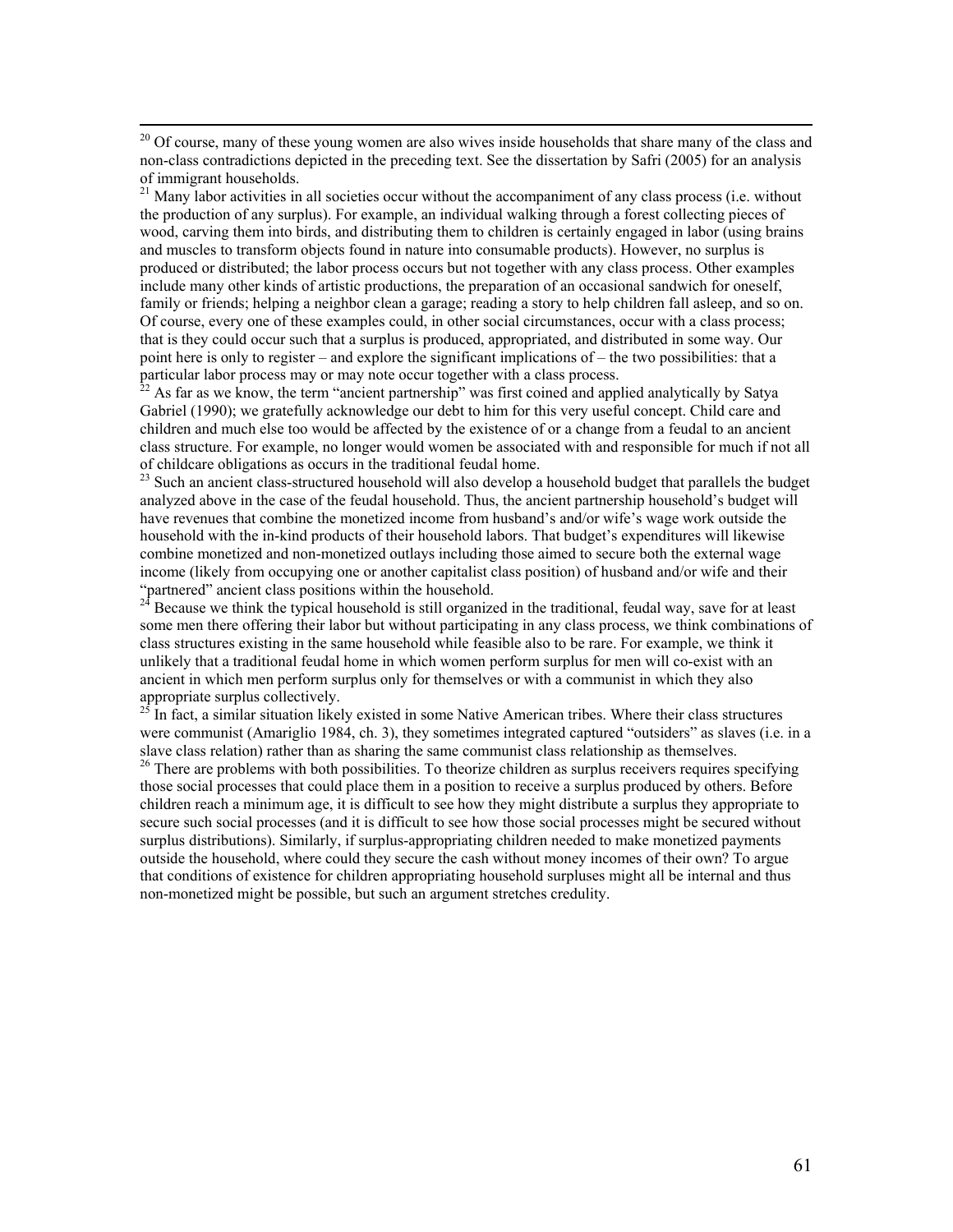[20] Of course, many of these young women are also wives inside households that share many of the class and non-class contradictions depicted in the preceding text. See the dissertation by Safri (2005) for an analysis of immigrant households.

[21] Many labor activities in all societies occur without the accompaniment of any class process (i.e. without the production of any surplus). For example, an individual walking through a forest collecting pieces of wood, carving them into birds, and distributing them to children is certainly engaged in labor (using brains and muscles to transform objects found in nature into consumable products). However, no surplus is produced or distributed; the labor process occurs but not together with any class process. Other examples include many other kinds of artistic productions, the preparation of an occasional sandwich for oneself, family or friends; helping a neighbor clean a garage; reading a story to help children fall asleep, and so on. Of course, every one of these examples could, in other social circumstances, occur with a class process; that is they could occur such that a surplus is produced, appropriated, and distributed in some way. Our point here is only to register – and explore the significant implications of – the two possibilities: that a particular labor process may or may note occur together with a class process.

[22] As far as we know, the term "ancient partnership" was first coined and applied analytically by Satya Gabriel (1990); we gratefully acknowledge our debt to him for this very useful concept. Child care and children and much else too would be affected by the existence of or a change from a feudal to an ancient class structure. For example, no longer would women be associated with and responsible for much if not all of childcare obligations as occurs in the traditional feudal home.

[23] Such an ancient class-structured household will also develop a household budget that parallels the budget analyzed above in the case of the feudal household. Thus, the ancient partnership household's budget will have revenues that combine the monetized income from husband's and/or wife's wage work outside the household with the in-kind products of their household labors. That budget's expenditures will likewise combine monetized and non-monetized outlays including those aimed to secure both the external wage income (likely from occupying one or another capitalist class position) of husband and/or wife and their "partnered" ancient class positions within the household.

[24] Because we think the typical household is still organized in the traditional, feudal way, save for at least some men there offering their labor but without participating in any class process, we think combinations of class structures existing in the same household while feasible also to be rare. For example, we think it unlikely that a traditional feudal home in which women perform surplus for men will co-exist with an ancient in which men perform surplus only for themselves or with a communist in which they also appropriate surplus collectively.

[25] In fact, a similar situation likely existed in some Native American tribes. Where their class structures were communist (Amariglio 1984, ch. 3), they sometimes integrated captured "outsiders" as slaves (i.e. in a slave class relation) rather than as sharing the same communist class relationship as themselves.

[26] There are problems with both possibilities. To theorize children as surplus receivers requires specifying those social processes that could place them in a position to receive a surplus produced by others. Before children reach a minimum age, it is difficult to see how they might distribute a surplus they appropriate to secure such social processes (and it is difficult to see how those social processes might be secured without surplus distributions). Similarly, if surplus-appropriating children needed to make monetized payments outside the household, where could they secure the cash without money incomes of their own? To argue that conditions of existence for children appropriating household surpluses might all be internal and thus non-monetized might be possible, but such an argument stretches credulity.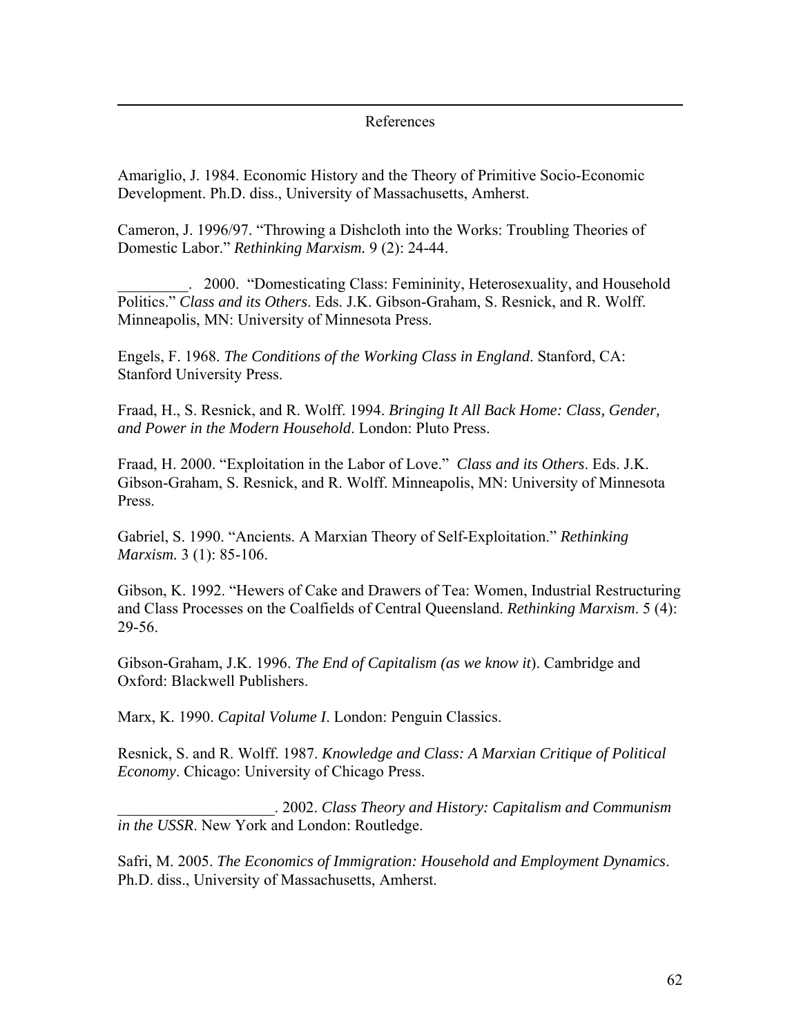# References

Amariglio, J. 1984. Economic History and the Theory of Primitive Socio-Economic Development. Ph.D. diss., University of Massachusetts, Amherst.

Cameron, J. 1996/97. "Throwing a Dishcloth into the Works: Troubling Theories of Domestic Labor." *Rethinking Marxism.* 9 (2): 24-44.

_________. 2000. "Domesticating Class: Femininity, Heterosexuality, and Household Politics." *Class and its Others*. Eds. J.K. Gibson-Graham, S. Resnick, and R. Wolff. Minneapolis, MN: University of Minnesota Press.

Engels, F. 1968. *The Conditions of the Working Class in England*. Stanford, CA: Stanford University Press.

Fraad, H., S. Resnick, and R. Wolff. 1994. *Bringing It All Back Home: Class, Gender, and Power in the Modern Household*. London: Pluto Press.

Fraad, H. 2000. "Exploitation in the Labor of Love." *Class and its Others*. Eds. J.K. Gibson-Graham, S. Resnick, and R. Wolff. Minneapolis, MN: University of Minnesota Press.

Gabriel, S. 1990. "Ancients. A Marxian Theory of Self-Exploitation." *Rethinking Marxism.* 3 (1): 85-106.

Gibson, K. 1992. "Hewers of Cake and Drawers of Tea: Women, Industrial Restructuring and Class Processes on the Coalfields of Central Queensland. *Rethinking Marxism*. 5 (4): 29-56.

Gibson-Graham, J.K. 1996. *The End of Capitalism (as we know it*). Cambridge and Oxford: Blackwell Publishers.

Marx, K. 1990. *Capital Volume I*. London: Penguin Classics.

Resnick, S. and R. Wolff. 1987. *Knowledge and Class: A Marxian Critique of Political Economy*. Chicago: University of Chicago Press.

____________________. 2002. *Class Theory and History: Capitalism and Communism in the USSR*. New York and London: Routledge.

Safri, M. 2005. *The Economics of Immigration: Household and Employment Dynamics*. Ph.D. diss., University of Massachusetts, Amherst.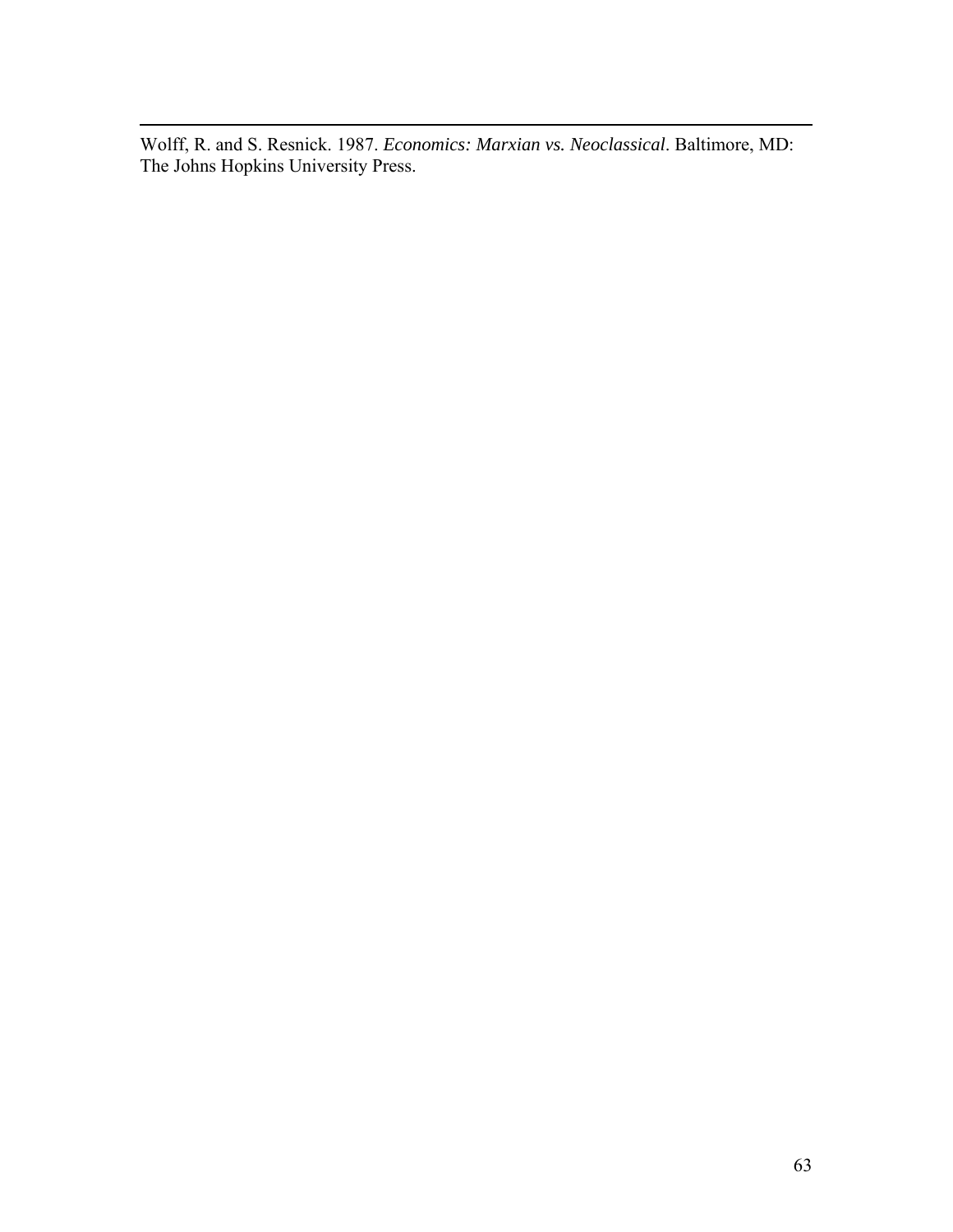Wolff, R. and S. Resnick. 1987. *Economics: Marxian vs. Neoclassical*. Baltimore, MD: The Johns Hopkins University Press.